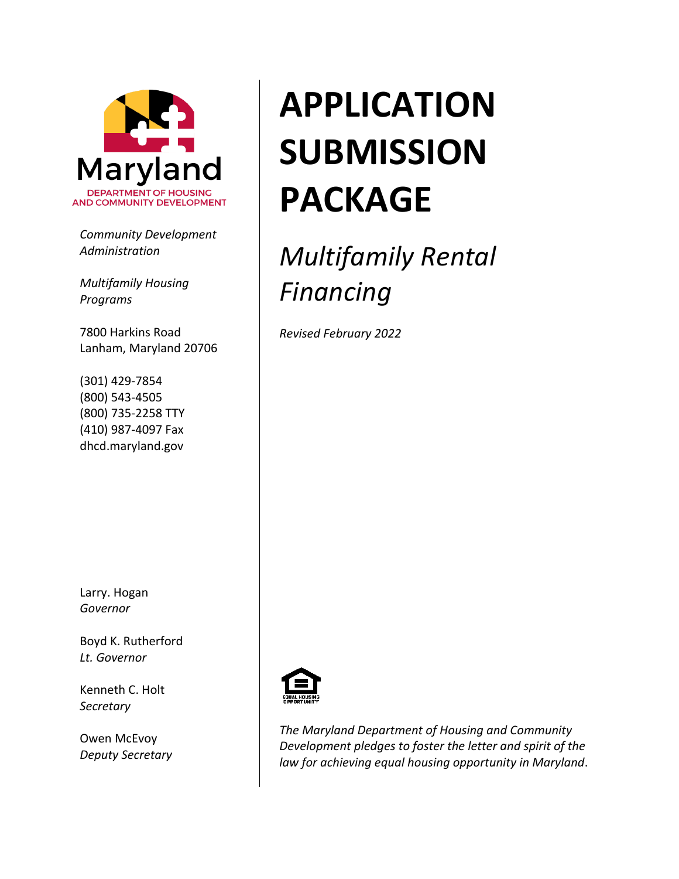Maryland

DEPARTMENT OF HOUSING AND COMMUNITY DEVELOPMENT

*Community Development Administration*

*Multifamily Housing Programs*

7800 Harkins Road
Lanham, Maryland 20706

(301) 429-7854
(800) 543-4505
(800) 735-2258 TTY
(410) 987-4097 Fax
dhcd.maryland.gov

# APPLICATION SUBMISSION PACKAGE

## *Multifamily Rental Financing*

*Revised February 2022*

Larry. Hogan
*Governor*

Boyd K. Rutherford
*Lt. Governor*

Kenneth C. Holt
*Secretary*

Owen McEvoy
*Deputy Secretary*

EQUAL HOUSING OPPORTUNITY

*The Maryland Department of Housing and Community Development pledges to foster the letter and spirit of the law for achieving equal housing opportunity in Maryland*.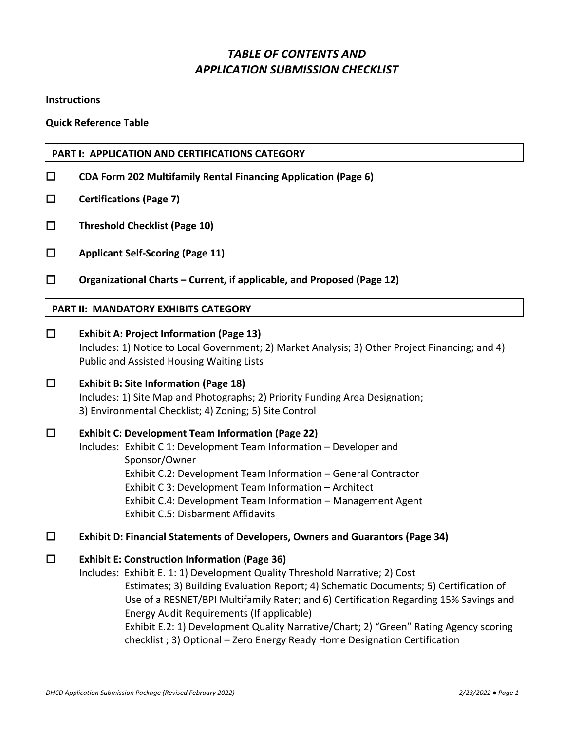# *TABLE OF CONTENTS AND APPLICATION SUBMISSION CHECKLIST*

**Instructions**

**Quick Reference Table**

## PART I: APPLICATION AND CERTIFICATIONS CATEGORY

- ☐ **CDA Form 202 Multifamily Rental Financing Application (Page 6)**
- ☐ **Certifications (Page 7)**
- ☐ **Threshold Checklist (Page 10)**
- ☐ **Applicant Self-Scoring (Page 11)**
- ☐ **Organizational Charts – Current, if applicable, and Proposed (Page 12)**

## PART II: MANDATORY EXHIBITS CATEGORY

- ☐ **Exhibit A: Project Information (Page 13)**
  Includes: 1) Notice to Local Government; 2) Market Analysis; 3) Other Project Financing; and 4) Public and Assisted Housing Waiting Lists

- ☐ **Exhibit B: Site Information (Page 18)**
  Includes: 1) Site Map and Photographs; 2) Priority Funding Area Designation; 3) Environmental Checklist; 4) Zoning; 5) Site Control

- ☐ **Exhibit C: Development Team Information (Page 22)**
  Includes: Exhibit C 1: Development Team Information – Developer and Sponsor/Owner
  Exhibit C.2: Development Team Information – General Contractor
  Exhibit C 3: Development Team Information – Architect
  Exhibit C.4: Development Team Information – Management Agent
  Exhibit C.5: Disbarment Affidavits

- ☐ **Exhibit D: Financial Statements of Developers, Owners and Guarantors (Page 34)**

- ☐ **Exhibit E: Construction Information (Page 36)**
  Includes: Exhibit E. 1: 1) Development Quality Threshold Narrative; 2) Cost Estimates; 3) Building Evaluation Report; 4) Schematic Documents; 5) Certification of Use of a RESNET/BPI Multifamily Rater; and 6) Certification Regarding 15% Savings and Energy Audit Requirements (If applicable)
  Exhibit E.2: 1) Development Quality Narrative/Chart; 2) "Green" Rating Agency scoring checklist ; 3) Optional – Zero Energy Ready Home Designation Certification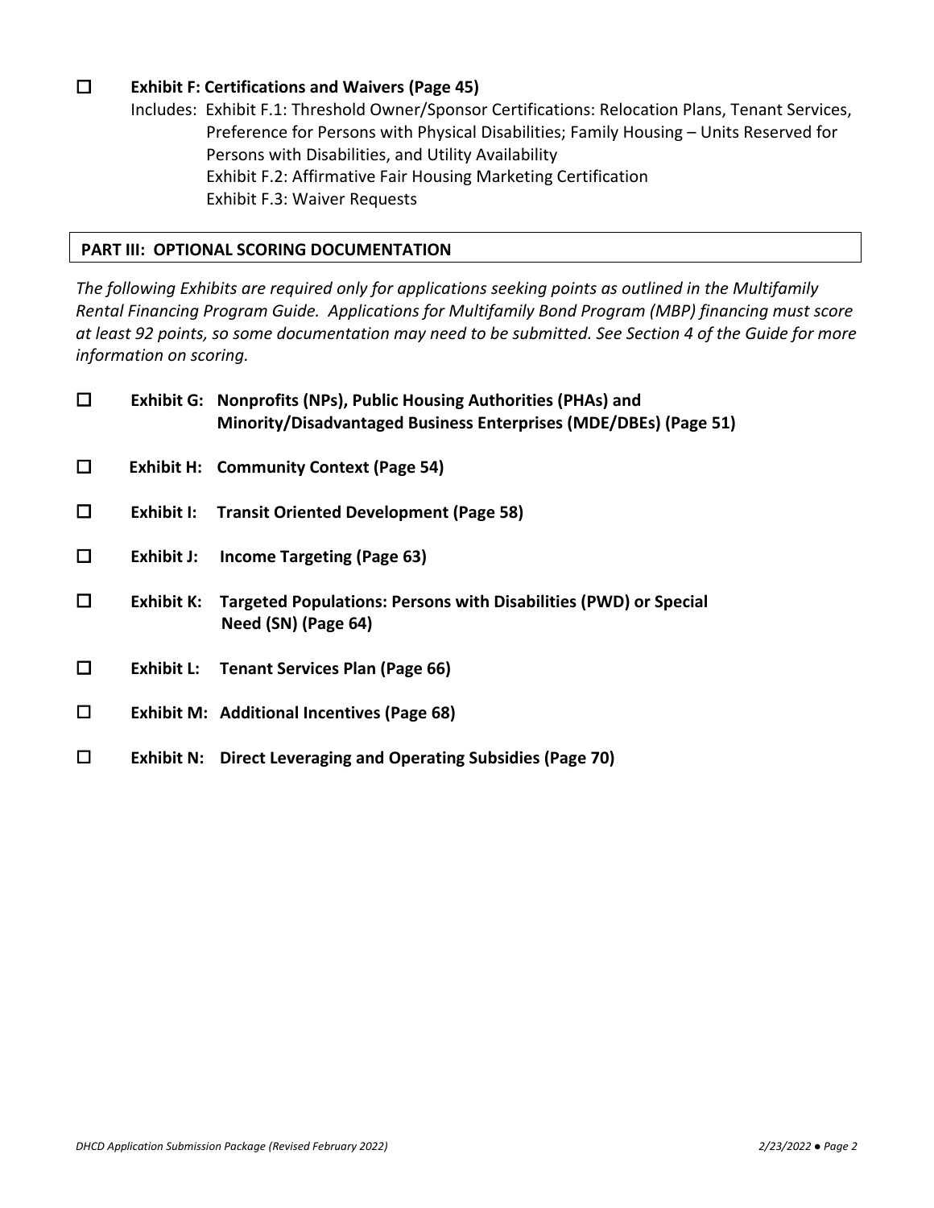- ☐ **Exhibit F: Certifications and Waivers (Page 45)**

  Includes: Exhibit F.1: Threshold Owner/Sponsor Certifications: Relocation Plans, Tenant Services, Preference for Persons with Physical Disabilities; Family Housing – Units Reserved for Persons with Disabilities, and Utility Availability
  Exhibit F.2: Affirmative Fair Housing Marketing Certification
  Exhibit F.3: Waiver Requests

## PART III: OPTIONAL SCORING DOCUMENTATION

*The following Exhibits are required only for applications seeking points as outlined in the Multifamily Rental Financing Program Guide. Applications for Multifamily Bond Program (MBP) financing must score at least 92 points, so some documentation may need to be submitted. See Section 4 of the Guide for more information on scoring.*

- ☐ **Exhibit G: Nonprofits (NPs), Public Housing Authorities (PHAs) and Minority/Disadvantaged Business Enterprises (MDE/DBEs) (Page 51)**
- ☐ **Exhibit H: Community Context (Page 54)**
- ☐ **Exhibit I: Transit Oriented Development (Page 58)**
- ☐ **Exhibit J: Income Targeting (Page 63)**
- ☐ **Exhibit K: Targeted Populations: Persons with Disabilities (PWD) or Special Need (SN) (Page 64)**
- ☐ **Exhibit L: Tenant Services Plan (Page 66)**
- ☐ **Exhibit M: Additional Incentives (Page 68)**
- ☐ **Exhibit N: Direct Leveraging and Operating Subsidies (Page 70)**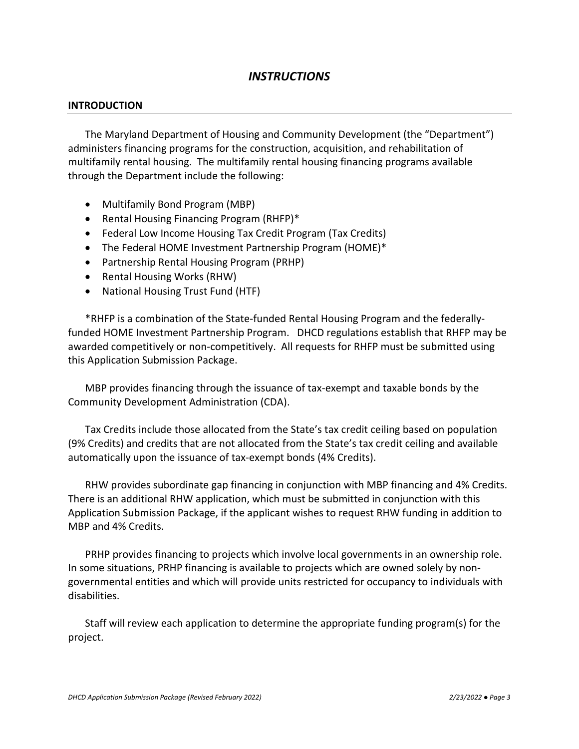# *INSTRUCTIONS*

## INTRODUCTION

The Maryland Department of Housing and Community Development (the "Department") administers financing programs for the construction, acquisition, and rehabilitation of multifamily rental housing. The multifamily rental housing financing programs available through the Department include the following:

- Multifamily Bond Program (MBP)
- Rental Housing Financing Program (RHFP)*
- Federal Low Income Housing Tax Credit Program (Tax Credits)
- The Federal HOME Investment Partnership Program (HOME)*
- Partnership Rental Housing Program (PRHP)
- Rental Housing Works (RHW)
- National Housing Trust Fund (HTF)

*RHFP is a combination of the State-funded Rental Housing Program and the federally-funded HOME Investment Partnership Program. DHCD regulations establish that RHFP may be awarded competitively or non-competitively. All requests for RHFP must be submitted using this Application Submission Package.

MBP provides financing through the issuance of tax-exempt and taxable bonds by the Community Development Administration (CDA).

Tax Credits include those allocated from the State's tax credit ceiling based on population (9% Credits) and credits that are not allocated from the State's tax credit ceiling and available automatically upon the issuance of tax-exempt bonds (4% Credits).

RHW provides subordinate gap financing in conjunction with MBP financing and 4% Credits. There is an additional RHW application, which must be submitted in conjunction with this Application Submission Package, if the applicant wishes to request RHW funding in addition to MBP and 4% Credits.

PRHP provides financing to projects which involve local governments in an ownership role. In some situations, PRHP financing is available to projects which are owned solely by non-governmental entities and which will provide units restricted for occupancy to individuals with disabilities.

Staff will review each application to determine the appropriate funding program(s) for the project.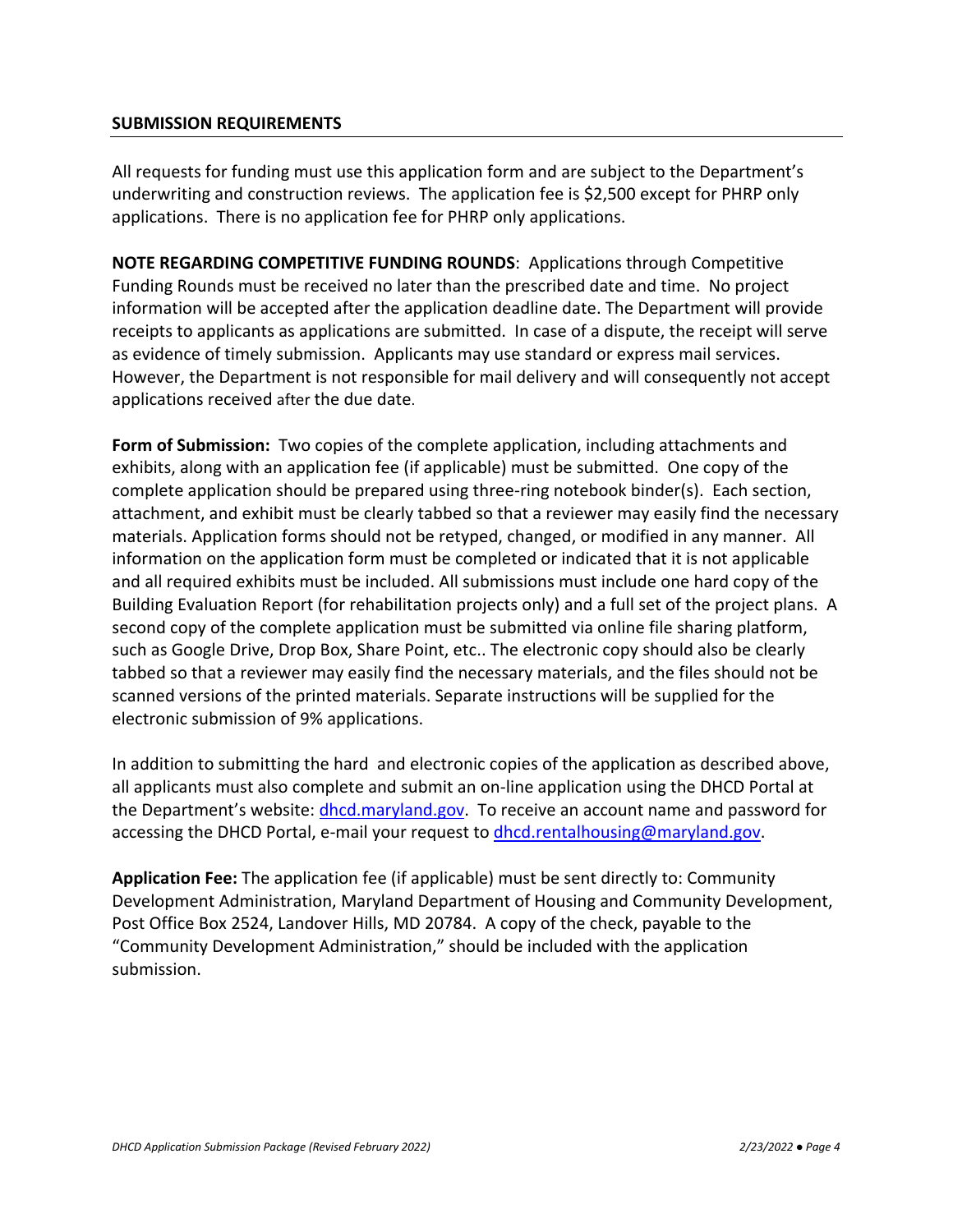## SUBMISSION REQUIREMENTS

All requests for funding must use this application form and are subject to the Department's underwriting and construction reviews. The application fee is $2,500 except for PHRP only applications. There is no application fee for PHRP only applications.

**NOTE REGARDING COMPETITIVE FUNDING ROUNDS**: Applications through Competitive Funding Rounds must be received no later than the prescribed date and time. No project information will be accepted after the application deadline date. The Department will provide receipts to applicants as applications are submitted. In case of a dispute, the receipt will serve as evidence of timely submission. Applicants may use standard or express mail services. However, the Department is not responsible for mail delivery and will consequently not accept applications received after the due date.

**Form of Submission:** Two copies of the complete application, including attachments and exhibits, along with an application fee (if applicable) must be submitted. One copy of the complete application should be prepared using three-ring notebook binder(s). Each section, attachment, and exhibit must be clearly tabbed so that a reviewer may easily find the necessary materials. Application forms should not be retyped, changed, or modified in any manner. All information on the application form must be completed or indicated that it is not applicable and all required exhibits must be included. All submissions must include one hard copy of the Building Evaluation Report (for rehabilitation projects only) and a full set of the project plans. A second copy of the complete application must be submitted via online file sharing platform, such as Google Drive, Drop Box, Share Point, etc.. The electronic copy should also be clearly tabbed so that a reviewer may easily find the necessary materials, and the files should not be scanned versions of the printed materials. Separate instructions will be supplied for the electronic submission of 9% applications.

In addition to submitting the hard and electronic copies of the application as described above, all applicants must also complete and submit an on-line application using the DHCD Portal at the Department's website: [dhcd.maryland.gov](dhcd.maryland.gov). To receive an account name and password for accessing the DHCD Portal, e-mail your request to [dhcd.rentalhousing@maryland.gov](mailto:dhcd.rentalhousing@maryland.gov).

**Application Fee:** The application fee (if applicable) must be sent directly to: Community Development Administration, Maryland Department of Housing and Community Development, Post Office Box 2524, Landover Hills, MD 20784. A copy of the check, payable to the "Community Development Administration," should be included with the application submission.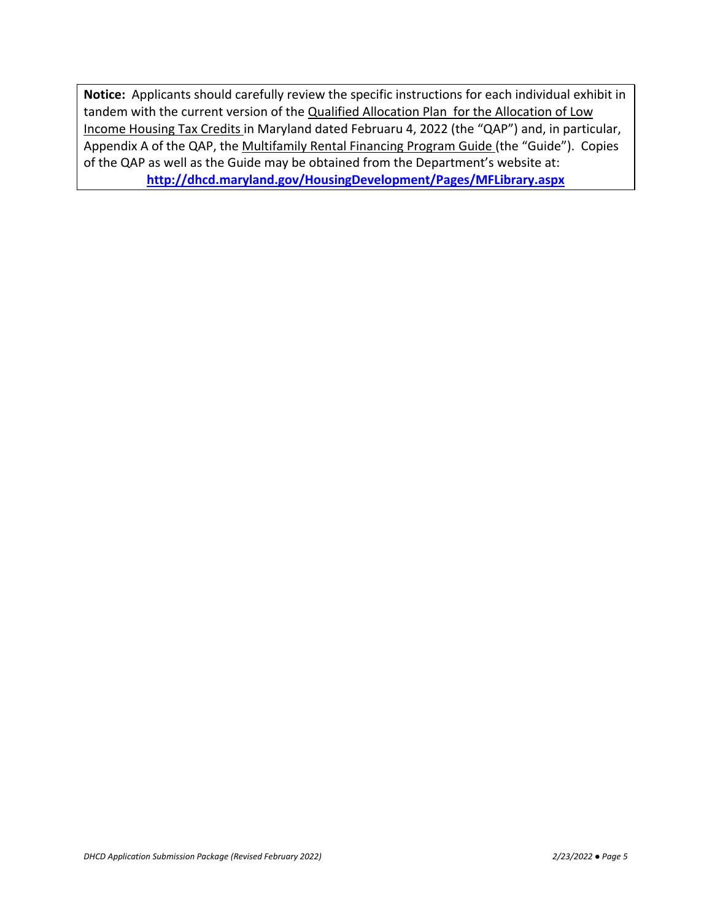**Notice:** Applicants should carefully review the specific instructions for each individual exhibit in tandem with the current version of the Qualified Allocation Plan for the Allocation of Low Income Housing Tax Credits in Maryland dated Februaru 4, 2022 (the "QAP") and, in particular, Appendix A of the QAP, the Multifamily Rental Financing Program Guide (the "Guide"). Copies of the QAP as well as the Guide may be obtained from the Department's website at: **http://dhcd.maryland.gov/HousingDevelopment/Pages/MFLibrary.aspx**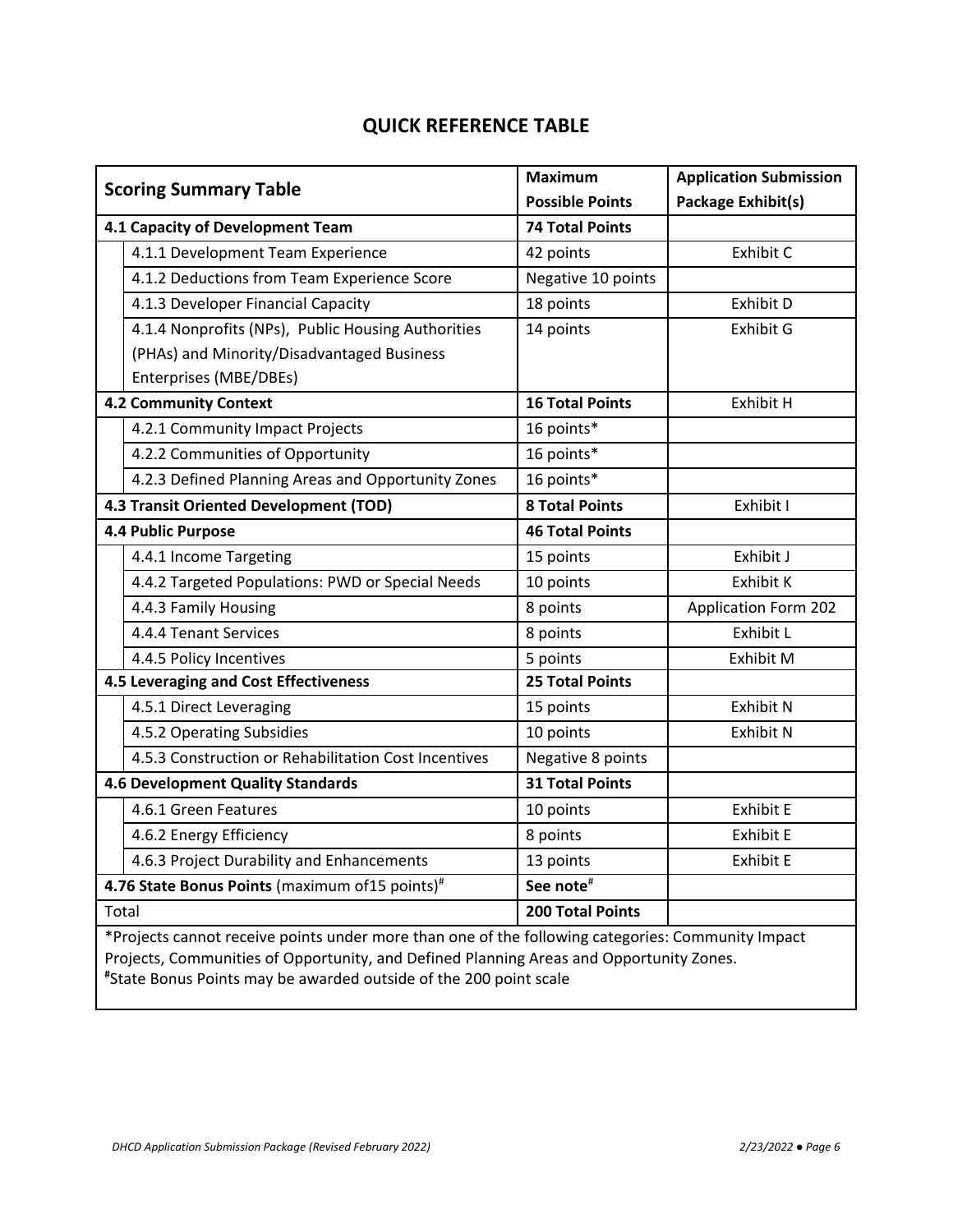# QUICK REFERENCE TABLE

| Scoring Summary Table | Maximum Possible Points | Application Submission Package Exhibit(s) |
|---|---|---|
| **4.1 Capacity of Development Team** | **74 Total Points** | |
| 4.1.1 Development Team Experience | 42 points | Exhibit C |
| 4.1.2 Deductions from Team Experience Score | Negative 10 points | |
| 4.1.3 Developer Financial Capacity | 18 points | Exhibit D |
| 4.1.4 Nonprofits (NPs), Public Housing Authorities (PHAs) and Minority/Disadvantaged Business Enterprises (MBE/DBEs) | 14 points | Exhibit G |
| **4.2 Community Context** | **16 Total Points** | Exhibit H |
| 4.2.1 Community Impact Projects | 16 points* | |
| 4.2.2 Communities of Opportunity | 16 points* | |
| 4.2.3 Defined Planning Areas and Opportunity Zones | 16 points* | |
| **4.3 Transit Oriented Development (TOD)** | **8 Total Points** | Exhibit I |
| **4.4 Public Purpose** | **46 Total Points** | |
| 4.4.1 Income Targeting | 15 points | Exhibit J |
| 4.4.2 Targeted Populations: PWD or Special Needs | 10 points | Exhibit K |
| 4.4.3 Family Housing | 8 points | Application Form 202 |
| 4.4.4 Tenant Services | 8 points | Exhibit L |
| 4.4.5 Policy Incentives | 5 points | Exhibit M |
| **4.5 Leveraging and Cost Effectiveness** | **25 Total Points** | |
| 4.5.1 Direct Leveraging | 15 points | Exhibit N |
| 4.5.2 Operating Subsidies | 10 points | Exhibit N |
| 4.5.3 Construction or Rehabilitation Cost Incentives | Negative 8 points | |
| **4.6 Development Quality Standards** | **31 Total Points** | |
| 4.6.1 Green Features | 10 points | Exhibit E |
| 4.6.2 Energy Efficiency | 8 points | Exhibit E |
| 4.6.3 Project Durability and Enhancements | 13 points | Exhibit E |
| **4.76 State Bonus Points** (maximum of15 points)[#] | **See note**[#] | |
| Total | **200 Total Points** | |

*Projects cannot receive points under more than one of the following categories: Community Impact Projects, Communities of Opportunity, and Defined Planning Areas and Opportunity Zones.

[#]State Bonus Points may be awarded outside of the 200 point scale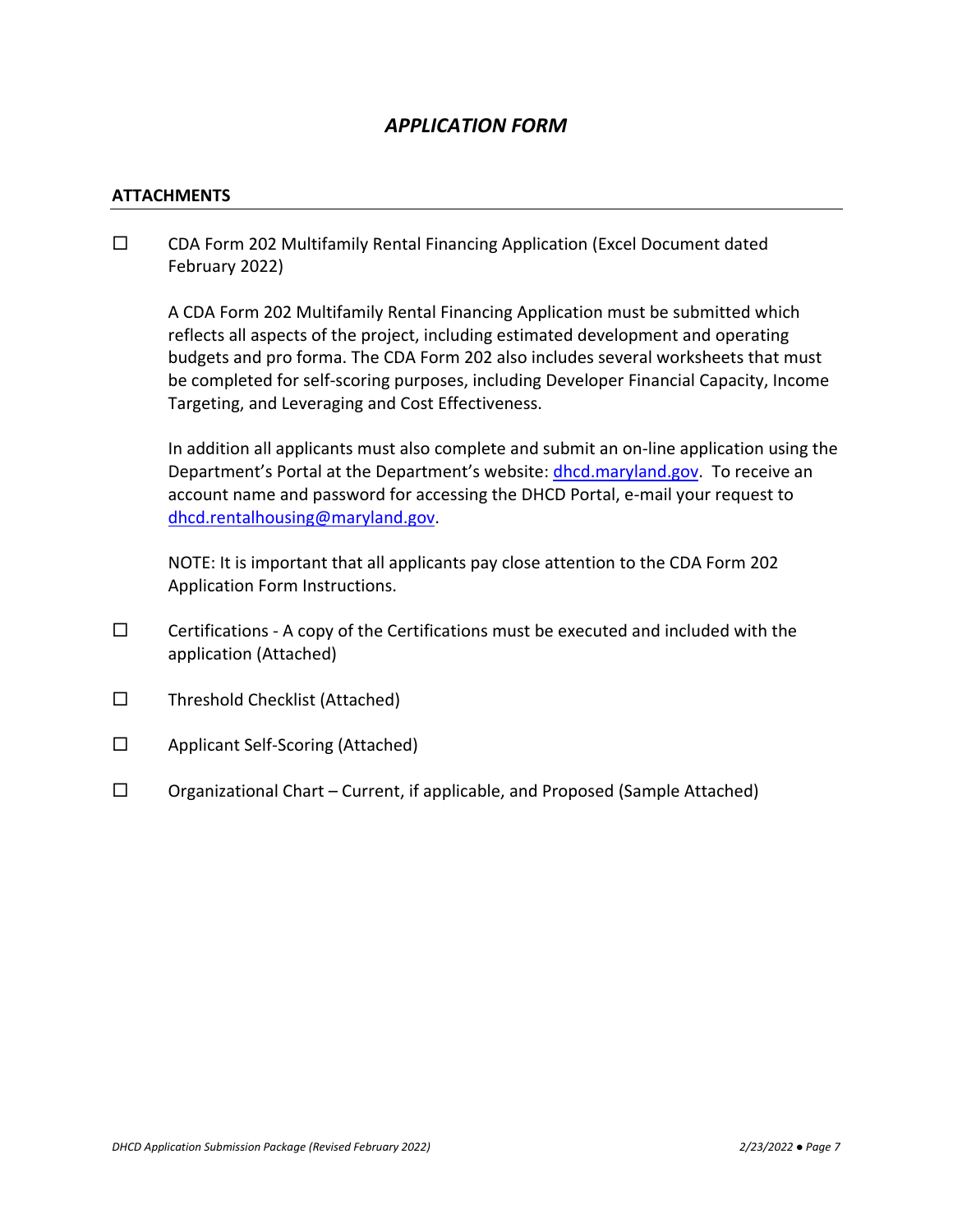# *APPLICATION FORM*

## ATTACHMENTS

☐ CDA Form 202 Multifamily Rental Financing Application (Excel Document dated February 2022)

A CDA Form 202 Multifamily Rental Financing Application must be submitted which reflects all aspects of the project, including estimated development and operating budgets and pro forma. The CDA Form 202 also includes several worksheets that must be completed for self-scoring purposes, including Developer Financial Capacity, Income Targeting, and Leveraging and Cost Effectiveness.

In addition all applicants must also complete and submit an on-line application using the Department's Portal at the Department's website: [dhcd.maryland.gov](http://dhcd.maryland.gov). To receive an account name and password for accessing the DHCD Portal, e-mail your request to [dhcd.rentalhousing@maryland.gov](mailto:dhcd.rentalhousing@maryland.gov).

NOTE: It is important that all applicants pay close attention to the CDA Form 202 Application Form Instructions.

☐ Certifications - A copy of the Certifications must be executed and included with the application (Attached)

☐ Threshold Checklist (Attached)

☐ Applicant Self-Scoring (Attached)

☐ Organizational Chart – Current, if applicable, and Proposed (Sample Attached)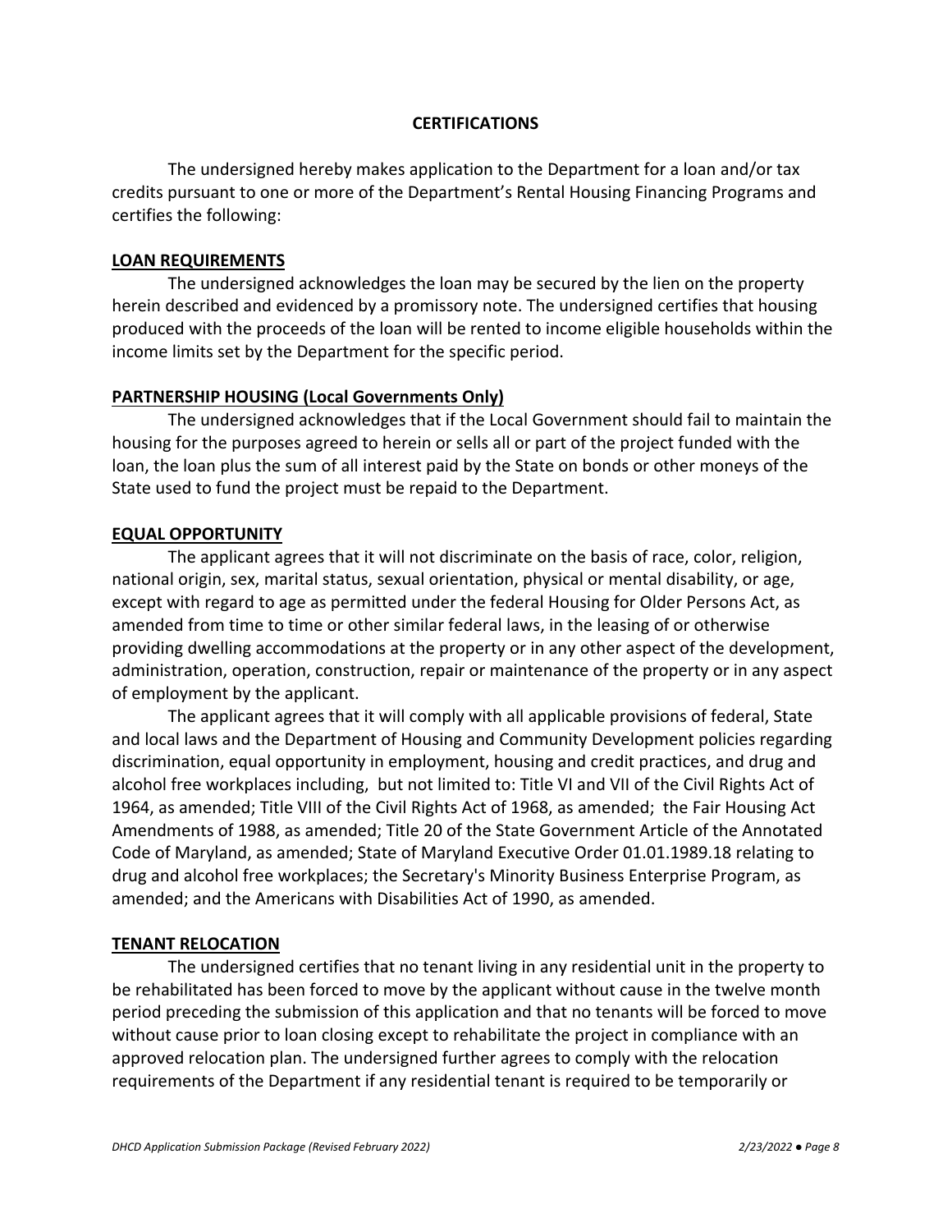## CERTIFICATIONS

The undersigned hereby makes application to the Department for a loan and/or tax credits pursuant to one or more of the Department's Rental Housing Financing Programs and certifies the following:

### LOAN REQUIREMENTS

The undersigned acknowledges the loan may be secured by the lien on the property herein described and evidenced by a promissory note. The undersigned certifies that housing produced with the proceeds of the loan will be rented to income eligible households within the income limits set by the Department for the specific period.

### PARTNERSHIP HOUSING (Local Governments Only)

The undersigned acknowledges that if the Local Government should fail to maintain the housing for the purposes agreed to herein or sells all or part of the project funded with the loan, the loan plus the sum of all interest paid by the State on bonds or other moneys of the State used to fund the project must be repaid to the Department.

### EQUAL OPPORTUNITY

The applicant agrees that it will not discriminate on the basis of race, color, religion, national origin, sex, marital status, sexual orientation, physical or mental disability, or age, except with regard to age as permitted under the federal Housing for Older Persons Act, as amended from time to time or other similar federal laws, in the leasing of or otherwise providing dwelling accommodations at the property or in any other aspect of the development, administration, operation, construction, repair or maintenance of the property or in any aspect of employment by the applicant.

The applicant agrees that it will comply with all applicable provisions of federal, State and local laws and the Department of Housing and Community Development policies regarding discrimination, equal opportunity in employment, housing and credit practices, and drug and alcohol free workplaces including, but not limited to: Title VI and VII of the Civil Rights Act of 1964, as amended; Title VIII of the Civil Rights Act of 1968, as amended; the Fair Housing Act Amendments of 1988, as amended; Title 20 of the State Government Article of the Annotated Code of Maryland, as amended; State of Maryland Executive Order 01.01.1989.18 relating to drug and alcohol free workplaces; the Secretary's Minority Business Enterprise Program, as amended; and the Americans with Disabilities Act of 1990, as amended.

### TENANT RELOCATION

The undersigned certifies that no tenant living in any residential unit in the property to be rehabilitated has been forced to move by the applicant without cause in the twelve month period preceding the submission of this application and that no tenants will be forced to move without cause prior to loan closing except to rehabilitate the project in compliance with an approved relocation plan. The undersigned further agrees to comply with the relocation requirements of the Department if any residential tenant is required to be temporarily or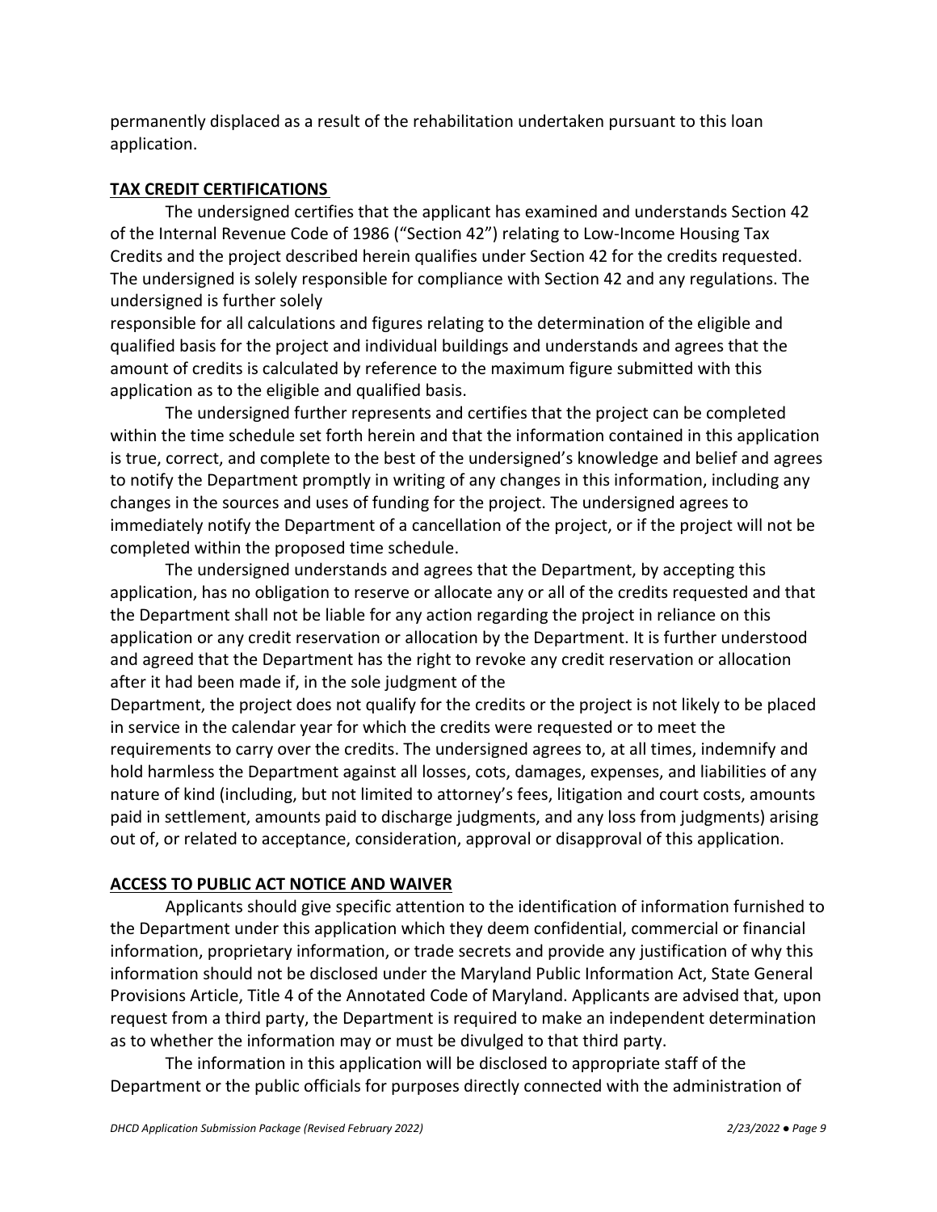permanently displaced as a result of the rehabilitation undertaken pursuant to this loan application.

**TAX CREDIT CERTIFICATIONS**

The undersigned certifies that the applicant has examined and understands Section 42 of the Internal Revenue Code of 1986 ("Section 42") relating to Low-Income Housing Tax Credits and the project described herein qualifies under Section 42 for the credits requested. The undersigned is solely responsible for compliance with Section 42 and any regulations. The undersigned is further solely responsible for all calculations and figures relating to the determination of the eligible and qualified basis for the project and individual buildings and understands and agrees that the amount of credits is calculated by reference to the maximum figure submitted with this application as to the eligible and qualified basis.

The undersigned further represents and certifies that the project can be completed within the time schedule set forth herein and that the information contained in this application is true, correct, and complete to the best of the undersigned's knowledge and belief and agrees to notify the Department promptly in writing of any changes in this information, including any changes in the sources and uses of funding for the project. The undersigned agrees to immediately notify the Department of a cancellation of the project, or if the project will not be completed within the proposed time schedule.

The undersigned understands and agrees that the Department, by accepting this application, has no obligation to reserve or allocate any or all of the credits requested and that the Department shall not be liable for any action regarding the project in reliance on this application or any credit reservation or allocation by the Department. It is further understood and agreed that the Department has the right to revoke any credit reservation or allocation after it had been made if, in the sole judgment of the Department, the project does not qualify for the credits or the project is not likely to be placed in service in the calendar year for which the credits were requested or to meet the requirements to carry over the credits. The undersigned agrees to, at all times, indemnify and hold harmless the Department against all losses, cots, damages, expenses, and liabilities of any nature of kind (including, but not limited to attorney's fees, litigation and court costs, amounts paid in settlement, amounts paid to discharge judgments, and any loss from judgments) arising out of, or related to acceptance, consideration, approval or disapproval of this application.

**ACCESS TO PUBLIC ACT NOTICE AND WAIVER**

Applicants should give specific attention to the identification of information furnished to the Department under this application which they deem confidential, commercial or financial information, proprietary information, or trade secrets and provide any justification of why this information should not be disclosed under the Maryland Public Information Act, State General Provisions Article, Title 4 of the Annotated Code of Maryland. Applicants are advised that, upon request from a third party, the Department is required to make an independent determination as to whether the information may or must be divulged to that third party.

The information in this application will be disclosed to appropriate staff of the Department or the public officials for purposes directly connected with the administration of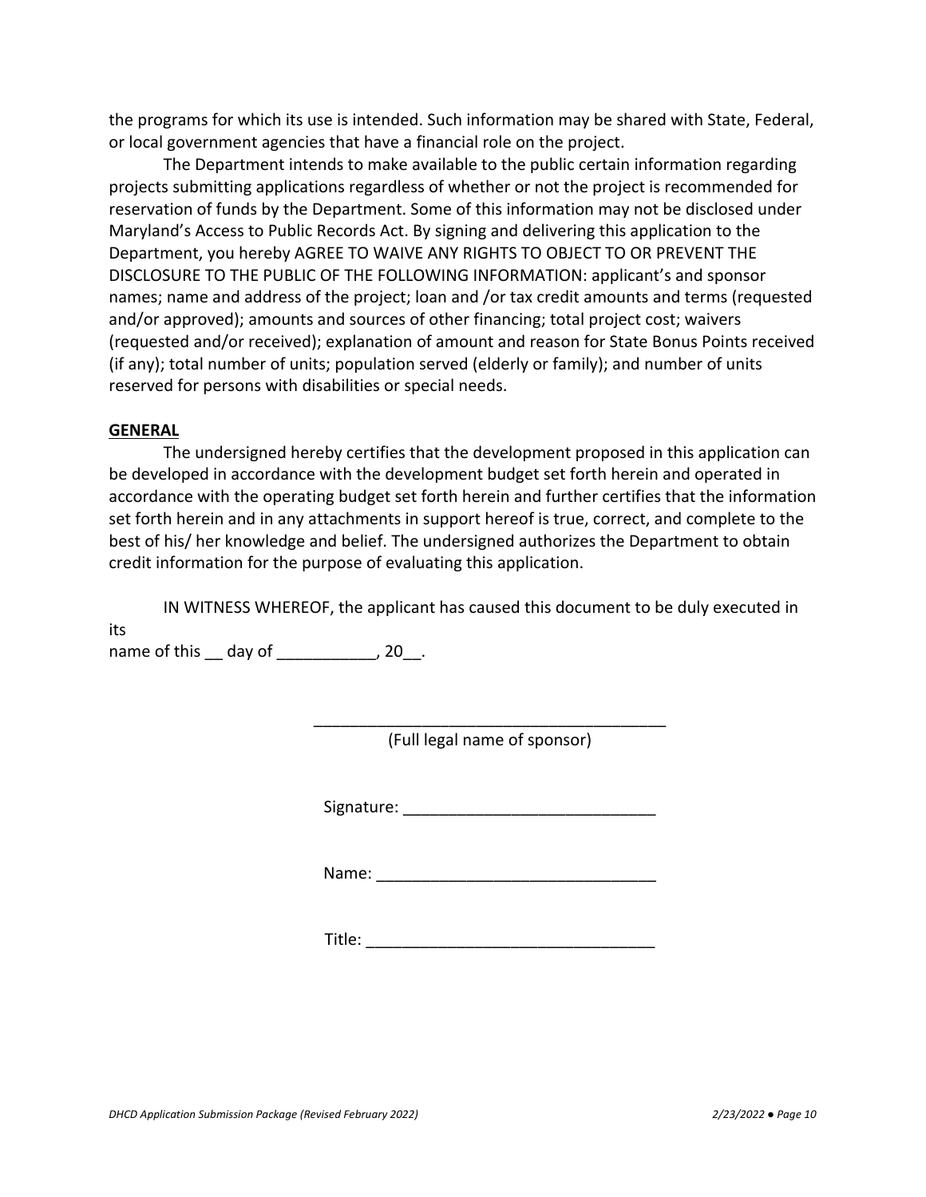the programs for which its use is intended. Such information may be shared with State, Federal, or local government agencies that have a financial role on the project.

The Department intends to make available to the public certain information regarding projects submitting applications regardless of whether or not the project is recommended for reservation of funds by the Department. Some of this information may not be disclosed under Maryland's Access to Public Records Act. By signing and delivering this application to the Department, you hereby AGREE TO WAIVE ANY RIGHTS TO OBJECT TO OR PREVENT THE DISCLOSURE TO THE PUBLIC OF THE FOLLOWING INFORMATION: applicant's and sponsor names; name and address of the project; loan and /or tax credit amounts and terms (requested and/or approved); amounts and sources of other financing; total project cost; waivers (requested and/or received); explanation of amount and reason for State Bonus Points received (if any); total number of units; population served (elderly or family); and number of units reserved for persons with disabilities or special needs.

**GENERAL**

The undersigned hereby certifies that the development proposed in this application can be developed in accordance with the development budget set forth herein and operated in accordance with the operating budget set forth herein and further certifies that the information set forth herein and in any attachments in support hereof is true, correct, and complete to the best of his/ her knowledge and belief. The undersigned authorizes the Department to obtain credit information for the purpose of evaluating this application.

IN WITNESS WHEREOF, the applicant has caused this document to be duly executed in its name of this __ day of ___________, 20__.

________________________________________
(Full legal name of sponsor)

Signature: ____________________________

Name: _______________________________

Title: ________________________________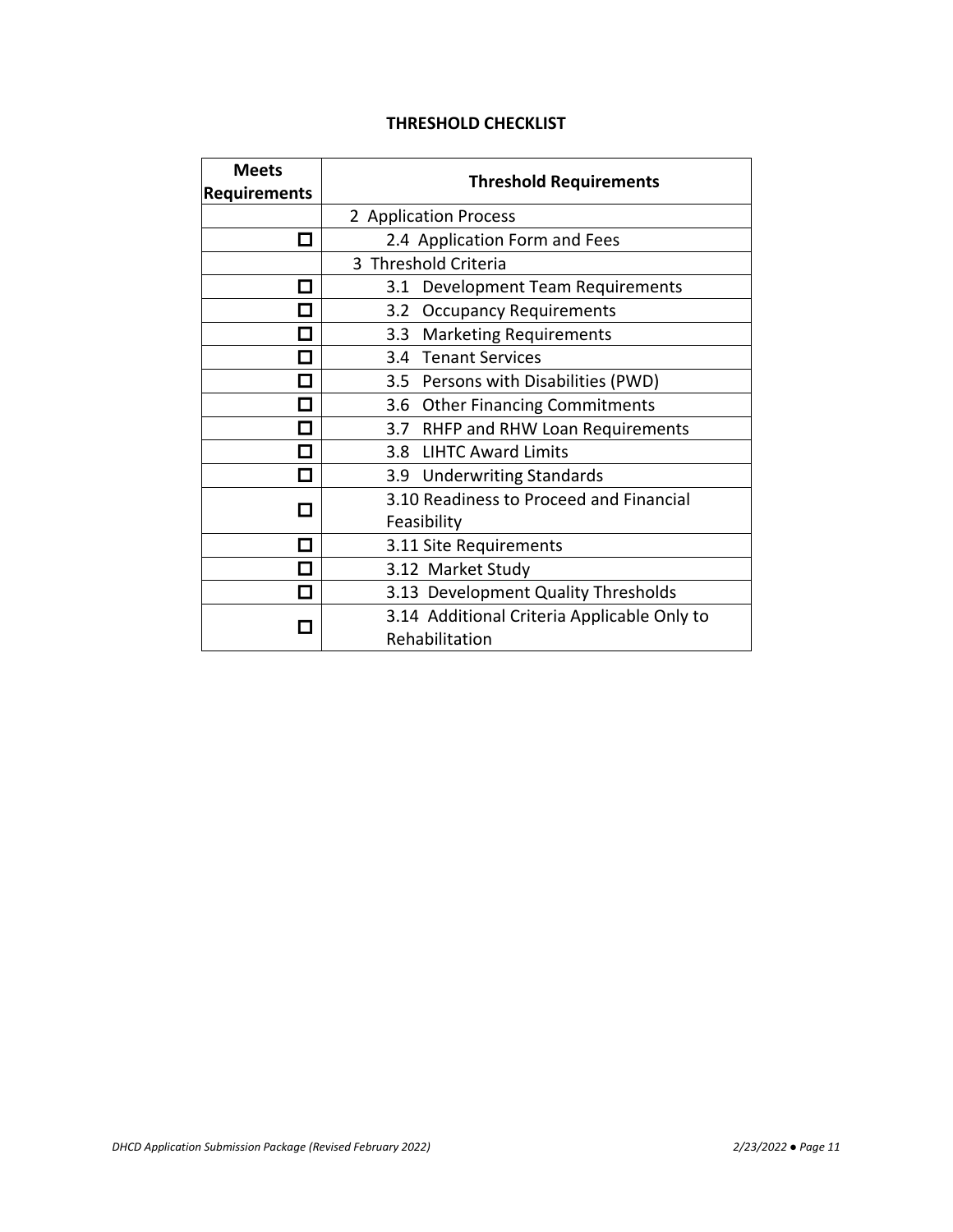## THRESHOLD CHECKLIST

| Meets Requirements | Threshold Requirements |
|---|---|
| | 2 Application Process |
| ☐ | 2.4 Application Form and Fees |
| | 3 Threshold Criteria |
| ☐ | 3.1 Development Team Requirements |
| ☐ | 3.2 Occupancy Requirements |
| ☐ | 3.3 Marketing Requirements |
| ☐ | 3.4 Tenant Services |
| ☐ | 3.5 Persons with Disabilities (PWD) |
| ☐ | 3.6 Other Financing Commitments |
| ☐ | 3.7 RHFP and RHW Loan Requirements |
| ☐ | 3.8 LIHTC Award Limits |
| ☐ | 3.9 Underwriting Standards |
| ☐ | 3.10 Readiness to Proceed and Financial Feasibility |
| ☐ | 3.11 Site Requirements |
| ☐ | 3.12 Market Study |
| ☐ | 3.13 Development Quality Thresholds |
| ☐ | 3.14 Additional Criteria Applicable Only to Rehabilitation |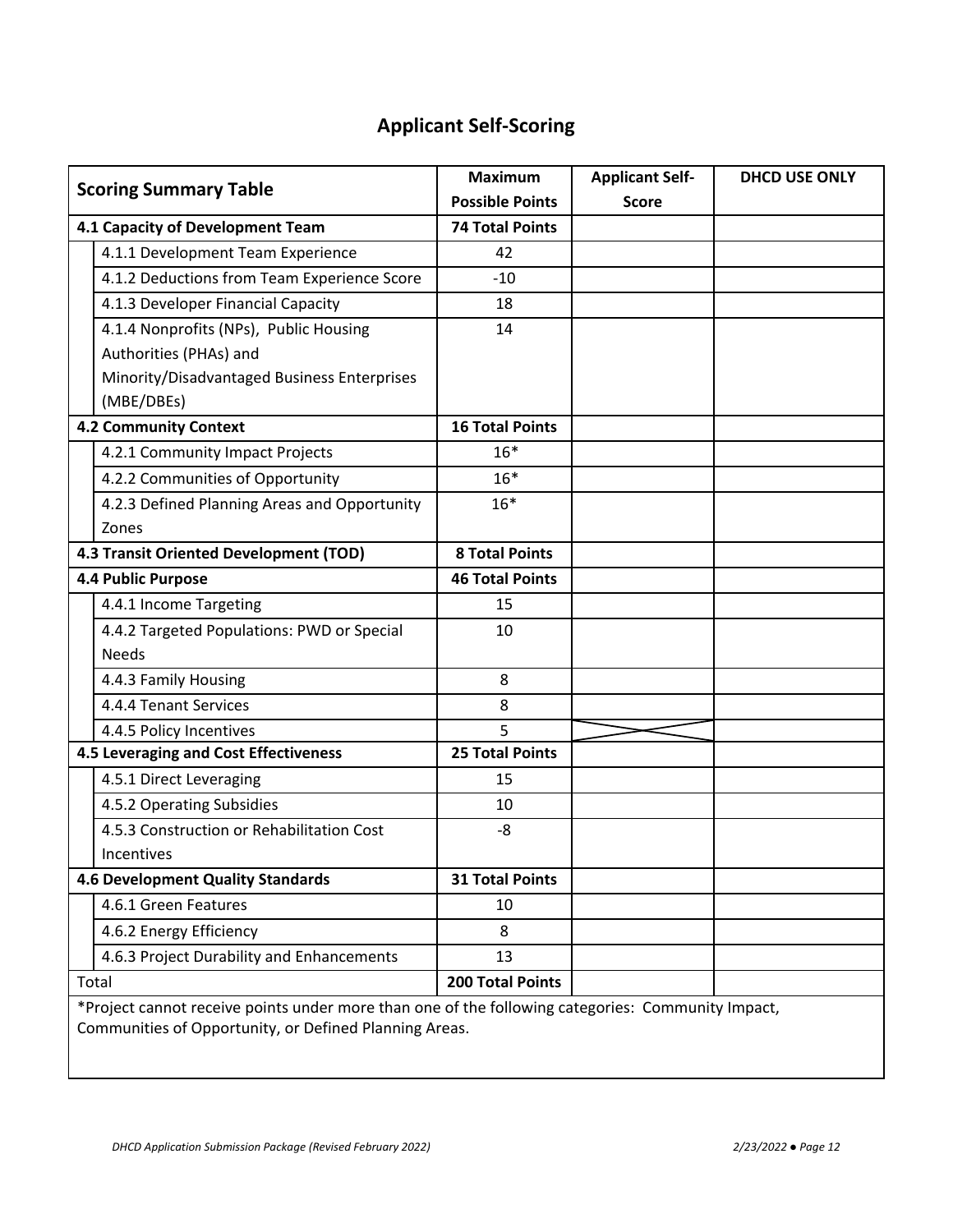## Applicant Self-Scoring

| Scoring Summary Table | Maximum Possible Points | Applicant Self-Score | DHCD USE ONLY |
|---|---|---|---|
| **4.1 Capacity of Development Team** | **74 Total Points** | | |
| 4.1.1 Development Team Experience | 42 | | |
| 4.1.2 Deductions from Team Experience Score | -10 | | |
| 4.1.3 Developer Financial Capacity | 18 | | |
| 4.1.4 Nonprofits (NPs), Public Housing Authorities (PHAs) and Minority/Disadvantaged Business Enterprises (MBE/DBEs) | 14 | | |
| **4.2 Community Context** | **16 Total Points** | | |
| 4.2.1 Community Impact Projects | 16* | | |
| 4.2.2 Communities of Opportunity | 16* | | |
| 4.2.3 Defined Planning Areas and Opportunity Zones | 16* | | |
| **4.3 Transit Oriented Development (TOD)** | **8 Total Points** | | |
| **4.4 Public Purpose** | **46 Total Points** | | |
| 4.4.1 Income Targeting | 15 | | |
| 4.4.2 Targeted Populations: PWD or Special Needs | 10 | | |
| 4.4.3 Family Housing | 8 | | |
| 4.4.4 Tenant Services | 8 | | |
| 4.4.5 Policy Incentives | 5 | X | |
| **4.5 Leveraging and Cost Effectiveness** | **25 Total Points** | | |
| 4.5.1 Direct Leveraging | 15 | | |
| 4.5.2 Operating Subsidies | 10 | | |
| 4.5.3 Construction or Rehabilitation Cost Incentives | -8 | | |
| **4.6 Development Quality Standards** | **31 Total Points** | | |
| 4.6.1 Green Features | 10 | | |
| 4.6.2 Energy Efficiency | 8 | | |
| 4.6.3 Project Durability and Enhancements | 13 | | |
| Total | **200 Total Points** | | |

*Project cannot receive points under more than one of the following categories: Community Impact, Communities of Opportunity, or Defined Planning Areas.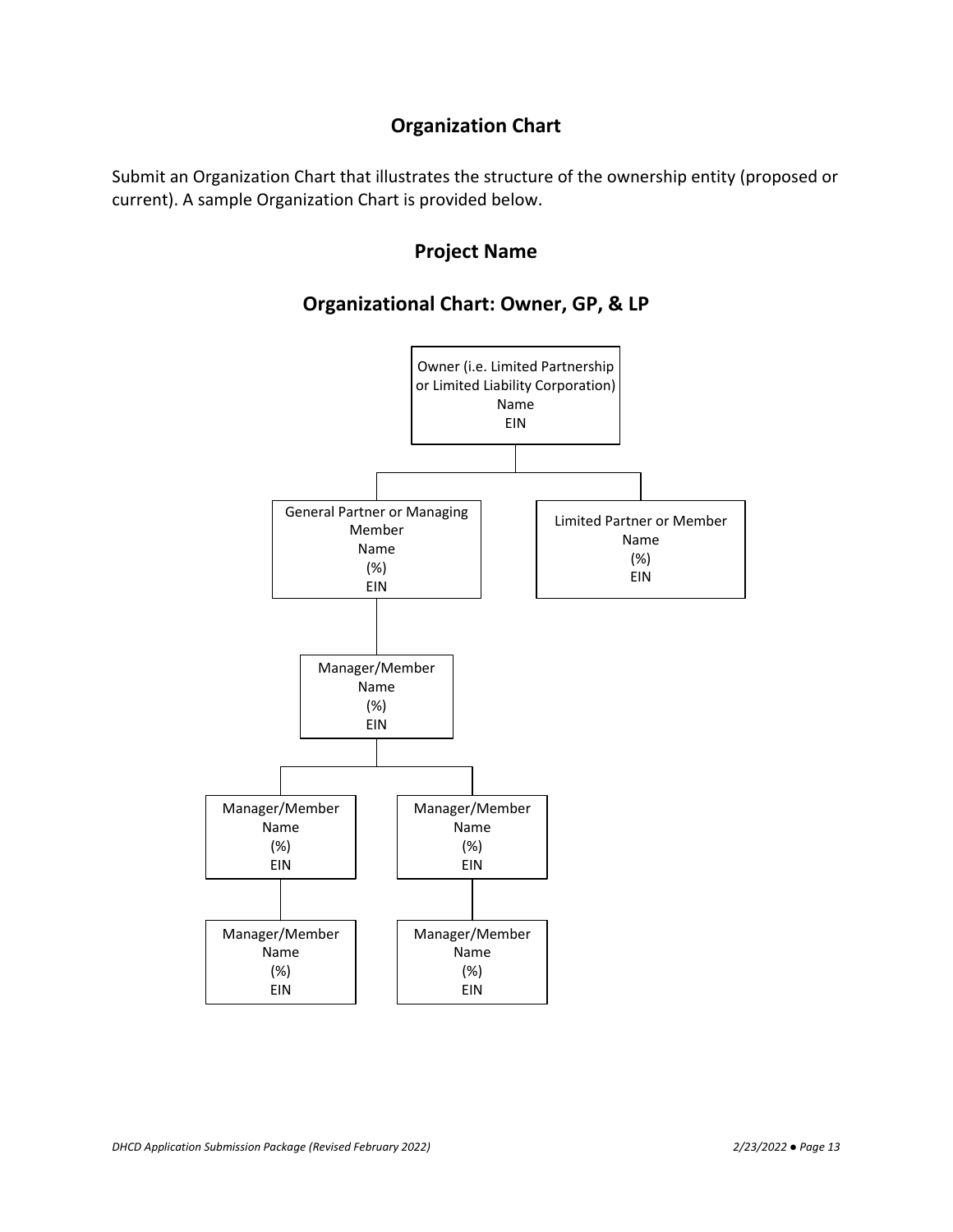## Organization Chart

Submit an Organization Chart that illustrates the structure of the ownership entity (proposed or current). A sample Organization Chart is provided below.

## Project Name

## Organizational Chart: Owner, GP, & LP

Owner (i.e. Limited Partnership or Limited Liability Corporation)
Name
EIN

General Partner or Managing Member
Name
(%)
EIN

Limited Partner or Member
Name
(%)
EIN

Manager/Member
Name
(%)
EIN

Manager/Member
Name
(%)
EIN

Manager/Member
Name
(%)
EIN

Manager/Member
Name
(%)
EIN

Manager/Member
Name
(%)
EIN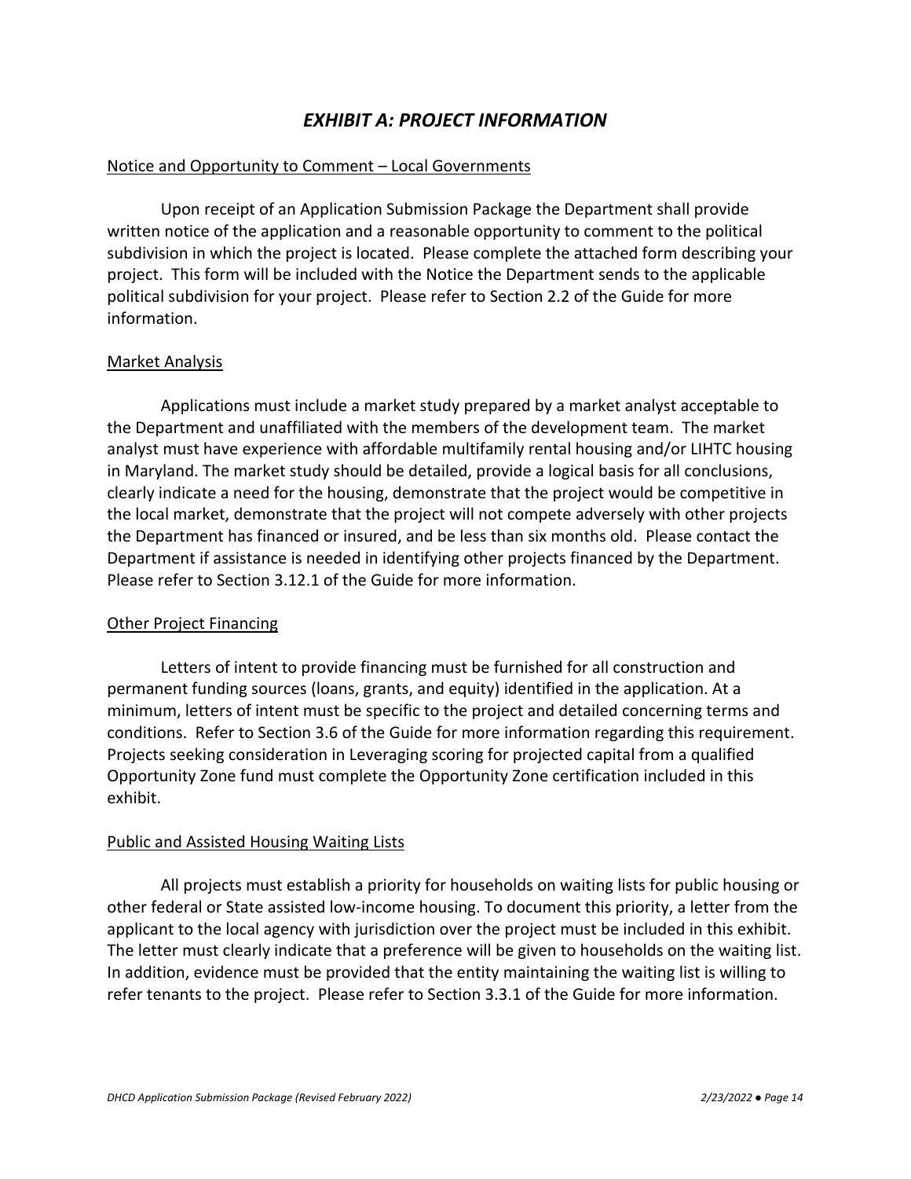# *EXHIBIT A: PROJECT INFORMATION*

<u>Notice and Opportunity to Comment – Local Governments</u>

Upon receipt of an Application Submission Package the Department shall provide written notice of the application and a reasonable opportunity to comment to the political subdivision in which the project is located. Please complete the attached form describing your project. This form will be included with the Notice the Department sends to the applicable political subdivision for your project. Please refer to Section 2.2 of the Guide for more information.

<u>Market Analysis</u>

Applications must include a market study prepared by a market analyst acceptable to the Department and unaffiliated with the members of the development team. The market analyst must have experience with affordable multifamily rental housing and/or LIHTC housing in Maryland. The market study should be detailed, provide a logical basis for all conclusions, clearly indicate a need for the housing, demonstrate that the project would be competitive in the local market, demonstrate that the project will not compete adversely with other projects the Department has financed or insured, and be less than six months old. Please contact the Department if assistance is needed in identifying other projects financed by the Department. Please refer to Section 3.12.1 of the Guide for more information.

<u>Other Project Financing</u>

Letters of intent to provide financing must be furnished for all construction and permanent funding sources (loans, grants, and equity) identified in the application. At a minimum, letters of intent must be specific to the project and detailed concerning terms and conditions. Refer to Section 3.6 of the Guide for more information regarding this requirement. Projects seeking consideration in Leveraging scoring for projected capital from a qualified Opportunity Zone fund must complete the Opportunity Zone certification included in this exhibit.

<u>Public and Assisted Housing Waiting Lists</u>

All projects must establish a priority for households on waiting lists for public housing or other federal or State assisted low-income housing. To document this priority, a letter from the applicant to the local agency with jurisdiction over the project must be included in this exhibit. The letter must clearly indicate that a preference will be given to households on the waiting list. In addition, evidence must be provided that the entity maintaining the waiting list is willing to refer tenants to the project. Please refer to Section 3.3.1 of the Guide for more information.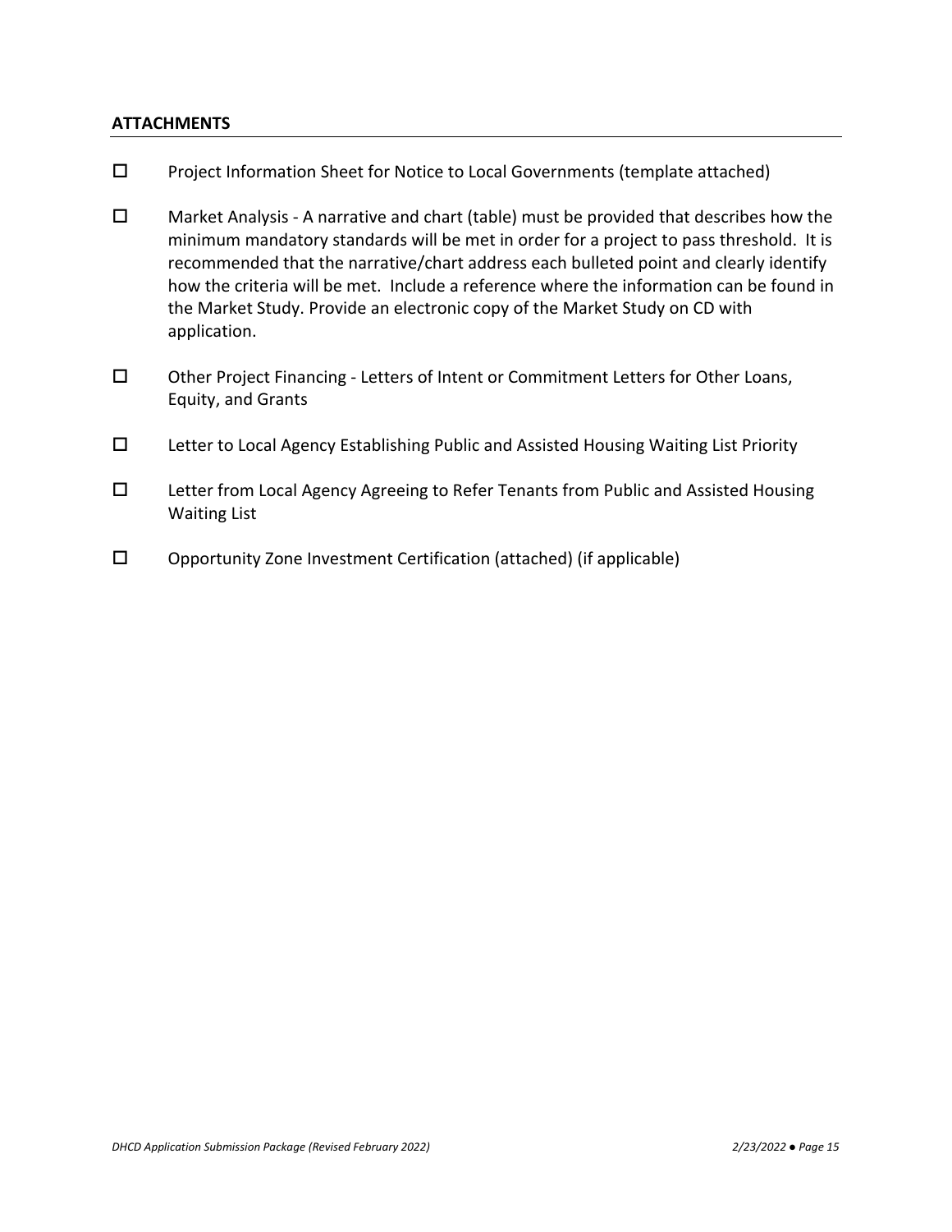## ATTACHMENTS

- ☐ Project Information Sheet for Notice to Local Governments (template attached)

- ☐ Market Analysis - A narrative and chart (table) must be provided that describes how the minimum mandatory standards will be met in order for a project to pass threshold. It is recommended that the narrative/chart address each bulleted point and clearly identify how the criteria will be met. Include a reference where the information can be found in the Market Study. Provide an electronic copy of the Market Study on CD with application.

- ☐ Other Project Financing - Letters of Intent or Commitment Letters for Other Loans, Equity, and Grants

- ☐ Letter to Local Agency Establishing Public and Assisted Housing Waiting List Priority

- ☐ Letter from Local Agency Agreeing to Refer Tenants from Public and Assisted Housing Waiting List

- ☐ Opportunity Zone Investment Certification (attached) (if applicable)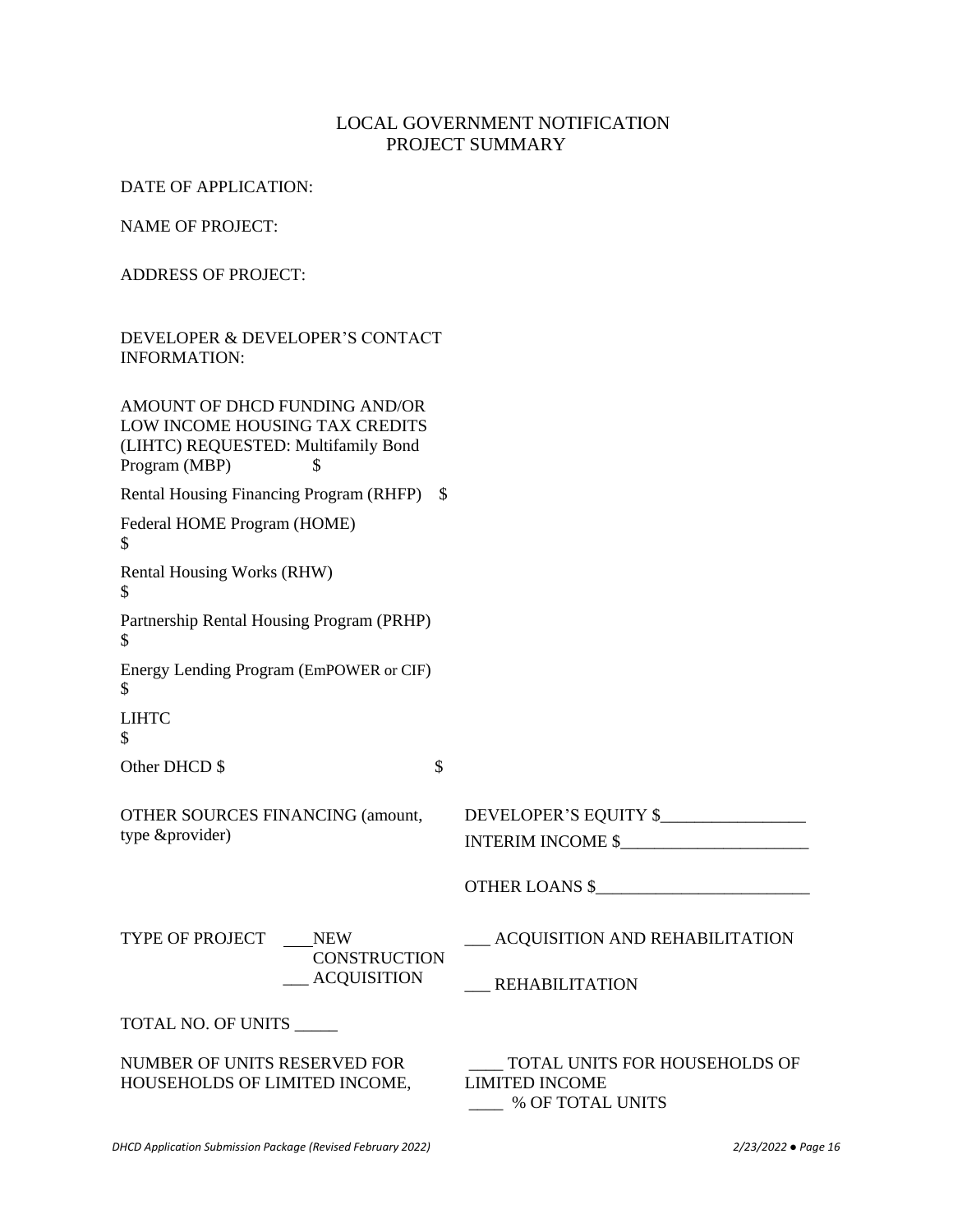# LOCAL GOVERNMENT NOTIFICATION
## PROJECT SUMMARY

DATE OF APPLICATION:

NAME OF PROJECT:

ADDRESS OF PROJECT:

DEVELOPER & DEVELOPER'S CONTACT INFORMATION:

AMOUNT OF DHCD FUNDING AND/OR LOW INCOME HOUSING TAX CREDITS (LIHTC) REQUESTED: Multifamily Bond Program (MBP) $

Rental Housing Financing Program (RHFP) $

Federal HOME Program (HOME) $

Rental Housing Works (RHW) $

Partnership Rental Housing Program (PRHP) $

Energy Lending Program (EmPOWER or CIF) $

LIHTC $

Other DHCD $ $

OTHER SOURCES FINANCING (amount, type &provider)

DEVELOPER'S EQUITY $_________________

INTERIM INCOME $______________________

OTHER LOANS $_________________________

TYPE OF PROJECT ___NEW CONSTRUCTION ___ ACQUISITION ___ ACQUISITION AND REHABILITATION ___ REHABILITATION

TOTAL NO. OF UNITS _____

NUMBER OF UNITS RESERVED FOR HOUSEHOLDS OF LIMITED INCOME,

____ TOTAL UNITS FOR HOUSEHOLDS OF LIMITED INCOME

____ % OF TOTAL UNITS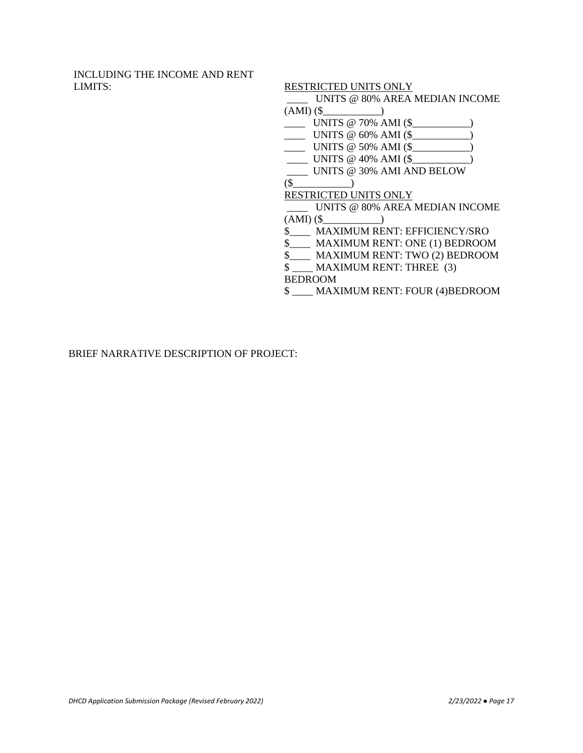INCLUDING THE INCOME AND RENT LIMITS:

RESTRICTED UNITS ONLY

____ UNITS @ 80% AREA MEDIAN INCOME (AMI) ($___________)

____ UNITS @ 70% AMI ($___________)

____ UNITS @ 60% AMI ($___________)

____ UNITS @ 50% AMI ($___________)

____ UNITS @ 40% AMI ($___________)

____ UNITS @ 30% AMI AND BELOW ($___________)

RESTRICTED UNITS ONLY

____ UNITS @ 80% AREA MEDIAN INCOME (AMI) ($___________)

$____ MAXIMUM RENT: EFFICIENCY/SRO

$____ MAXIMUM RENT: ONE (1) BEDROOM

$____ MAXIMUM RENT: TWO (2) BEDROOM

$ ____ MAXIMUM RENT: THREE (3) BEDROOM

$ ____ MAXIMUM RENT: FOUR (4)BEDROOM

BRIEF NARRATIVE DESCRIPTION OF PROJECT: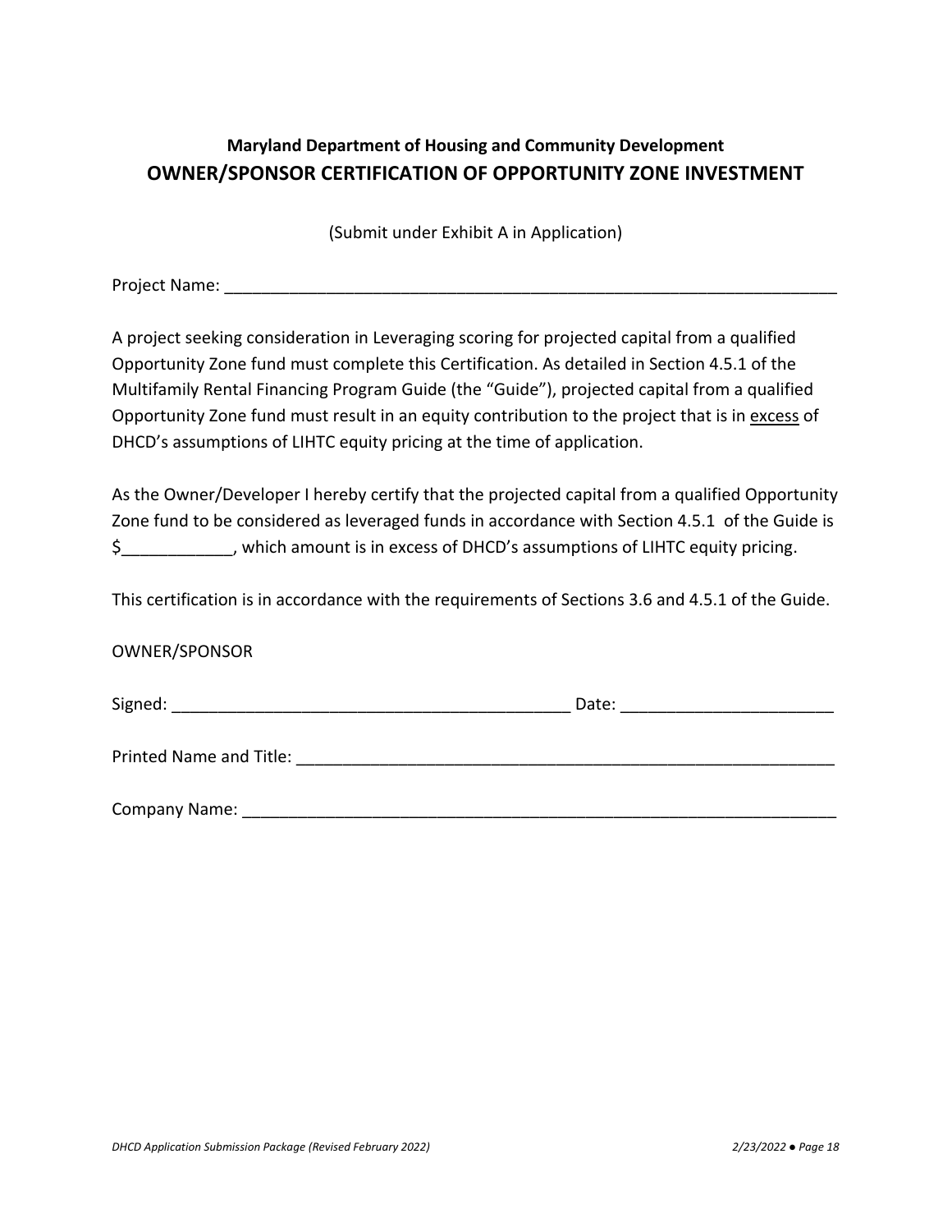**Maryland Department of Housing and Community Development**

## OWNER/SPONSOR CERTIFICATION OF OPPORTUNITY ZONE INVESTMENT

(Submit under Exhibit A in Application)

Project Name: ______________________________________________________________________

A project seeking consideration in Leveraging scoring for projected capital from a qualified Opportunity Zone fund must complete this Certification. As detailed in Section 4.5.1 of the Multifamily Rental Financing Program Guide (the "Guide"), projected capital from a qualified Opportunity Zone fund must result in an equity contribution to the project that is in excess of DHCD's assumptions of LIHTC equity pricing at the time of application.

As the Owner/Developer I hereby certify that the projected capital from a qualified Opportunity Zone fund to be considered as leveraged funds in accordance with Section 4.5.1 of the Guide is $____________, which amount is in excess of DHCD's assumptions of LIHTC equity pricing.

This certification is in accordance with the requirements of Sections 3.6 and 4.5.1 of the Guide.

OWNER/SPONSOR

Signed: _____________________________________________ Date: _______________________

Printed Name and Title: ____________________________________________________________

Company Name: _________________________________________________________________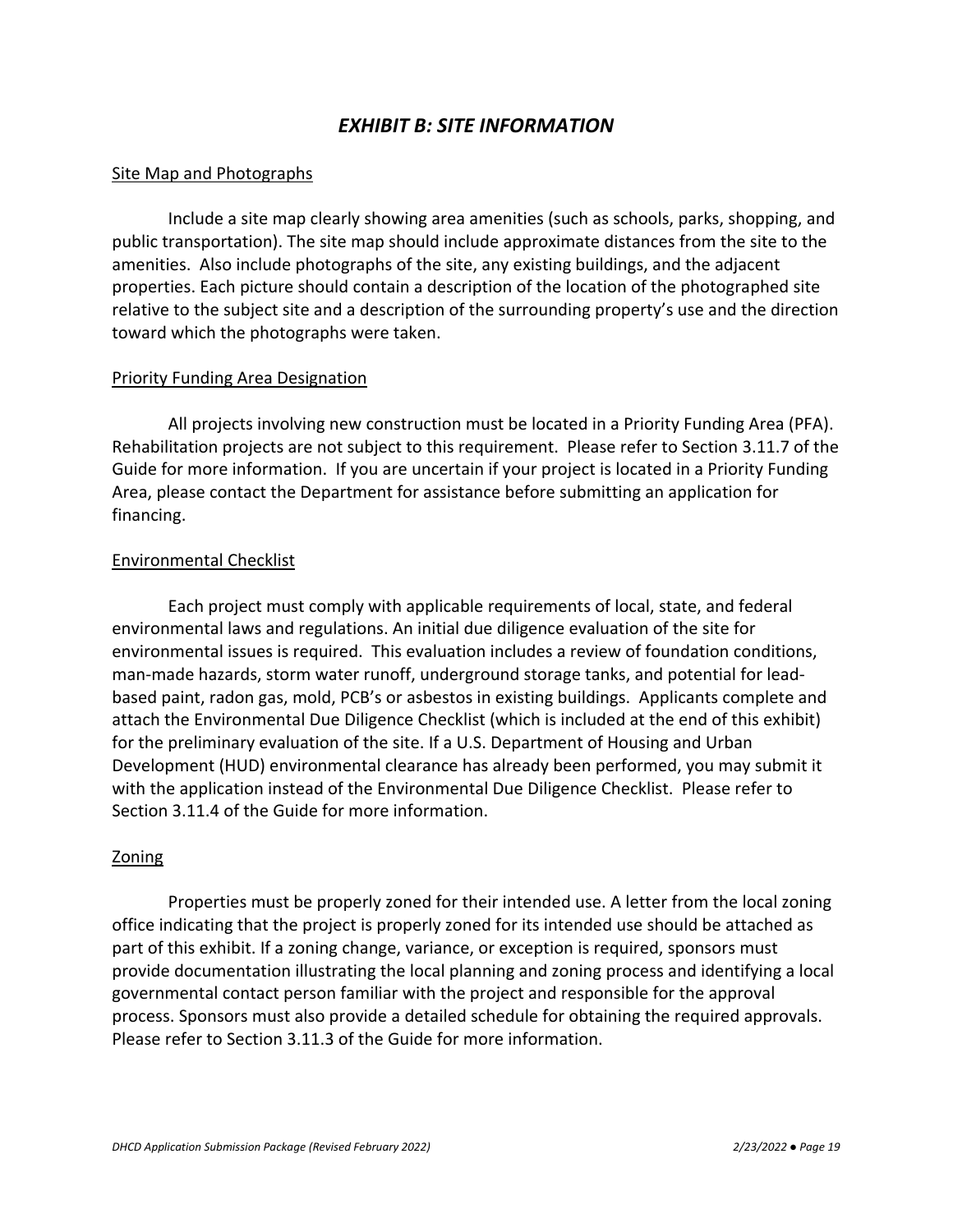# *EXHIBIT B: SITE INFORMATION*

## Site Map and Photographs

Include a site map clearly showing area amenities (such as schools, parks, shopping, and public transportation). The site map should include approximate distances from the site to the amenities. Also include photographs of the site, any existing buildings, and the adjacent properties. Each picture should contain a description of the location of the photographed site relative to the subject site and a description of the surrounding property's use and the direction toward which the photographs were taken.

## Priority Funding Area Designation

All projects involving new construction must be located in a Priority Funding Area (PFA). Rehabilitation projects are not subject to this requirement. Please refer to Section 3.11.7 of the Guide for more information. If you are uncertain if your project is located in a Priority Funding Area, please contact the Department for assistance before submitting an application for financing.

## Environmental Checklist

Each project must comply with applicable requirements of local, state, and federal environmental laws and regulations. An initial due diligence evaluation of the site for environmental issues is required. This evaluation includes a review of foundation conditions, man-made hazards, storm water runoff, underground storage tanks, and potential for lead-based paint, radon gas, mold, PCB's or asbestos in existing buildings. Applicants complete and attach the Environmental Due Diligence Checklist (which is included at the end of this exhibit) for the preliminary evaluation of the site. If a U.S. Department of Housing and Urban Development (HUD) environmental clearance has already been performed, you may submit it with the application instead of the Environmental Due Diligence Checklist. Please refer to Section 3.11.4 of the Guide for more information.

## Zoning

Properties must be properly zoned for their intended use. A letter from the local zoning office indicating that the project is properly zoned for its intended use should be attached as part of this exhibit. If a zoning change, variance, or exception is required, sponsors must provide documentation illustrating the local planning and zoning process and identifying a local governmental contact person familiar with the project and responsible for the approval process. Sponsors must also provide a detailed schedule for obtaining the required approvals. Please refer to Section 3.11.3 of the Guide for more information.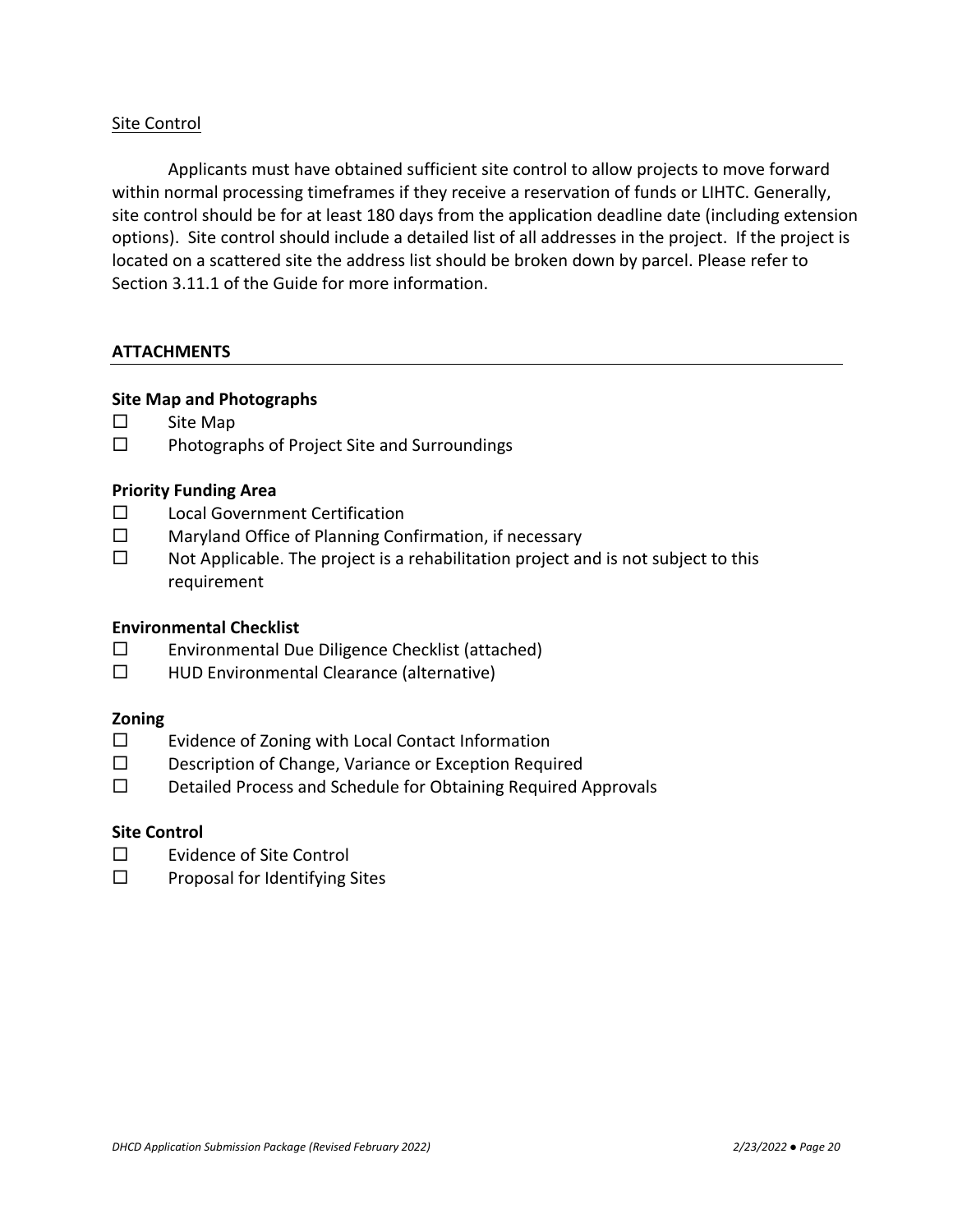Site Control

Applicants must have obtained sufficient site control to allow projects to move forward within normal processing timeframes if they receive a reservation of funds or LIHTC. Generally, site control should be for at least 180 days from the application deadline date (including extension options). Site control should include a detailed list of all addresses in the project. If the project is located on a scattered site the address list should be broken down by parcel. Please refer to Section 3.11.1 of the Guide for more information.

## ATTACHMENTS

**Site Map and Photographs**

- ☐ Site Map
- ☐ Photographs of Project Site and Surroundings

**Priority Funding Area**

- ☐ Local Government Certification
- ☐ Maryland Office of Planning Confirmation, if necessary
- ☐ Not Applicable. The project is a rehabilitation project and is not subject to this requirement

**Environmental Checklist**

- ☐ Environmental Due Diligence Checklist (attached)
- ☐ HUD Environmental Clearance (alternative)

**Zoning**

- ☐ Evidence of Zoning with Local Contact Information
- ☐ Description of Change, Variance or Exception Required
- ☐ Detailed Process and Schedule for Obtaining Required Approvals

**Site Control**

- ☐ Evidence of Site Control
- ☐ Proposal for Identifying Sites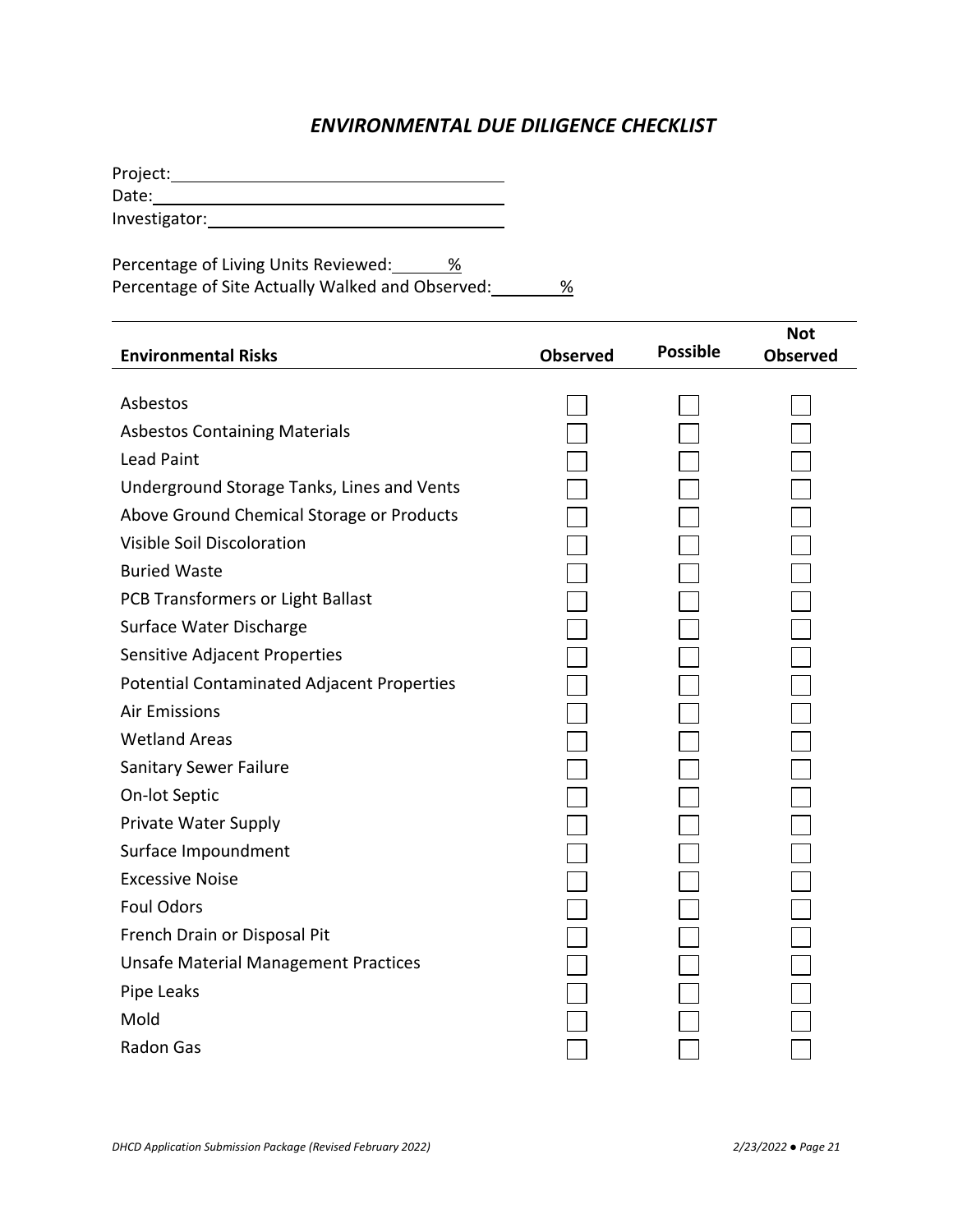## *ENVIRONMENTAL DUE DILIGENCE CHECKLIST*

Project:\_\_\_\_\_\_\_\_\_\_\_\_\_\_\_\_\_\_\_\_\_\_\_\_\_\_\_\_\_\_\_\_\_\_\_\_

Date:\_\_\_\_\_\_\_\_\_\_\_\_\_\_\_\_\_\_\_\_\_\_\_\_\_\_\_\_\_\_\_\_\_\_\_\_\_\_\_\_

Investigator:\_\_\_\_\_\_\_\_\_\_\_\_\_\_\_\_\_\_\_\_\_\_\_\_\_\_\_\_\_\_\_\_

Percentage of Living Units Reviewed: \_\_\_\_\_\_%

Percentage of Site Actually Walked and Observed: \_\_\_\_\_\_\_%

| Environmental Risks | Observed | Possible | Not Observed |
|---|---|---|---|
| Asbestos | ☐ | ☐ | ☐ |
| Asbestos Containing Materials | ☐ | ☐ | ☐ |
| Lead Paint | ☐ | ☐ | ☐ |
| Underground Storage Tanks, Lines and Vents | ☐ | ☐ | ☐ |
| Above Ground Chemical Storage or Products | ☐ | ☐ | ☐ |
| Visible Soil Discoloration | ☐ | ☐ | ☐ |
| Buried Waste | ☐ | ☐ | ☐ |
| PCB Transformers or Light Ballast | ☐ | ☐ | ☐ |
| Surface Water Discharge | ☐ | ☐ | ☐ |
| Sensitive Adjacent Properties | ☐ | ☐ | ☐ |
| Potential Contaminated Adjacent Properties | ☐ | ☐ | ☐ |
| Air Emissions | ☐ | ☐ | ☐ |
| Wetland Areas | ☐ | ☐ | ☐ |
| Sanitary Sewer Failure | ☐ | ☐ | ☐ |
| On-lot Septic | ☐ | ☐ | ☐ |
| Private Water Supply | ☐ | ☐ | ☐ |
| Surface Impoundment | ☐ | ☐ | ☐ |
| Excessive Noise | ☐ | ☐ | ☐ |
| Foul Odors | ☐ | ☐ | ☐ |
| French Drain or Disposal Pit | ☐ | ☐ | ☐ |
| Unsafe Material Management Practices | ☐ | ☐ | ☐ |
| Pipe Leaks | ☐ | ☐ | ☐ |
| Mold | ☐ | ☐ | ☐ |
| Radon Gas | ☐ | ☐ | ☐ |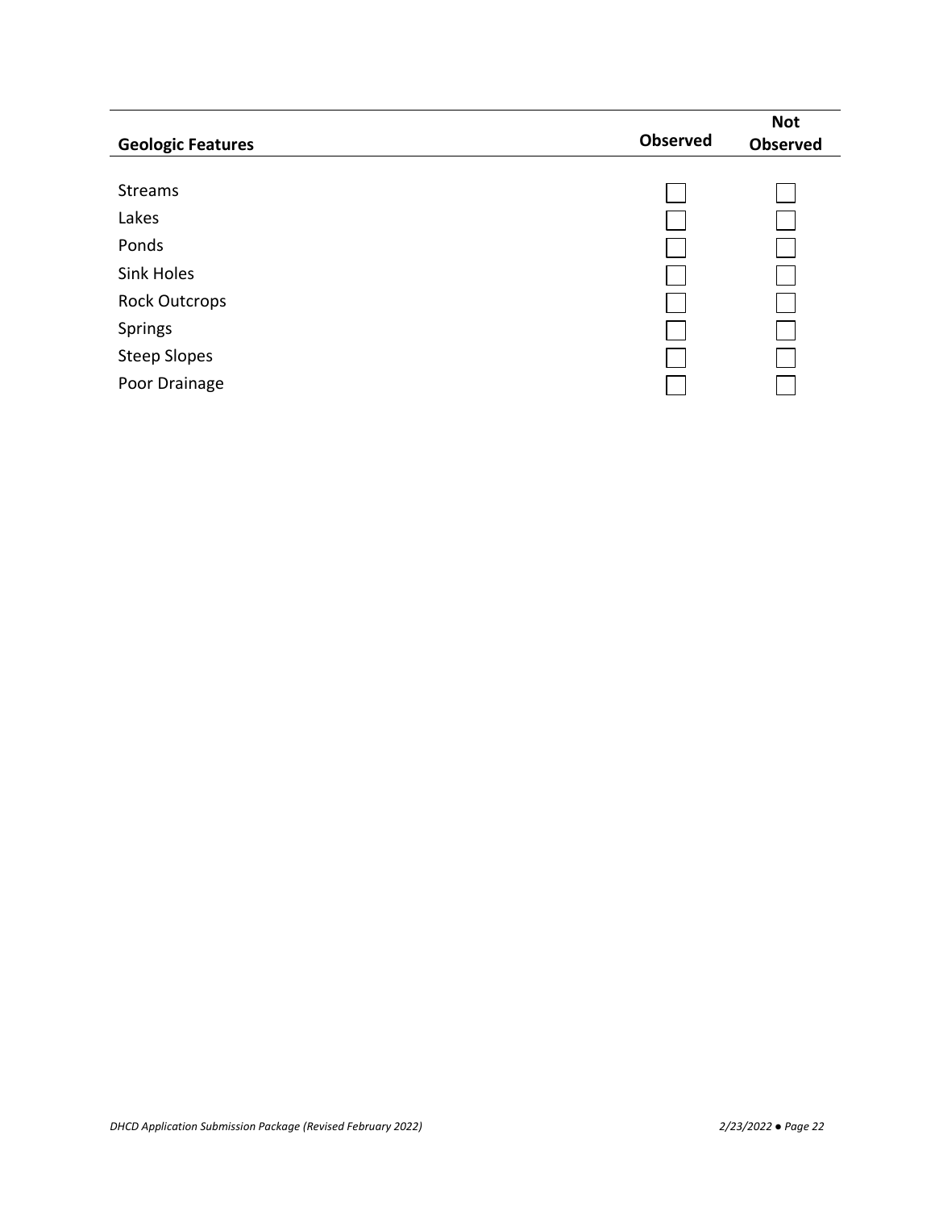| Geologic Features | Observed | Not Observed |
|---|---|---|
| Streams | ☐ | ☐ |
| Lakes | ☐ | ☐ |
| Ponds | ☐ | ☐ |
| Sink Holes | ☐ | ☐ |
| Rock Outcrops | ☐ | ☐ |
| Springs | ☐ | ☐ |
| Steep Slopes | ☐ | ☐ |
| Poor Drainage | ☐ | ☐ |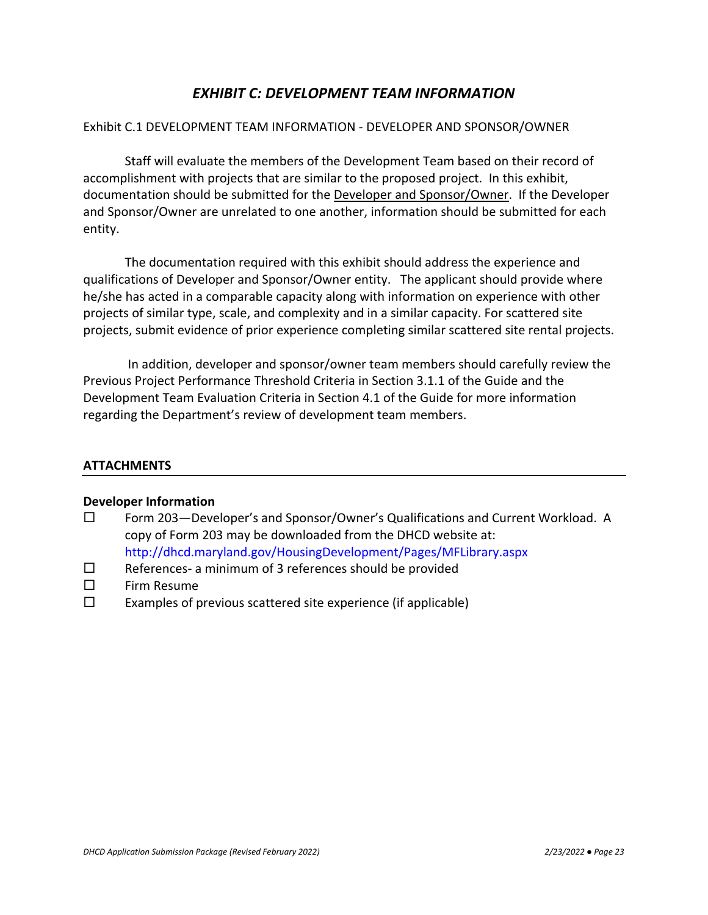# *EXHIBIT C: DEVELOPMENT TEAM INFORMATION*

Exhibit C.1 DEVELOPMENT TEAM INFORMATION - DEVELOPER AND SPONSOR/OWNER

Staff will evaluate the members of the Development Team based on their record of accomplishment with projects that are similar to the proposed project. In this exhibit, documentation should be submitted for the Developer and Sponsor/Owner. If the Developer and Sponsor/Owner are unrelated to one another, information should be submitted for each entity.

The documentation required with this exhibit should address the experience and qualifications of Developer and Sponsor/Owner entity. The applicant should provide where he/she has acted in a comparable capacity along with information on experience with other projects of similar type, scale, and complexity and in a similar capacity. For scattered site projects, submit evidence of prior experience completing similar scattered site rental projects.

In addition, developer and sponsor/owner team members should carefully review the Previous Project Performance Threshold Criteria in Section 3.1.1 of the Guide and the Development Team Evaluation Criteria in Section 4.1 of the Guide for more information regarding the Department's review of development team members.

## ATTACHMENTS

**Developer Information**

- ☐ Form 203—Developer's and Sponsor/Owner's Qualifications and Current Workload. A copy of Form 203 may be downloaded from the DHCD website at: http://dhcd.maryland.gov/HousingDevelopment/Pages/MFLibrary.aspx
- ☐ References- a minimum of 3 references should be provided
- ☐ Firm Resume
- ☐ Examples of previous scattered site experience (if applicable)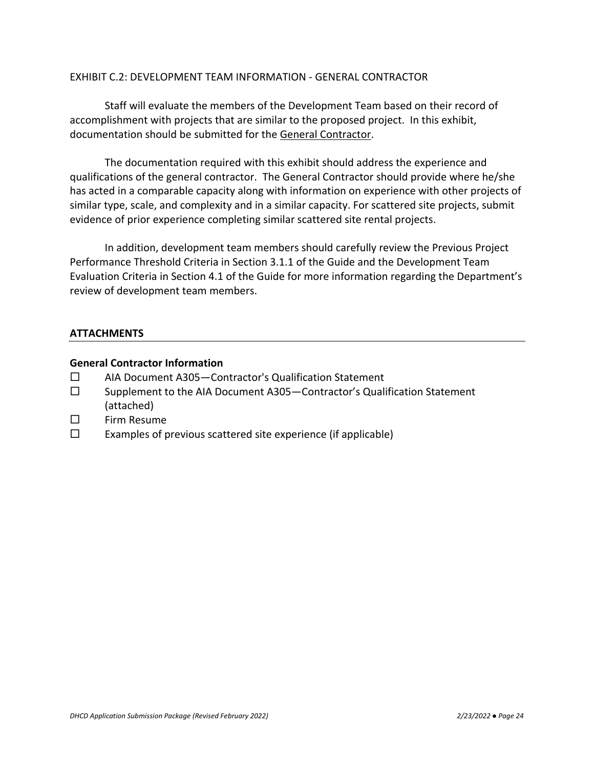EXHIBIT C.2: DEVELOPMENT TEAM INFORMATION - GENERAL CONTRACTOR

Staff will evaluate the members of the Development Team based on their record of accomplishment with projects that are similar to the proposed project. In this exhibit, documentation should be submitted for the General Contractor.

The documentation required with this exhibit should address the experience and qualifications of the general contractor. The General Contractor should provide where he/she has acted in a comparable capacity along with information on experience with other projects of similar type, scale, and complexity and in a similar capacity. For scattered site projects, submit evidence of prior experience completing similar scattered site rental projects.

In addition, development team members should carefully review the Previous Project Performance Threshold Criteria in Section 3.1.1 of the Guide and the Development Team Evaluation Criteria in Section 4.1 of the Guide for more information regarding the Department's review of development team members.

## ATTACHMENTS

**General Contractor Information**

- ☐ AIA Document A305—Contractor's Qualification Statement
- ☐ Supplement to the AIA Document A305—Contractor's Qualification Statement (attached)
- ☐ Firm Resume
- ☐ Examples of previous scattered site experience (if applicable)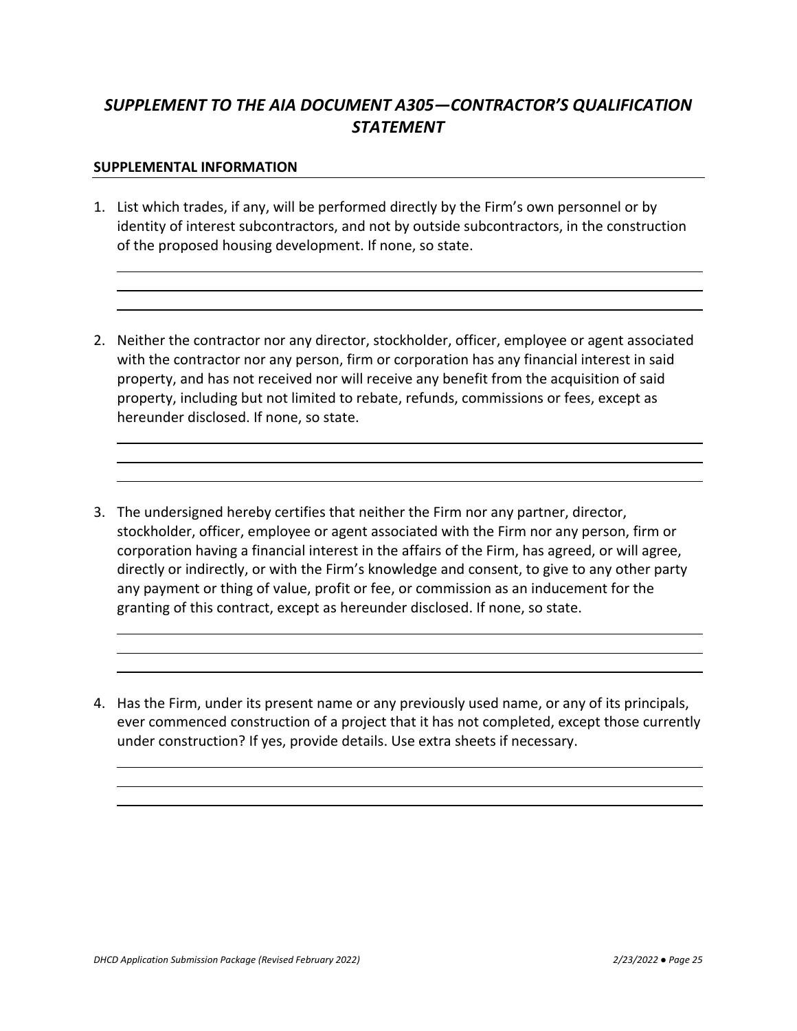# *SUPPLEMENT TO THE AIA DOCUMENT A305—CONTRACTOR'S QUALIFICATION STATEMENT*

## SUPPLEMENTAL INFORMATION

1. List which trades, if any, will be performed directly by the Firm's own personnel or by identity of interest subcontractors, and not by outside subcontractors, in the construction of the proposed housing development. If none, so state.

2. Neither the contractor nor any director, stockholder, officer, employee or agent associated with the contractor nor any person, firm or corporation has any financial interest in said property, and has not received nor will receive any benefit from the acquisition of said property, including but not limited to rebate, refunds, commissions or fees, except as hereunder disclosed. If none, so state.

3. The undersigned hereby certifies that neither the Firm nor any partner, director, stockholder, officer, employee or agent associated with the Firm nor any person, firm or corporation having a financial interest in the affairs of the Firm, has agreed, or will agree, directly or indirectly, or with the Firm's knowledge and consent, to give to any other party any payment or thing of value, profit or fee, or commission as an inducement for the granting of this contract, except as hereunder disclosed. If none, so state.

4. Has the Firm, under its present name or any previously used name, or any of its principals, ever commenced construction of a project that it has not completed, except those currently under construction? If yes, provide details. Use extra sheets if necessary.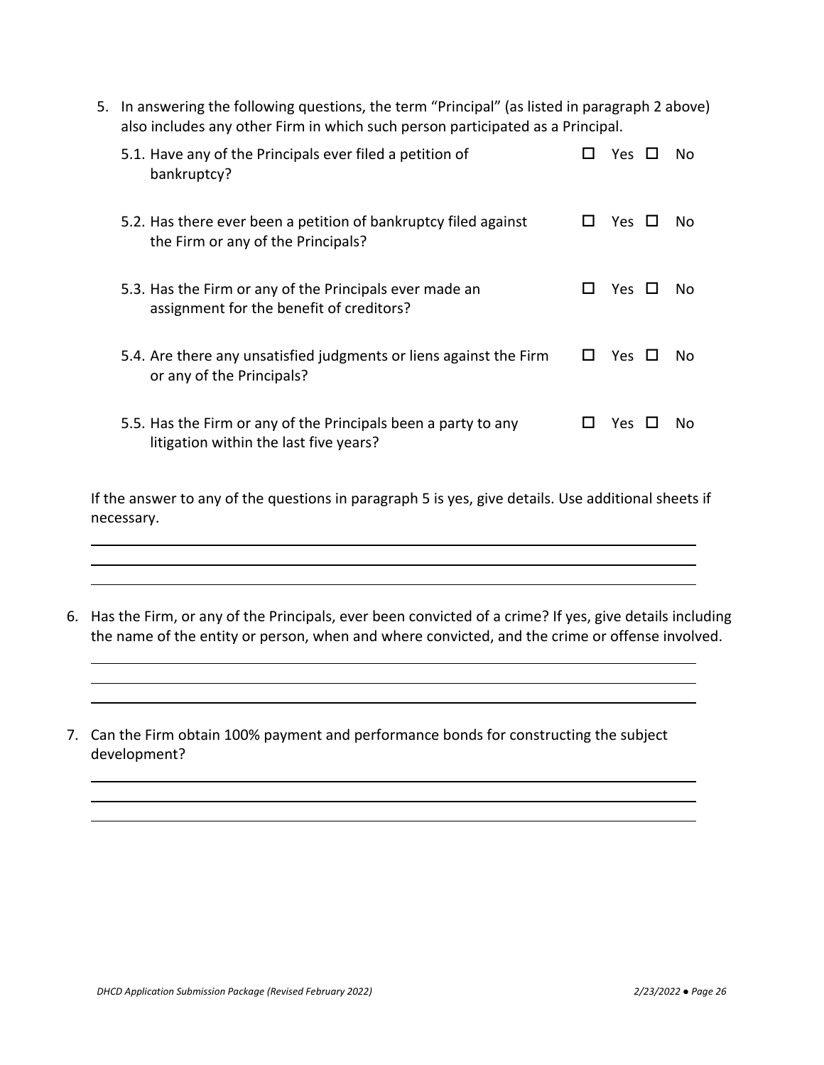5. In answering the following questions, the term "Principal" (as listed in paragraph 2 above) also includes any other Firm in which such person participated as a Principal.

   5.1. Have any of the Principals ever filed a petition of bankruptcy? ☐ Yes ☐ No

   5.2. Has there ever been a petition of bankruptcy filed against the Firm or any of the Principals? ☐ Yes ☐ No

   5.3. Has the Firm or any of the Principals ever made an assignment for the benefit of creditors? ☐ Yes ☐ No

   5.4. Are there any unsatisfied judgments or liens against the Firm or any of the Principals? ☐ Yes ☐ No

   5.5. Has the Firm or any of the Principals been a party to any litigation within the last five years? ☐ Yes ☐ No

   If the answer to any of the questions in paragraph 5 is yes, give details. Use additional sheets if necessary.

   \_\_\_\_\_\_\_\_\_\_\_\_\_\_\_\_\_\_\_\_\_\_\_\_\_\_\_\_\_\_\_\_\_\_\_\_\_\_\_\_\_\_\_\_\_\_\_\_\_\_\_\_\_\_\_\_\_\_\_\_\_\_\_\_\_\_\_\_\_\_\_\_\_\_\_\_\_\_

   \_\_\_\_\_\_\_\_\_\_\_\_\_\_\_\_\_\_\_\_\_\_\_\_\_\_\_\_\_\_\_\_\_\_\_\_\_\_\_\_\_\_\_\_\_\_\_\_\_\_\_\_\_\_\_\_\_\_\_\_\_\_\_\_\_\_\_\_\_\_\_\_\_\_\_\_\_\_

   \_\_\_\_\_\_\_\_\_\_\_\_\_\_\_\_\_\_\_\_\_\_\_\_\_\_\_\_\_\_\_\_\_\_\_\_\_\_\_\_\_\_\_\_\_\_\_\_\_\_\_\_\_\_\_\_\_\_\_\_\_\_\_\_\_\_\_\_\_\_\_\_\_\_\_\_\_\_

6. Has the Firm, or any of the Principals, ever been convicted of a crime? If yes, give details including the name of the entity or person, when and where convicted, and the crime or offense involved.

   \_\_\_\_\_\_\_\_\_\_\_\_\_\_\_\_\_\_\_\_\_\_\_\_\_\_\_\_\_\_\_\_\_\_\_\_\_\_\_\_\_\_\_\_\_\_\_\_\_\_\_\_\_\_\_\_\_\_\_\_\_\_\_\_\_\_\_\_\_\_\_\_\_\_\_\_\_\_

   \_\_\_\_\_\_\_\_\_\_\_\_\_\_\_\_\_\_\_\_\_\_\_\_\_\_\_\_\_\_\_\_\_\_\_\_\_\_\_\_\_\_\_\_\_\_\_\_\_\_\_\_\_\_\_\_\_\_\_\_\_\_\_\_\_\_\_\_\_\_\_\_\_\_\_\_\_\_

   \_\_\_\_\_\_\_\_\_\_\_\_\_\_\_\_\_\_\_\_\_\_\_\_\_\_\_\_\_\_\_\_\_\_\_\_\_\_\_\_\_\_\_\_\_\_\_\_\_\_\_\_\_\_\_\_\_\_\_\_\_\_\_\_\_\_\_\_\_\_\_\_\_\_\_\_\_\_

7. Can the Firm obtain 100% payment and performance bonds for constructing the subject development?

   \_\_\_\_\_\_\_\_\_\_\_\_\_\_\_\_\_\_\_\_\_\_\_\_\_\_\_\_\_\_\_\_\_\_\_\_\_\_\_\_\_\_\_\_\_\_\_\_\_\_\_\_\_\_\_\_\_\_\_\_\_\_\_\_\_\_\_\_\_\_\_\_\_\_\_\_\_\_

   \_\_\_\_\_\_\_\_\_\_\_\_\_\_\_\_\_\_\_\_\_\_\_\_\_\_\_\_\_\_\_\_\_\_\_\_\_\_\_\_\_\_\_\_\_\_\_\_\_\_\_\_\_\_\_\_\_\_\_\_\_\_\_\_\_\_\_\_\_\_\_\_\_\_\_\_\_\_

   \_\_\_\_\_\_\_\_\_\_\_\_\_\_\_\_\_\_\_\_\_\_\_\_\_\_\_\_\_\_\_\_\_\_\_\_\_\_\_\_\_\_\_\_\_\_\_\_\_\_\_\_\_\_\_\_\_\_\_\_\_\_\_\_\_\_\_\_\_\_\_\_\_\_\_\_\_\_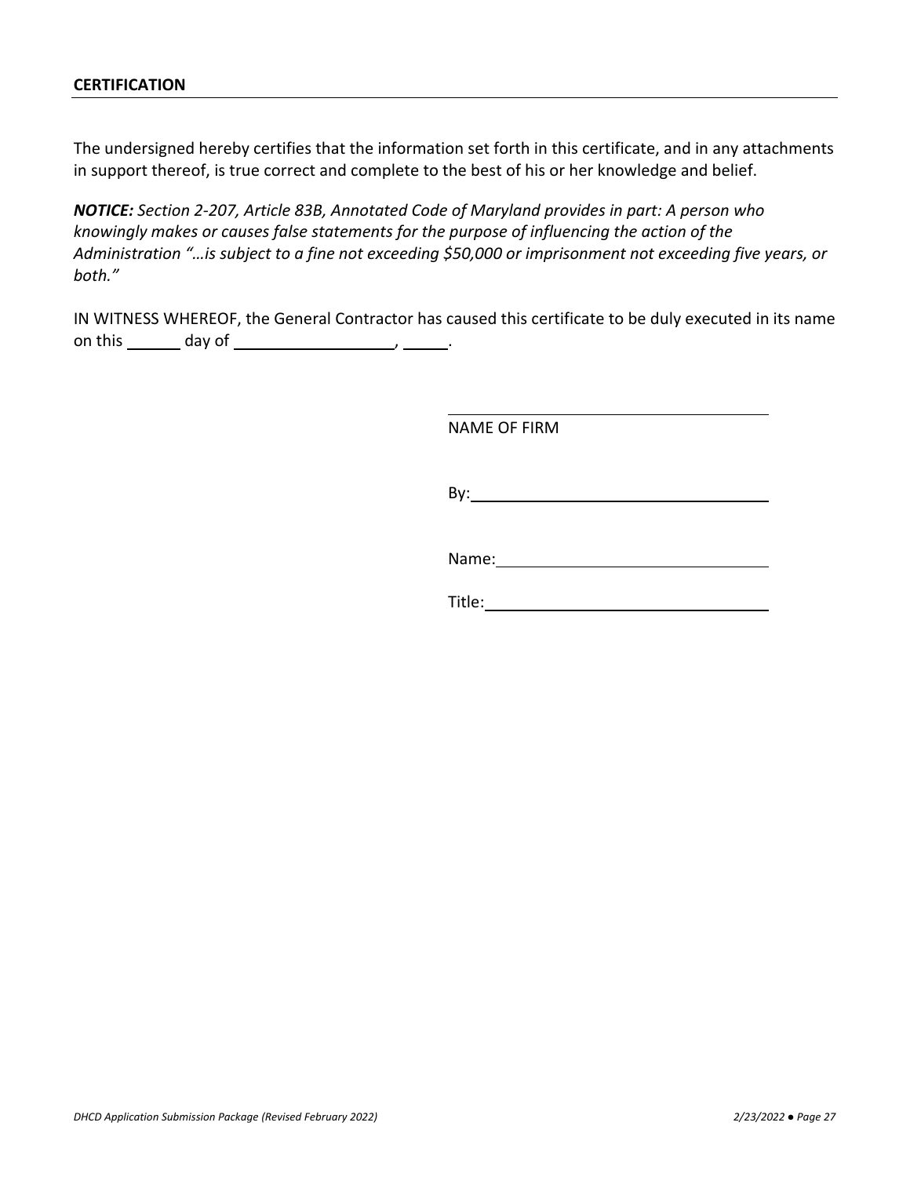**CERTIFICATION**

The undersigned hereby certifies that the information set forth in this certificate, and in any attachments in support thereof, is true correct and complete to the best of his or her knowledge and belief.

***NOTICE:*** *Section 2-207, Article 83B, Annotated Code of Maryland provides in part: A person who knowingly makes or causes false statements for the purpose of influencing the action of the Administration "…is subject to a fine not exceeding $50,000 or imprisonment not exceeding five years, or both."*

IN WITNESS WHEREOF, the General Contractor has caused this certificate to be duly executed in its name on this ______ day of ___________________, _____.

_______________________________________
NAME OF FIRM

By: _________________________________

Name: _______________________________

Title: ________________________________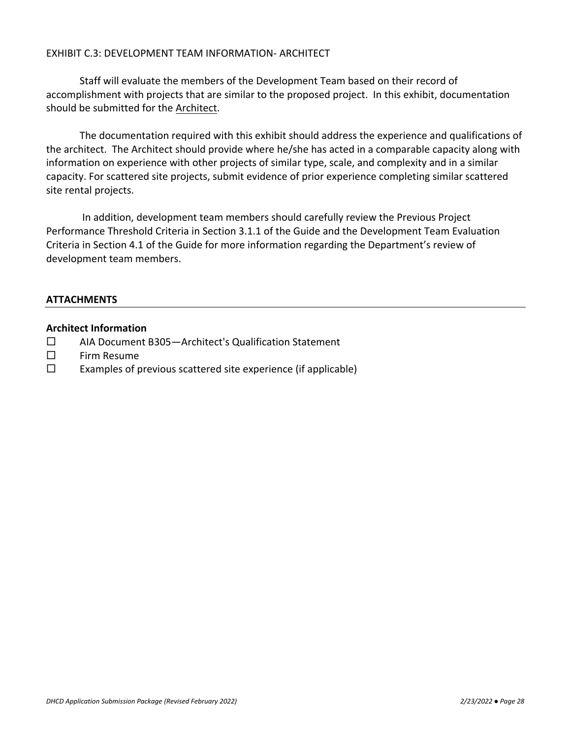EXHIBIT C.3: DEVELOPMENT TEAM INFORMATION- ARCHITECT

Staff will evaluate the members of the Development Team based on their record of accomplishment with projects that are similar to the proposed project. In this exhibit, documentation should be submitted for the <u>Architect</u>.

The documentation required with this exhibit should address the experience and qualifications of the architect. The Architect should provide where he/she has acted in a comparable capacity along with information on experience with other projects of similar type, scale, and complexity and in a similar capacity. For scattered site projects, submit evidence of prior experience completing similar scattered site rental projects.

In addition, development team members should carefully review the Previous Project Performance Threshold Criteria in Section 3.1.1 of the Guide and the Development Team Evaluation Criteria in Section 4.1 of the Guide for more information regarding the Department's review of development team members.

**ATTACHMENTS**

**Architect Information**

- ☐ AIA Document B305—Architect's Qualification Statement
- ☐ Firm Resume
- ☐ Examples of previous scattered site experience (if applicable)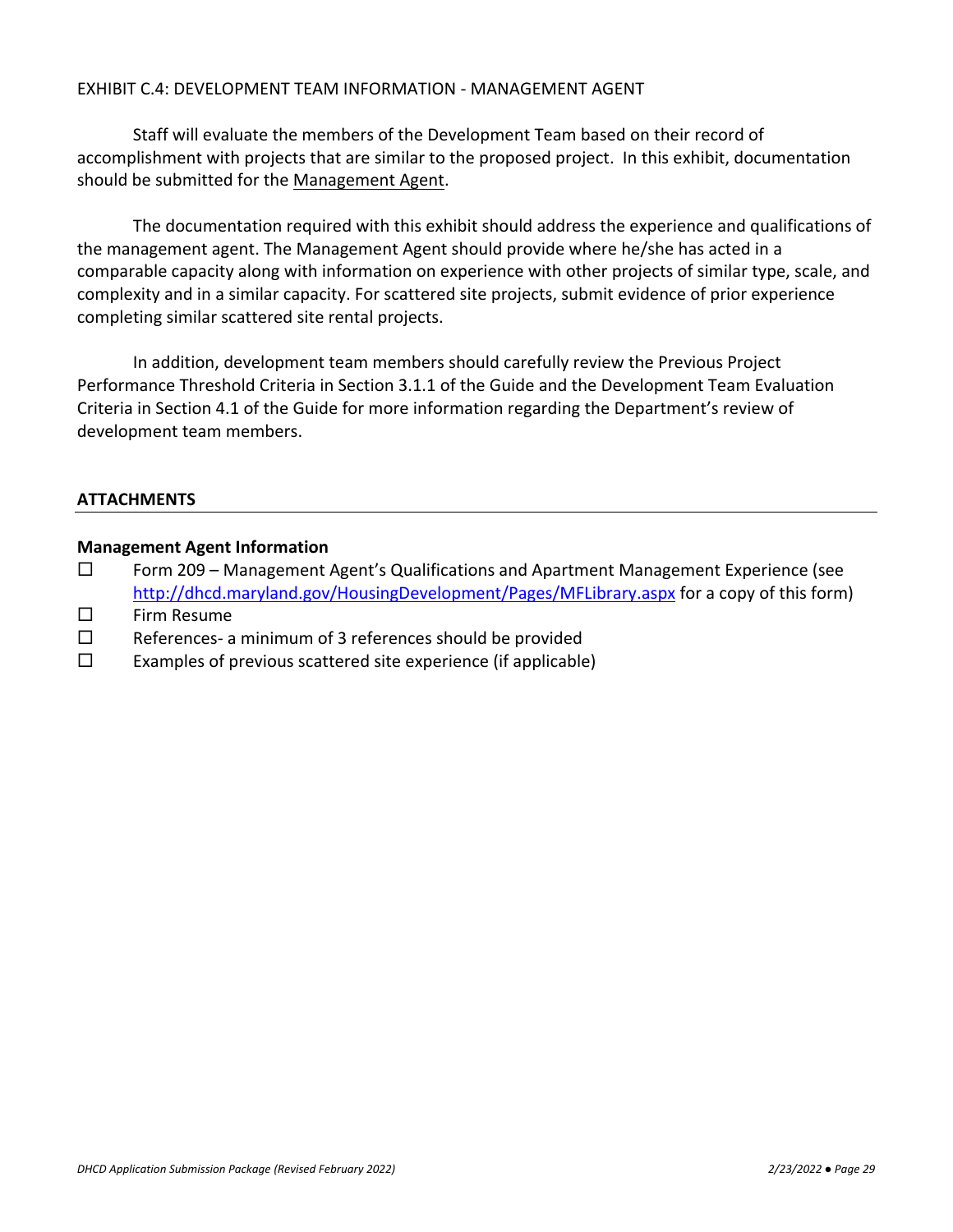EXHIBIT C.4: DEVELOPMENT TEAM INFORMATION - MANAGEMENT AGENT

Staff will evaluate the members of the Development Team based on their record of accomplishment with projects that are similar to the proposed project. In this exhibit, documentation should be submitted for the Management Agent.

The documentation required with this exhibit should address the experience and qualifications of the management agent. The Management Agent should provide where he/she has acted in a comparable capacity along with information on experience with other projects of similar type, scale, and complexity and in a similar capacity. For scattered site projects, submit evidence of prior experience completing similar scattered site rental projects.

In addition, development team members should carefully review the Previous Project Performance Threshold Criteria in Section 3.1.1 of the Guide and the Development Team Evaluation Criteria in Section 4.1 of the Guide for more information regarding the Department's review of development team members.

## ATTACHMENTS

**Management Agent Information**

- ☐ Form 209 – Management Agent's Qualifications and Apartment Management Experience (see http://dhcd.maryland.gov/HousingDevelopment/Pages/MFLibrary.aspx for a copy of this form)
- ☐ Firm Resume
- ☐ References- a minimum of 3 references should be provided
- ☐ Examples of previous scattered site experience (if applicable)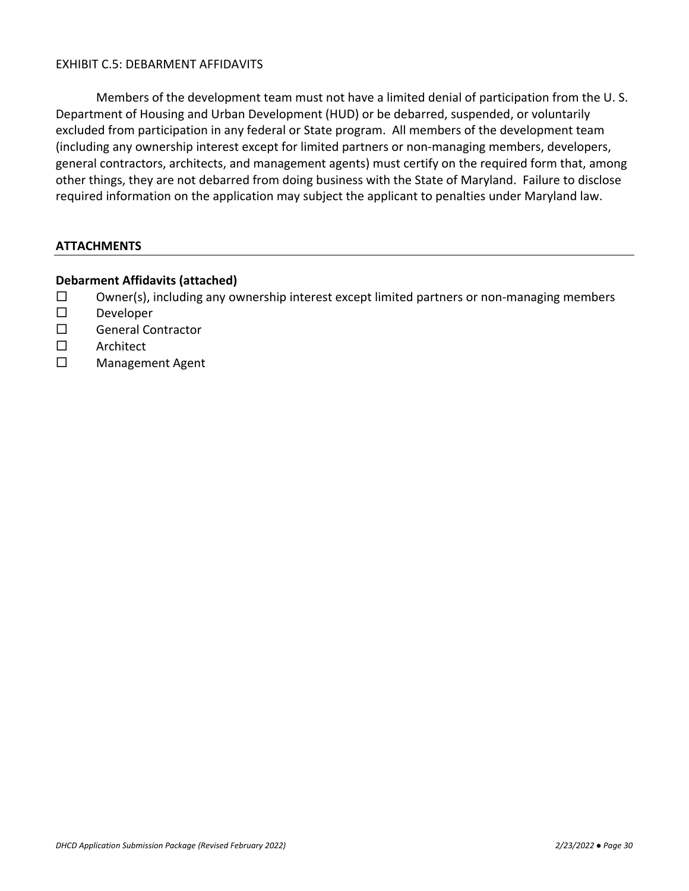## EXHIBIT C.5: DEBARMENT AFFIDAVITS

Members of the development team must not have a limited denial of participation from the U. S. Department of Housing and Urban Development (HUD) or be debarred, suspended, or voluntarily excluded from participation in any federal or State program. All members of the development team (including any ownership interest except for limited partners or non-managing members, developers, general contractors, architects, and management agents) must certify on the required form that, among other things, they are not debarred from doing business with the State of Maryland. Failure to disclose required information on the application may subject the applicant to penalties under Maryland law.

### ATTACHMENTS

**Debarment Affidavits (attached)**

- ☐ Owner(s), including any ownership interest except limited partners or non-managing members
- ☐ Developer
- ☐ General Contractor
- ☐ Architect
- ☐ Management Agent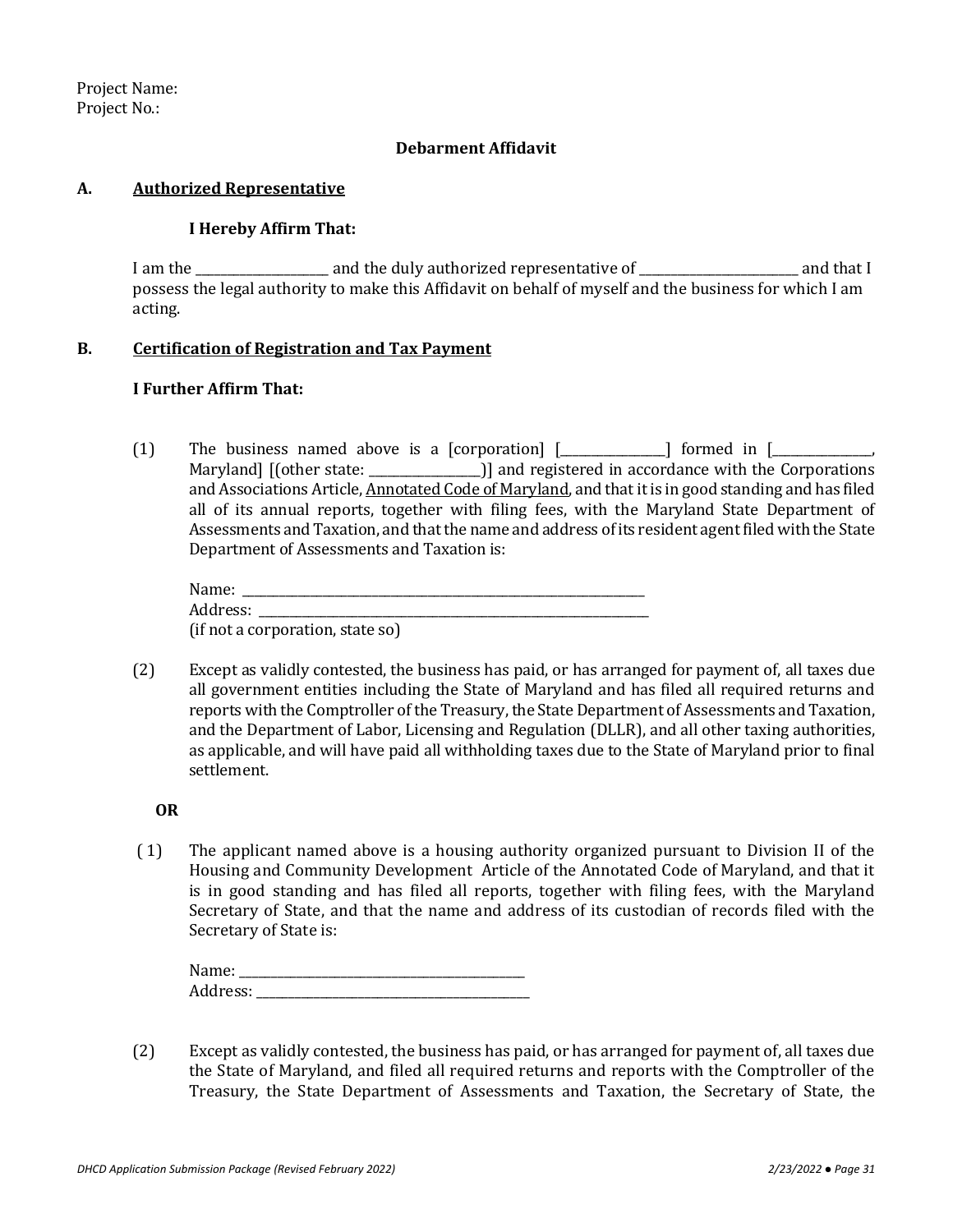Project Name:
Project No.:

**Debarment Affidavit**

**A. Authorized Representative**

**I Hereby Affirm That:**

I am the ____________________ and the duly authorized representative of _________________________ and that I possess the legal authority to make this Affidavit on behalf of myself and the business for which I am acting.

**B. Certification of Registration and Tax Payment**

**I Further Affirm That:**

(1) The business named above is a [corporation] [_________________] formed in [________________, Maryland] [(other state: _________________)] and registered in accordance with the Corporations and Associations Article, Annotated Code of Maryland, and that it is in good standing and has filed all of its annual reports, together with filing fees, with the Maryland State Department of Assessments and Taxation, and that the name and address of its resident agent filed with the State Department of Assessments and Taxation is:

Name: ___________________________________________________________________
Address: _________________________________________________________________
(if not a corporation, state so)

(2) Except as validly contested, the business has paid, or has arranged for payment of, all taxes due all government entities including the State of Maryland and has filed all required returns and reports with the Comptroller of the Treasury, the State Department of Assessments and Taxation, and the Department of Labor, Licensing and Regulation (DLLR), and all other taxing authorities, as applicable, and will have paid all withholding taxes due to the State of Maryland prior to final settlement.

**OR**

(1) The applicant named above is a housing authority organized pursuant to Division II of the Housing and Community Development Article of the Annotated Code of Maryland, and that it is in good standing and has filed all reports, together with filing fees, with the Maryland Secretary of State, and that the name and address of its custodian of records filed with the Secretary of State is:

Name: _____________________________________________
Address: ___________________________________________

(2) Except as validly contested, the business has paid, or has arranged for payment of, all taxes due the State of Maryland, and filed all required returns and reports with the Comptroller of the Treasury, the State Department of Assessments and Taxation, the Secretary of State, the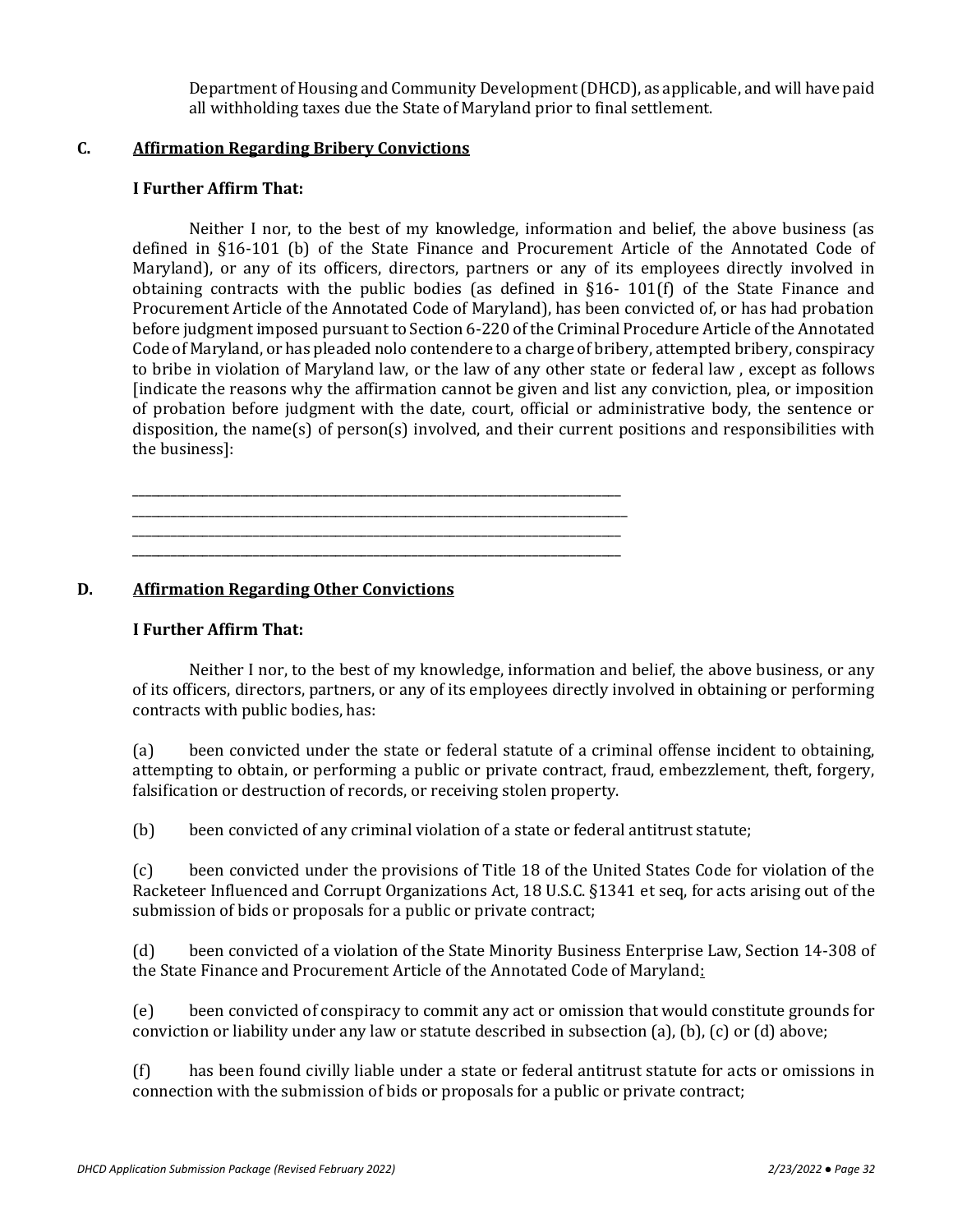Department of Housing and Community Development (DHCD), as applicable, and will have paid all withholding taxes due the State of Maryland prior to final settlement.

### C. Affirmation Regarding Bribery Convictions

**I Further Affirm That:**

Neither I nor, to the best of my knowledge, information and belief, the above business (as defined in §16-101 (b) of the State Finance and Procurement Article of the Annotated Code of Maryland), or any of its officers, directors, partners or any of its employees directly involved in obtaining contracts with the public bodies (as defined in §16- 101(f) of the State Finance and Procurement Article of the Annotated Code of Maryland), has been convicted of, or has had probation before judgment imposed pursuant to Section 6-220 of the Criminal Procedure Article of the Annotated Code of Maryland, or has pleaded nolo contendere to a charge of bribery, attempted bribery, conspiracy to bribe in violation of Maryland law, or the law of any other state or federal law , except as follows [indicate the reasons why the affirmation cannot be given and list any conviction, plea, or imposition of probation before judgment with the date, court, official or administrative body, the sentence or disposition, the name(s) of person(s) involved, and their current positions and responsibilities with the business]:

\_\_\_\_\_\_\_\_\_\_\_\_\_\_\_\_\_\_\_\_\_\_\_\_\_\_\_\_\_\_\_\_\_\_\_\_\_\_\_\_\_\_\_\_\_\_\_\_\_\_\_\_\_\_\_\_\_\_\_\_\_\_\_\_\_\_\_\_\_\_\_\_\_\_\_\_

\_\_\_\_\_\_\_\_\_\_\_\_\_\_\_\_\_\_\_\_\_\_\_\_\_\_\_\_\_\_\_\_\_\_\_\_\_\_\_\_\_\_\_\_\_\_\_\_\_\_\_\_\_\_\_\_\_\_\_\_\_\_\_\_\_\_\_\_\_\_\_\_\_\_\_\_

\_\_\_\_\_\_\_\_\_\_\_\_\_\_\_\_\_\_\_\_\_\_\_\_\_\_\_\_\_\_\_\_\_\_\_\_\_\_\_\_\_\_\_\_\_\_\_\_\_\_\_\_\_\_\_\_\_\_\_\_\_\_\_\_\_\_\_\_\_\_\_\_\_\_\_\_

\_\_\_\_\_\_\_\_\_\_\_\_\_\_\_\_\_\_\_\_\_\_\_\_\_\_\_\_\_\_\_\_\_\_\_\_\_\_\_\_\_\_\_\_\_\_\_\_\_\_\_\_\_\_\_\_\_\_\_\_\_\_\_\_\_\_\_\_\_\_\_\_\_\_\_\_

### D. Affirmation Regarding Other Convictions

**I Further Affirm That:**

Neither I nor, to the best of my knowledge, information and belief, the above business, or any of its officers, directors, partners, or any of its employees directly involved in obtaining or performing contracts with public bodies, has:

(a) been convicted under the state or federal statute of a criminal offense incident to obtaining, attempting to obtain, or performing a public or private contract, fraud, embezzlement, theft, forgery, falsification or destruction of records, or receiving stolen property.

(b) been convicted of any criminal violation of a state or federal antitrust statute;

(c) been convicted under the provisions of Title 18 of the United States Code for violation of the Racketeer Influenced and Corrupt Organizations Act, 18 U.S.C. §1341 et seq, for acts arising out of the submission of bids or proposals for a public or private contract;

(d) been convicted of a violation of the State Minority Business Enterprise Law, Section 14-308 of the State Finance and Procurement Article of the Annotated Code of Maryland:

(e) been convicted of conspiracy to commit any act or omission that would constitute grounds for conviction or liability under any law or statute described in subsection (a), (b), (c) or (d) above;

(f) has been found civilly liable under a state or federal antitrust statute for acts or omissions in connection with the submission of bids or proposals for a public or private contract;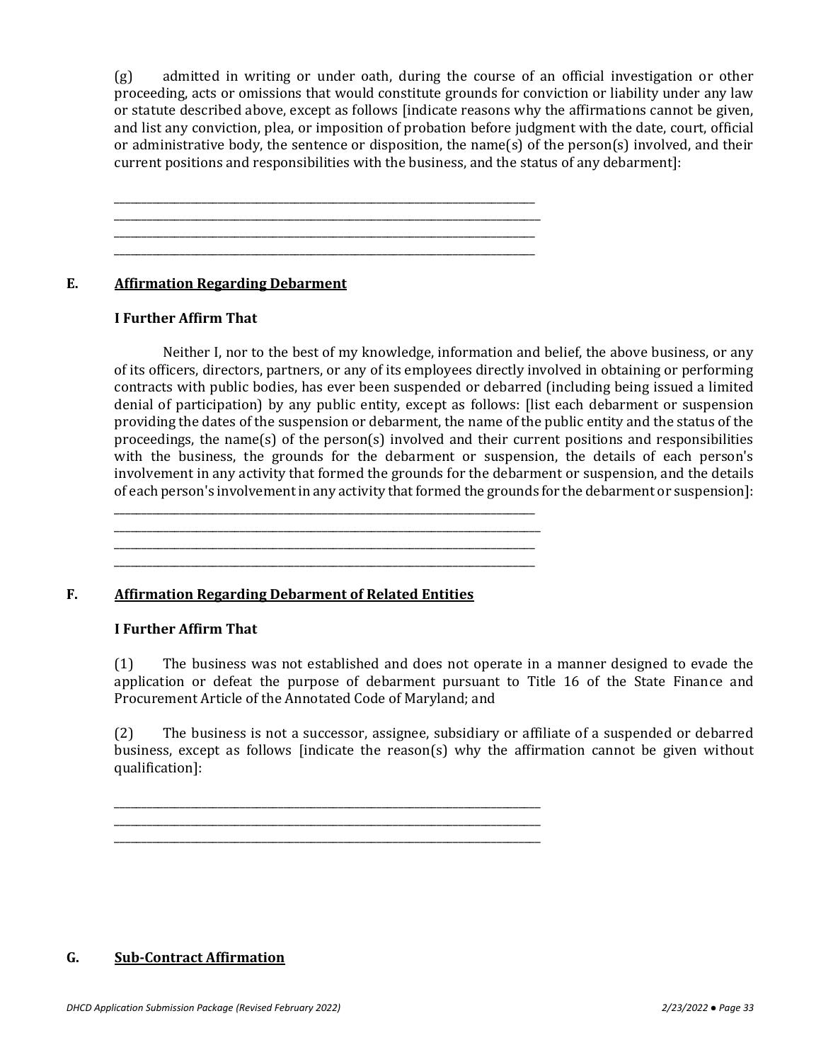(g) admitted in writing or under oath, during the course of an official investigation or other proceeding, acts or omissions that would constitute grounds for conviction or liability under any law or statute described above, except as follows [indicate reasons why the affirmations cannot be given, and list any conviction, plea, or imposition of probation before judgment with the date, court, official or administrative body, the sentence or disposition, the name(s) of the person(s) involved, and their current positions and responsibilities with the business, and the status of any debarment]:

\_\_\_\_\_\_\_\_\_\_\_\_\_\_\_\_\_\_\_\_\_\_\_\_\_\_\_\_\_\_\_\_\_\_\_\_\_\_\_\_\_\_\_\_\_\_\_\_\_\_\_\_\_\_\_\_\_\_\_\_\_\_\_\_\_\_\_\_\_\_\_\_\_\_\_\_
\_\_\_\_\_\_\_\_\_\_\_\_\_\_\_\_\_\_\_\_\_\_\_\_\_\_\_\_\_\_\_\_\_\_\_\_\_\_\_\_\_\_\_\_\_\_\_\_\_\_\_\_\_\_\_\_\_\_\_\_\_\_\_\_\_\_\_\_\_\_\_\_\_\_\_\_
\_\_\_\_\_\_\_\_\_\_\_\_\_\_\_\_\_\_\_\_\_\_\_\_\_\_\_\_\_\_\_\_\_\_\_\_\_\_\_\_\_\_\_\_\_\_\_\_\_\_\_\_\_\_\_\_\_\_\_\_\_\_\_\_\_\_\_\_\_\_\_\_\_\_\_\_
\_\_\_\_\_\_\_\_\_\_\_\_\_\_\_\_\_\_\_\_\_\_\_\_\_\_\_\_\_\_\_\_\_\_\_\_\_\_\_\_\_\_\_\_\_\_\_\_\_\_\_\_\_\_\_\_\_\_\_\_\_\_\_\_\_\_\_\_\_\_\_\_\_\_\_\_

## E. Affirmation Regarding Debarment

**I Further Affirm That**

Neither I, nor to the best of my knowledge, information and belief, the above business, or any of its officers, directors, partners, or any of its employees directly involved in obtaining or performing contracts with public bodies, has ever been suspended or debarred (including being issued a limited denial of participation) by any public entity, except as follows: [list each debarment or suspension providing the dates of the suspension or debarment, the name of the public entity and the status of the proceedings, the name(s) of the person(s) involved and their current positions and responsibilities with the business, the grounds for the debarment or suspension, the details of each person's involvement in any activity that formed the grounds for the debarment or suspension, and the details of each person's involvement in any activity that formed the grounds for the debarment or suspension]:

\_\_\_\_\_\_\_\_\_\_\_\_\_\_\_\_\_\_\_\_\_\_\_\_\_\_\_\_\_\_\_\_\_\_\_\_\_\_\_\_\_\_\_\_\_\_\_\_\_\_\_\_\_\_\_\_\_\_\_\_\_\_\_\_\_\_\_\_\_\_\_\_\_\_\_\_
\_\_\_\_\_\_\_\_\_\_\_\_\_\_\_\_\_\_\_\_\_\_\_\_\_\_\_\_\_\_\_\_\_\_\_\_\_\_\_\_\_\_\_\_\_\_\_\_\_\_\_\_\_\_\_\_\_\_\_\_\_\_\_\_\_\_\_\_\_\_\_\_\_\_\_\_
\_\_\_\_\_\_\_\_\_\_\_\_\_\_\_\_\_\_\_\_\_\_\_\_\_\_\_\_\_\_\_\_\_\_\_\_\_\_\_\_\_\_\_\_\_\_\_\_\_\_\_\_\_\_\_\_\_\_\_\_\_\_\_\_\_\_\_\_\_\_\_\_\_\_\_\_
\_\_\_\_\_\_\_\_\_\_\_\_\_\_\_\_\_\_\_\_\_\_\_\_\_\_\_\_\_\_\_\_\_\_\_\_\_\_\_\_\_\_\_\_\_\_\_\_\_\_\_\_\_\_\_\_\_\_\_\_\_\_\_\_\_\_\_\_\_\_\_\_\_\_\_\_

## F. Affirmation Regarding Debarment of Related Entities

**I Further Affirm That**

(1) The business was not established and does not operate in a manner designed to evade the application or defeat the purpose of debarment pursuant to Title 16 of the State Finance and Procurement Article of the Annotated Code of Maryland; and

(2) The business is not a successor, assignee, subsidiary or affiliate of a suspended or debarred business, except as follows [indicate the reason(s) why the affirmation cannot be given without qualification]:

\_\_\_\_\_\_\_\_\_\_\_\_\_\_\_\_\_\_\_\_\_\_\_\_\_\_\_\_\_\_\_\_\_\_\_\_\_\_\_\_\_\_\_\_\_\_\_\_\_\_\_\_\_\_\_\_\_\_\_\_\_\_\_\_\_\_\_\_\_\_\_\_\_\_\_\_
\_\_\_\_\_\_\_\_\_\_\_\_\_\_\_\_\_\_\_\_\_\_\_\_\_\_\_\_\_\_\_\_\_\_\_\_\_\_\_\_\_\_\_\_\_\_\_\_\_\_\_\_\_\_\_\_\_\_\_\_\_\_\_\_\_\_\_\_\_\_\_\_\_\_\_\_
\_\_\_\_\_\_\_\_\_\_\_\_\_\_\_\_\_\_\_\_\_\_\_\_\_\_\_\_\_\_\_\_\_\_\_\_\_\_\_\_\_\_\_\_\_\_\_\_\_\_\_\_\_\_\_\_\_\_\_\_\_\_\_\_\_\_\_\_\_\_\_\_\_\_\_\_

## G. Sub-Contract Affirmation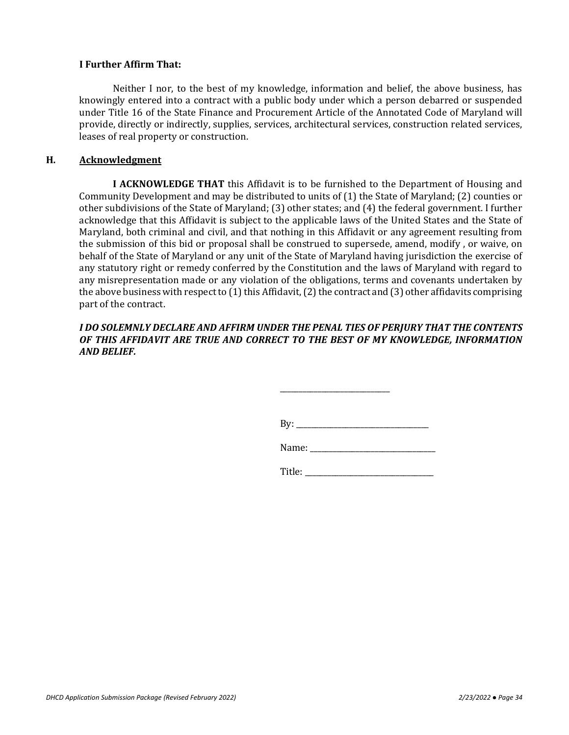**I Further Affirm That:**

Neither I nor, to the best of my knowledge, information and belief, the above business, has knowingly entered into a contract with a public body under which a person debarred or suspended under Title 16 of the State Finance and Procurement Article of the Annotated Code of Maryland will provide, directly or indirectly, supplies, services, architectural services, construction related services, leases of real property or construction.

## H. Acknowledgment

**I ACKNOWLEDGE THAT** this Affidavit is to be furnished to the Department of Housing and Community Development and may be distributed to units of (1) the State of Maryland; (2) counties or other subdivisions of the State of Maryland; (3) other states; and (4) the federal government. I further acknowledge that this Affidavit is subject to the applicable laws of the United States and the State of Maryland, both criminal and civil, and that nothing in this Affidavit or any agreement resulting from the submission of this bid or proposal shall be construed to supersede, amend, modify , or waive, on behalf of the State of Maryland or any unit of the State of Maryland having jurisdiction the exercise of any statutory right or remedy conferred by the Constitution and the laws of Maryland with regard to any misrepresentation made or any violation of the obligations, terms and covenants undertaken by the above business with respect to (1) this Affidavit, (2) the contract and (3) other affidavits comprising part of the contract.

***I DO SOLEMNLY DECLARE AND AFFIRM UNDER THE PENAL TIES OF PERJURY THAT THE CONTENTS OF THIS AFFIDAVIT ARE TRUE AND CORRECT TO THE BEST OF MY KNOWLEDGE, INFORMATION AND BELIEF.***

_____________________________

By: ___________________________________

Name: _________________________________

Title: __________________________________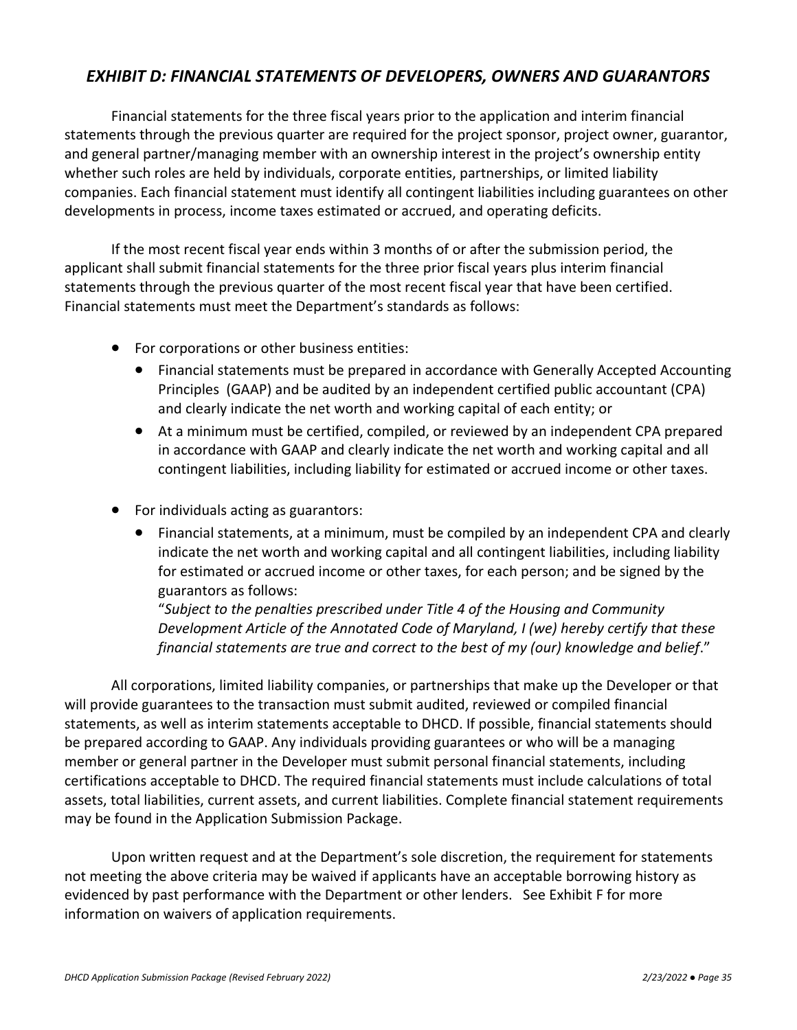## *EXHIBIT D: FINANCIAL STATEMENTS OF DEVELOPERS, OWNERS AND GUARANTORS*

Financial statements for the three fiscal years prior to the application and interim financial statements through the previous quarter are required for the project sponsor, project owner, guarantor, and general partner/managing member with an ownership interest in the project's ownership entity whether such roles are held by individuals, corporate entities, partnerships, or limited liability companies. Each financial statement must identify all contingent liabilities including guarantees on other developments in process, income taxes estimated or accrued, and operating deficits.

If the most recent fiscal year ends within 3 months of or after the submission period, the applicant shall submit financial statements for the three prior fiscal years plus interim financial statements through the previous quarter of the most recent fiscal year that have been certified. Financial statements must meet the Department's standards as follows:

- For corporations or other business entities:
  - Financial statements must be prepared in accordance with Generally Accepted Accounting Principles (GAAP) and be audited by an independent certified public accountant (CPA) and clearly indicate the net worth and working capital of each entity; or
  - At a minimum must be certified, compiled, or reviewed by an independent CPA prepared in accordance with GAAP and clearly indicate the net worth and working capital and all contingent liabilities, including liability for estimated or accrued income or other taxes.
- For individuals acting as guarantors:
  - Financial statements, at a minimum, must be compiled by an independent CPA and clearly indicate the net worth and working capital and all contingent liabilities, including liability for estimated or accrued income or other taxes, for each person; and be signed by the guarantors as follows:
    "*Subject to the penalties prescribed under Title 4 of the Housing and Community Development Article of the Annotated Code of Maryland, I (we) hereby certify that these financial statements are true and correct to the best of my (our) knowledge and belief*."

All corporations, limited liability companies, or partnerships that make up the Developer or that will provide guarantees to the transaction must submit audited, reviewed or compiled financial statements, as well as interim statements acceptable to DHCD. If possible, financial statements should be prepared according to GAAP. Any individuals providing guarantees or who will be a managing member or general partner in the Developer must submit personal financial statements, including certifications acceptable to DHCD. The required financial statements must include calculations of total assets, total liabilities, current assets, and current liabilities. Complete financial statement requirements may be found in the Application Submission Package.

Upon written request and at the Department's sole discretion, the requirement for statements not meeting the above criteria may be waived if applicants have an acceptable borrowing history as evidenced by past performance with the Department or other lenders. See Exhibit F for more information on waivers of application requirements.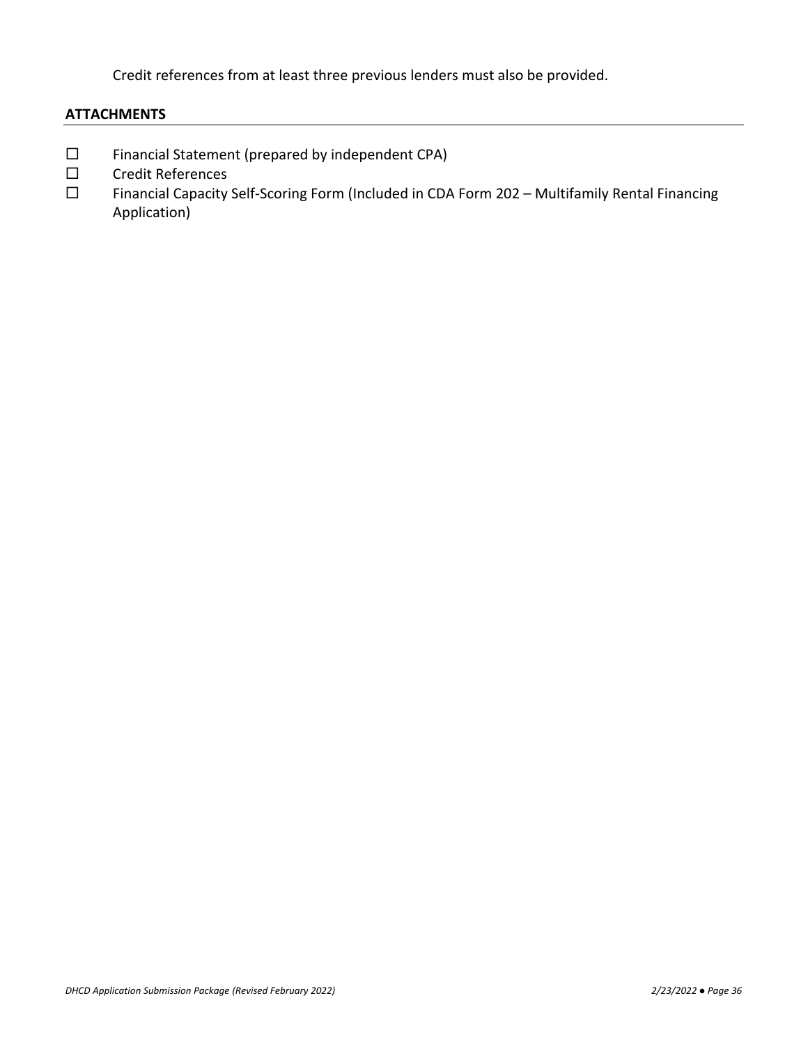Credit references from at least three previous lenders must also be provided.

**ATTACHMENTS**

- ☐ Financial Statement (prepared by independent CPA)
- ☐ Credit References
- ☐ Financial Capacity Self-Scoring Form (Included in CDA Form 202 – Multifamily Rental Financing Application)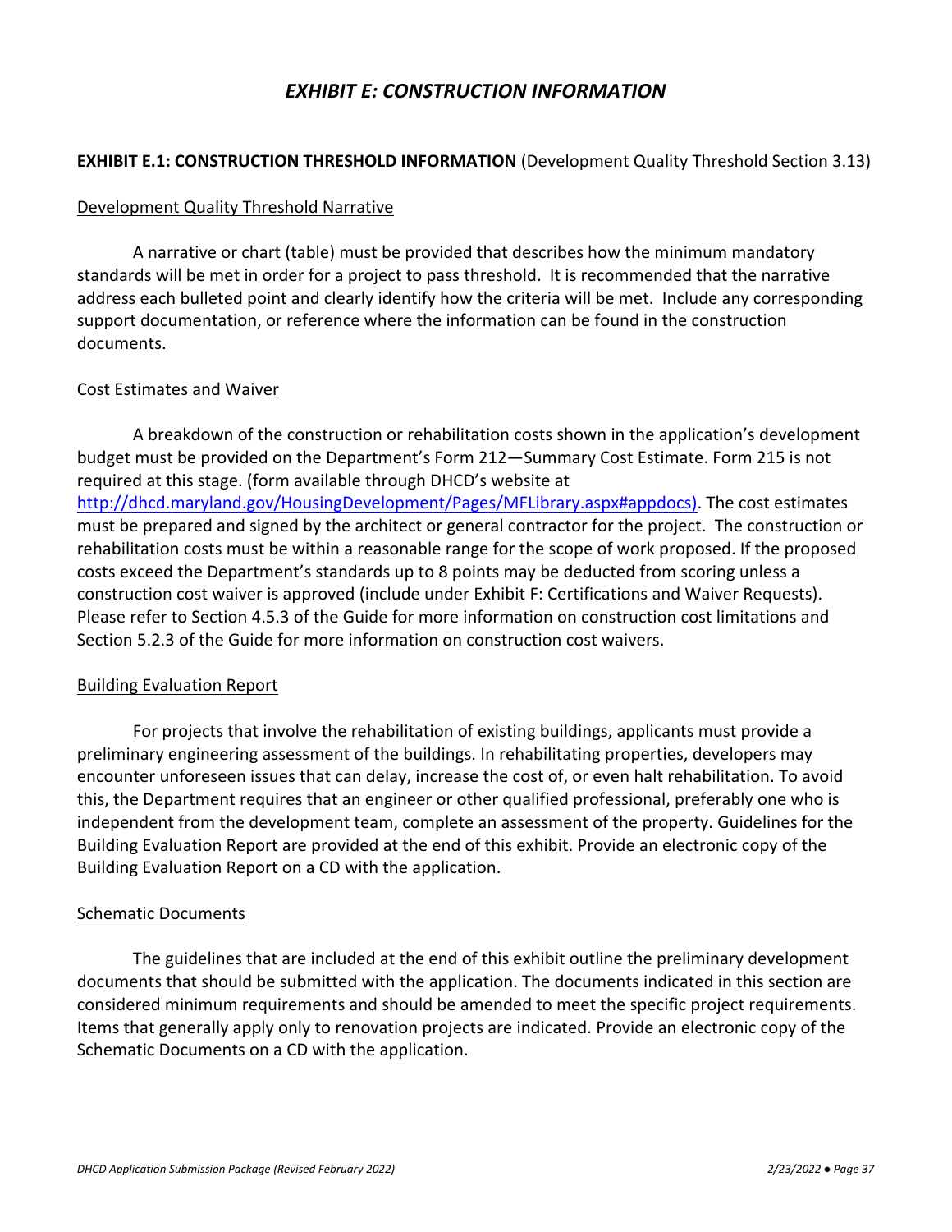# *EXHIBIT E: CONSTRUCTION INFORMATION*

**EXHIBIT E.1: CONSTRUCTION THRESHOLD INFORMATION** (Development Quality Threshold Section 3.13)

<u>Development Quality Threshold Narrative</u>

A narrative or chart (table) must be provided that describes how the minimum mandatory standards will be met in order for a project to pass threshold. It is recommended that the narrative address each bulleted point and clearly identify how the criteria will be met. Include any corresponding support documentation, or reference where the information can be found in the construction documents.

<u>Cost Estimates and Waiver</u>

A breakdown of the construction or rehabilitation costs shown in the application's development budget must be provided on the Department's Form 212—Summary Cost Estimate. Form 215 is not required at this stage. (form available through DHCD's website at [http://dhcd.maryland.gov/HousingDevelopment/Pages/MFLibrary.aspx#appdocs)](http://dhcd.maryland.gov/HousingDevelopment/Pages/MFLibrary.aspx#appdocs). The cost estimates must be prepared and signed by the architect or general contractor for the project. The construction or rehabilitation costs must be within a reasonable range for the scope of work proposed. If the proposed costs exceed the Department's standards up to 8 points may be deducted from scoring unless a construction cost waiver is approved (include under Exhibit F: Certifications and Waiver Requests). Please refer to Section 4.5.3 of the Guide for more information on construction cost limitations and Section 5.2.3 of the Guide for more information on construction cost waivers.

<u>Building Evaluation Report</u>

For projects that involve the rehabilitation of existing buildings, applicants must provide a preliminary engineering assessment of the buildings. In rehabilitating properties, developers may encounter unforeseen issues that can delay, increase the cost of, or even halt rehabilitation. To avoid this, the Department requires that an engineer or other qualified professional, preferably one who is independent from the development team, complete an assessment of the property. Guidelines for the Building Evaluation Report are provided at the end of this exhibit. Provide an electronic copy of the Building Evaluation Report on a CD with the application.

<u>Schematic Documents</u>

The guidelines that are included at the end of this exhibit outline the preliminary development documents that should be submitted with the application. The documents indicated in this section are considered minimum requirements and should be amended to meet the specific project requirements. Items that generally apply only to renovation projects are indicated. Provide an electronic copy of the Schematic Documents on a CD with the application.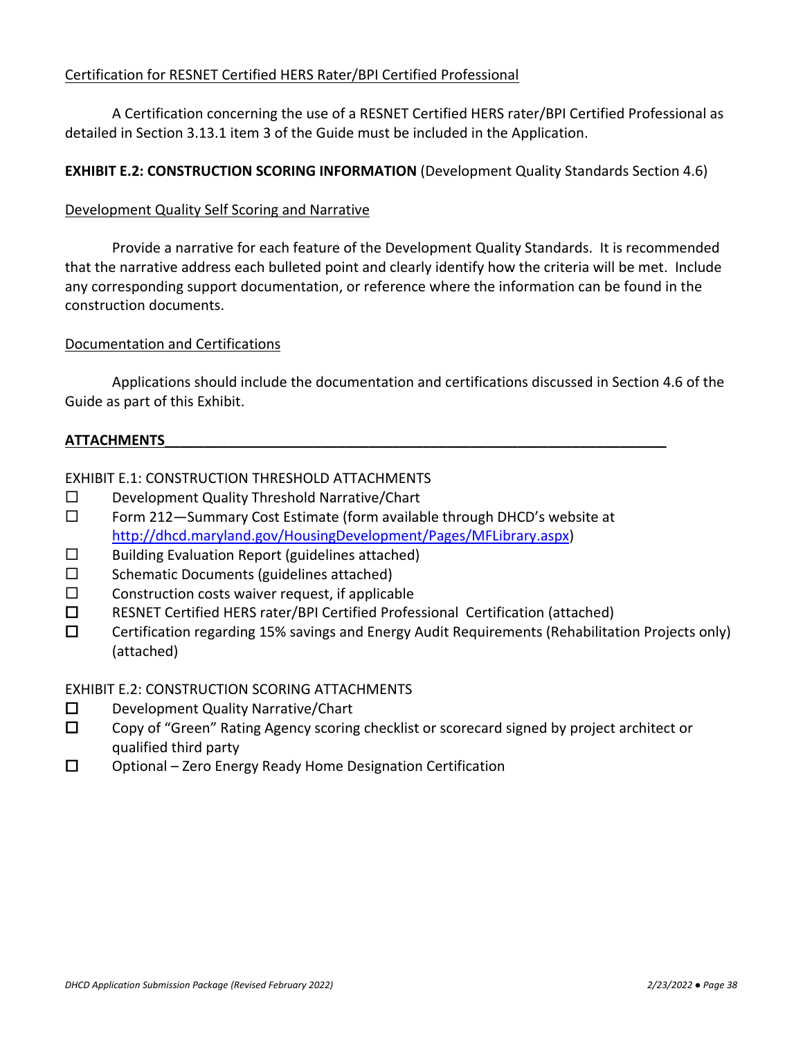Certification for RESNET Certified HERS Rater/BPI Certified Professional

A Certification concerning the use of a RESNET Certified HERS rater/BPI Certified Professional as detailed in Section 3.13.1 item 3 of the Guide must be included in the Application.

**EXHIBIT E.2: CONSTRUCTION SCORING INFORMATION** (Development Quality Standards Section 4.6)

Development Quality Self Scoring and Narrative

Provide a narrative for each feature of the Development Quality Standards. It is recommended that the narrative address each bulleted point and clearly identify how the criteria will be met. Include any corresponding support documentation, or reference where the information can be found in the construction documents.

Documentation and Certifications

Applications should include the documentation and certifications discussed in Section 4.6 of the Guide as part of this Exhibit.

**ATTACHMENTS**

EXHIBIT E.1: CONSTRUCTION THRESHOLD ATTACHMENTS

- ☐ Development Quality Threshold Narrative/Chart
- ☐ Form 212—Summary Cost Estimate (form available through DHCD's website at http://dhcd.maryland.gov/HousingDevelopment/Pages/MFLibrary.aspx)
- ☐ Building Evaluation Report (guidelines attached)
- ☐ Schematic Documents (guidelines attached)
- ☐ Construction costs waiver request, if applicable
- ☐ RESNET Certified HERS rater/BPI Certified Professional Certification (attached)
- ☐ Certification regarding 15% savings and Energy Audit Requirements (Rehabilitation Projects only) (attached)

EXHIBIT E.2: CONSTRUCTION SCORING ATTACHMENTS

- ☐ Development Quality Narrative/Chart
- ☐ Copy of "Green" Rating Agency scoring checklist or scorecard signed by project architect or qualified third party
- ☐ Optional – Zero Energy Ready Home Designation Certification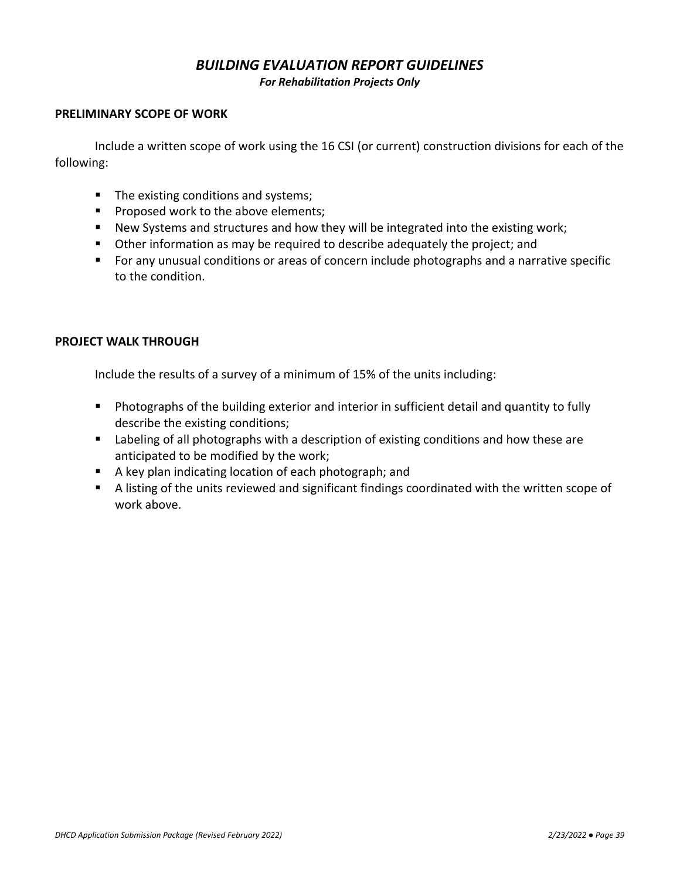# *BUILDING EVALUATION REPORT GUIDELINES*

***For Rehabilitation Projects Only***

## PRELIMINARY SCOPE OF WORK

Include a written scope of work using the 16 CSI (or current) construction divisions for each of the following:

- The existing conditions and systems;
- Proposed work to the above elements;
- New Systems and structures and how they will be integrated into the existing work;
- Other information as may be required to describe adequately the project; and
- For any unusual conditions or areas of concern include photographs and a narrative specific to the condition.

## PROJECT WALK THROUGH

Include the results of a survey of a minimum of 15% of the units including:

- Photographs of the building exterior and interior in sufficient detail and quantity to fully describe the existing conditions;
- Labeling of all photographs with a description of existing conditions and how these are anticipated to be modified by the work;
- A key plan indicating location of each photograph; and
- A listing of the units reviewed and significant findings coordinated with the written scope of work above.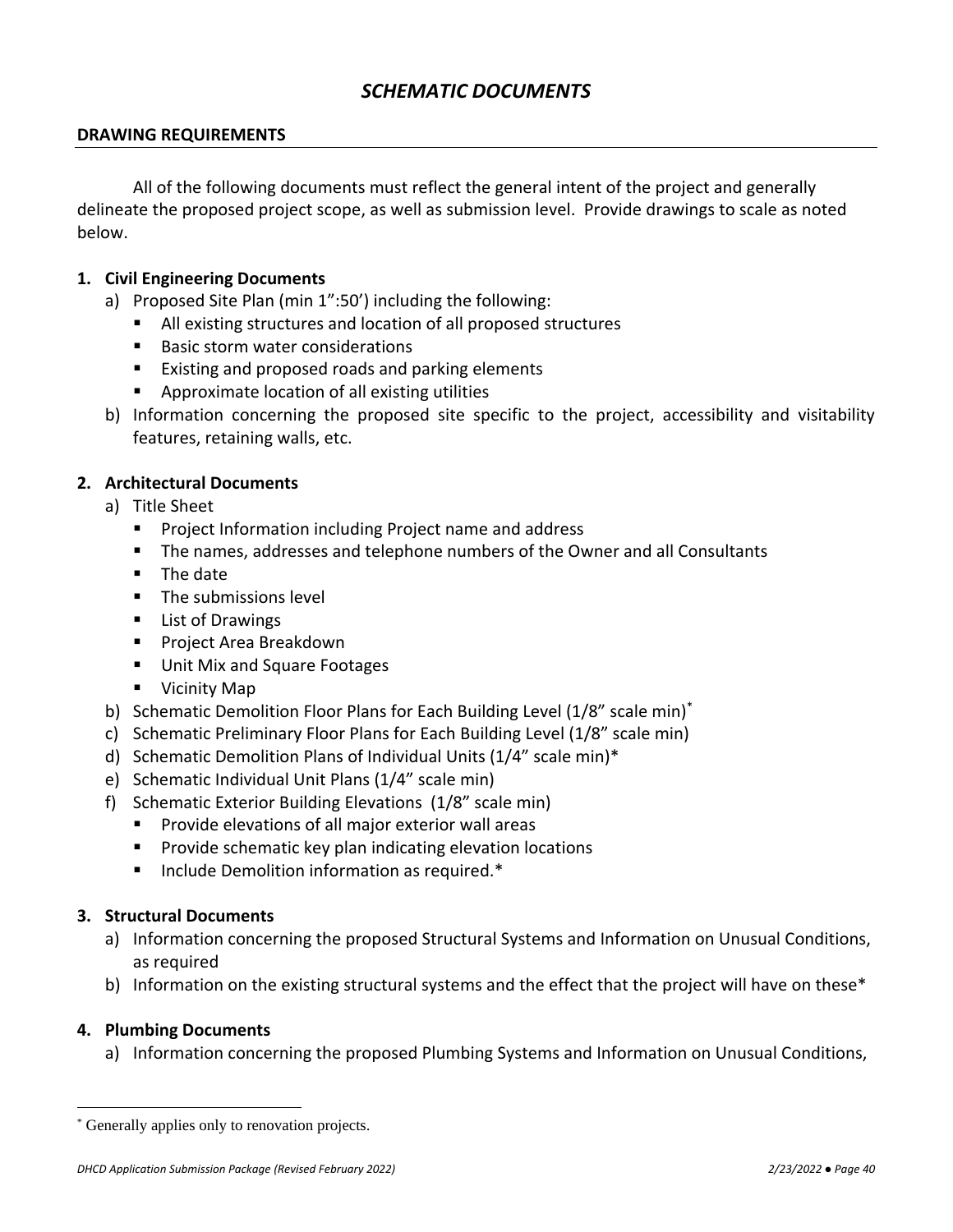# *SCHEMATIC DOCUMENTS*

## DRAWING REQUIREMENTS

All of the following documents must reflect the general intent of the project and generally delineate the proposed project scope, as well as submission level. Provide drawings to scale as noted below.

**1. Civil Engineering Documents**

a) Proposed Site Plan (min 1":50') including the following:
   - All existing structures and location of all proposed structures
   - Basic storm water considerations
   - Existing and proposed roads and parking elements
   - Approximate location of all existing utilities

b) Information concerning the proposed site specific to the project, accessibility and visitability features, retaining walls, etc.

**2. Architectural Documents**

a) Title Sheet
   - Project Information including Project name and address
   - The names, addresses and telephone numbers of the Owner and all Consultants
   - The date
   - The submissions level
   - List of Drawings
   - Project Area Breakdown
   - Unit Mix and Square Footages
   - Vicinity Map

b) Schematic Demolition Floor Plans for Each Building Level (1/8" scale min)*

c) Schematic Preliminary Floor Plans for Each Building Level (1/8" scale min)

d) Schematic Demolition Plans of Individual Units (1/4" scale min)*

e) Schematic Individual Unit Plans (1/4" scale min)

f) Schematic Exterior Building Elevations (1/8" scale min)
   - Provide elevations of all major exterior wall areas
   - Provide schematic key plan indicating elevation locations
   - Include Demolition information as required.*

**3. Structural Documents**

a) Information concerning the proposed Structural Systems and Information on Unusual Conditions, as required

b) Information on the existing structural systems and the effect that the project will have on these*

**4. Plumbing Documents**

a) Information concerning the proposed Plumbing Systems and Information on Unusual Conditions,

---

* Generally applies only to renovation projects.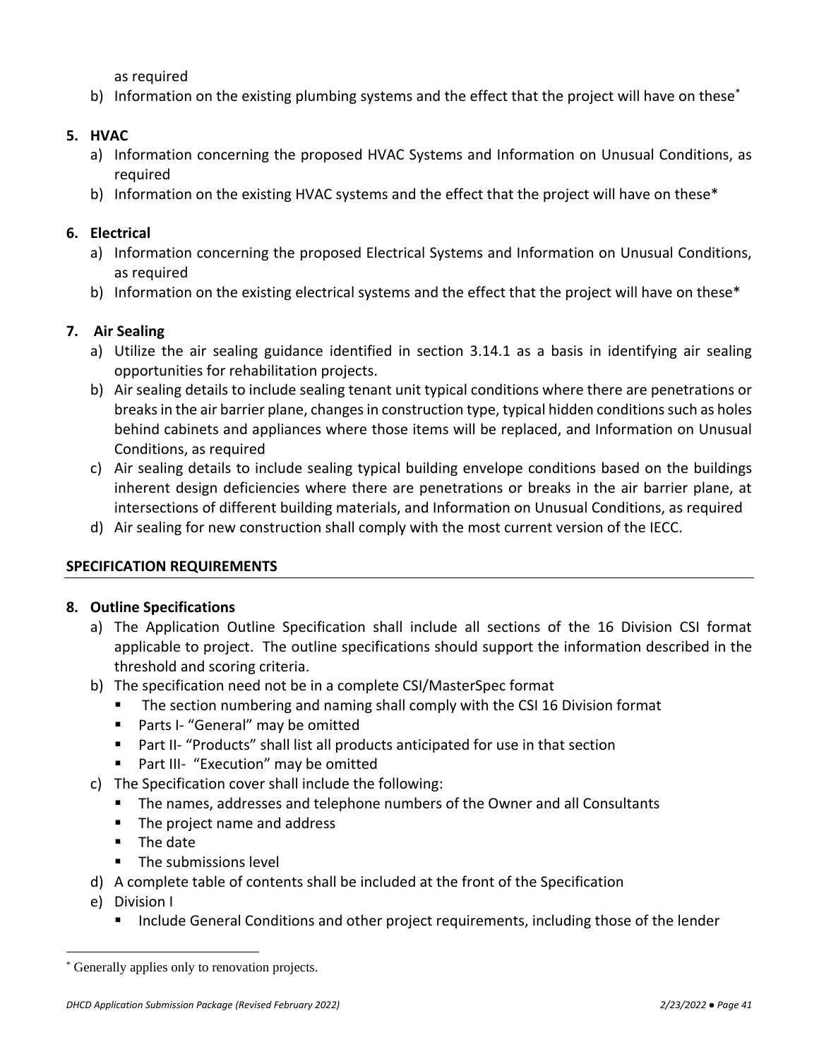as required

b) Information on the existing plumbing systems and the effect that the project will have on these*

**5. HVAC**

a) Information concerning the proposed HVAC Systems and Information on Unusual Conditions, as required

b) Information on the existing HVAC systems and the effect that the project will have on these*

**6. Electrical**

a) Information concerning the proposed Electrical Systems and Information on Unusual Conditions, as required

b) Information on the existing electrical systems and the effect that the project will have on these*

**7. Air Sealing**

a) Utilize the air sealing guidance identified in section 3.14.1 as a basis in identifying air sealing opportunities for rehabilitation projects.

b) Air sealing details to include sealing tenant unit typical conditions where there are penetrations or breaks in the air barrier plane, changes in construction type, typical hidden conditions such as holes behind cabinets and appliances where those items will be replaced, and Information on Unusual Conditions, as required

c) Air sealing details to include sealing typical building envelope conditions based on the buildings inherent design deficiencies where there are penetrations or breaks in the air barrier plane, at intersections of different building materials, and Information on Unusual Conditions, as required

d) Air sealing for new construction shall comply with the most current version of the IECC.

## SPECIFICATION REQUIREMENTS

**8. Outline Specifications**

a) The Application Outline Specification shall include all sections of the 16 Division CSI format applicable to project. The outline specifications should support the information described in the threshold and scoring criteria.

b) The specification need not be in a complete CSI/MasterSpec format
   - The section numbering and naming shall comply with the CSI 16 Division format
   - Parts I- "General" may be omitted
   - Part II- "Products" shall list all products anticipated for use in that section
   - Part III- "Execution" may be omitted

c) The Specification cover shall include the following:
   - The names, addresses and telephone numbers of the Owner and all Consultants
   - The project name and address
   - The date
   - The submissions level

d) A complete table of contents shall be included at the front of the Specification

e) Division I
   - Include General Conditions and other project requirements, including those of the lender

* Generally applies only to renovation projects.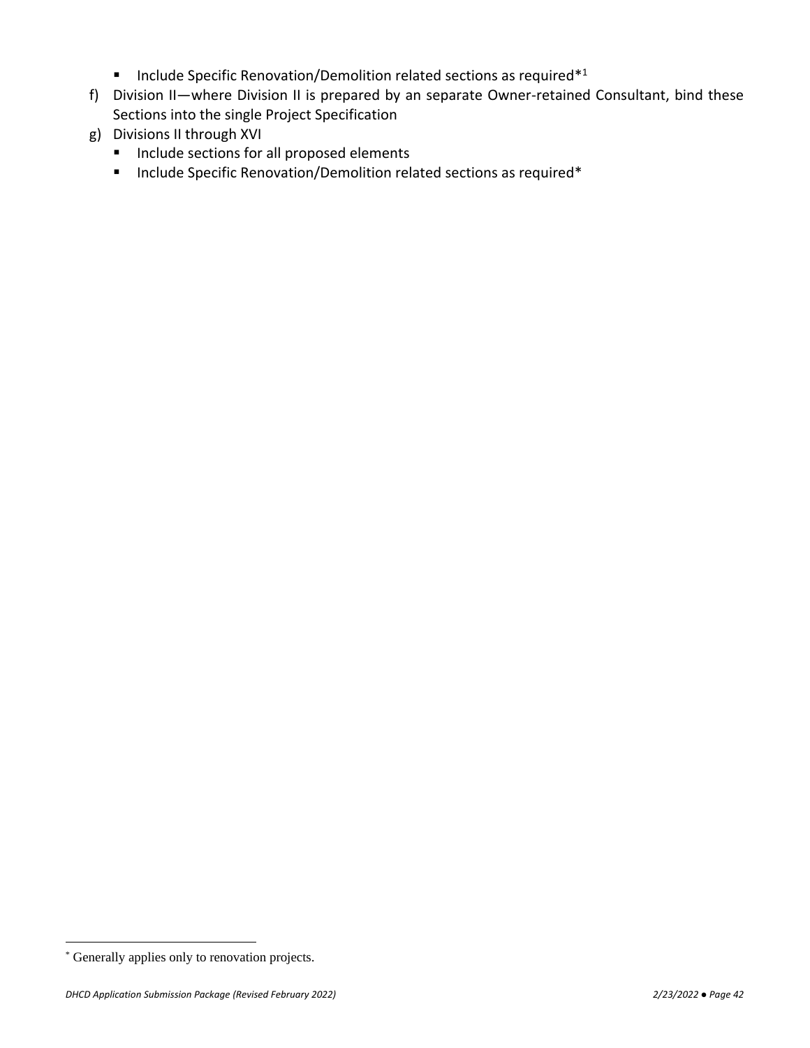- Include Specific Renovation/Demolition related sections as required*[1]

f) Division II—where Division II is prepared by an separate Owner-retained Consultant, bind these Sections into the single Project Specification

g) Divisions II through XVI
   - Include sections for all proposed elements
   - Include Specific Renovation/Demolition related sections as required*

* Generally applies only to renovation projects.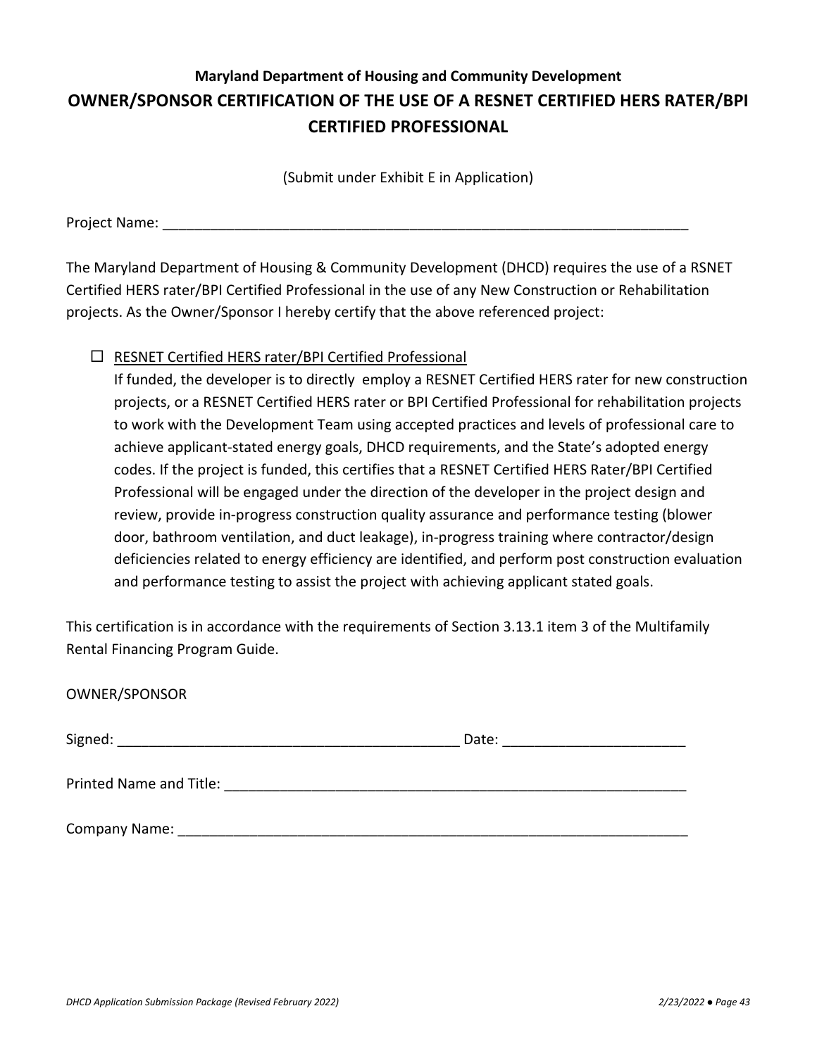**Maryland Department of Housing and Community Development**

## OWNER/SPONSOR CERTIFICATION OF THE USE OF A RESNET CERTIFIED HERS RATER/BPI CERTIFIED PROFESSIONAL

(Submit under Exhibit E in Application)

Project Name: ______________________________________________________________________

The Maryland Department of Housing & Community Development (DHCD) requires the use of a RSNET Certified HERS rater/BPI Certified Professional in the use of any New Construction or Rehabilitation projects. As the Owner/Sponsor I hereby certify that the above referenced project:

- ☐ <u>RESNET Certified HERS rater/BPI Certified Professional</u>
  If funded, the developer is to directly employ a RESNET Certified HERS rater for new construction projects, or a RESNET Certified HERS rater or BPI Certified Professional for rehabilitation projects to work with the Development Team using accepted practices and levels of professional care to achieve applicant-stated energy goals, DHCD requirements, and the State's adopted energy codes. If the project is funded, this certifies that a RESNET Certified HERS Rater/BPI Certified Professional will be engaged under the direction of the developer in the project design and review, provide in-progress construction quality assurance and performance testing (blower door, bathroom ventilation, and duct leakage), in-progress training where contractor/design deficiencies related to energy efficiency are identified, and perform post construction evaluation and performance testing to assist the project with achieving applicant stated goals.

This certification is in accordance with the requirements of Section 3.13.1 item 3 of the Multifamily Rental Financing Program Guide.

OWNER/SPONSOR

Signed: ____________________________________________ Date: _______________________

Printed Name and Title: ____________________________________________________________

Company Name: _________________________________________________________________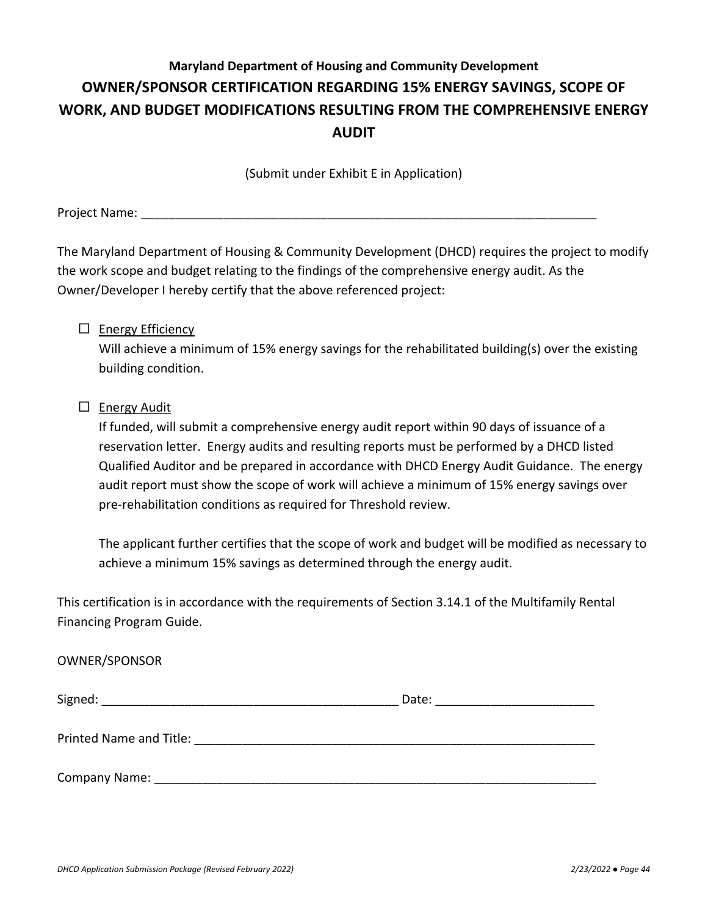**Maryland Department of Housing and Community Development**

# OWNER/SPONSOR CERTIFICATION REGARDING 15% ENERGY SAVINGS, SCOPE OF WORK, AND BUDGET MODIFICATIONS RESULTING FROM THE COMPREHENSIVE ENERGY AUDIT

(Submit under Exhibit E in Application)

Project Name: ______________________________________________________________________

The Maryland Department of Housing & Community Development (DHCD) requires the project to modify the work scope and budget relating to the findings of the comprehensive energy audit. As the Owner/Developer I hereby certify that the above referenced project:

☐ Energy Efficiency

Will achieve a minimum of 15% energy savings for the rehabilitated building(s) over the existing building condition.

☐ Energy Audit

If funded, will submit a comprehensive energy audit report within 90 days of issuance of a reservation letter. Energy audits and resulting reports must be performed by a DHCD listed Qualified Auditor and be prepared in accordance with DHCD Energy Audit Guidance. The energy audit report must show the scope of work will achieve a minimum of 15% energy savings over pre-rehabilitation conditions as required for Threshold review.

The applicant further certifies that the scope of work and budget will be modified as necessary to achieve a minimum 15% savings as determined through the energy audit.

This certification is in accordance with the requirements of Section 3.14.1 of the Multifamily Rental Financing Program Guide.

OWNER/SPONSOR

Signed: ____________________________________________ Date: _______________________

Printed Name and Title: _____________________________________________________________

Company Name: ____________________________________________________________________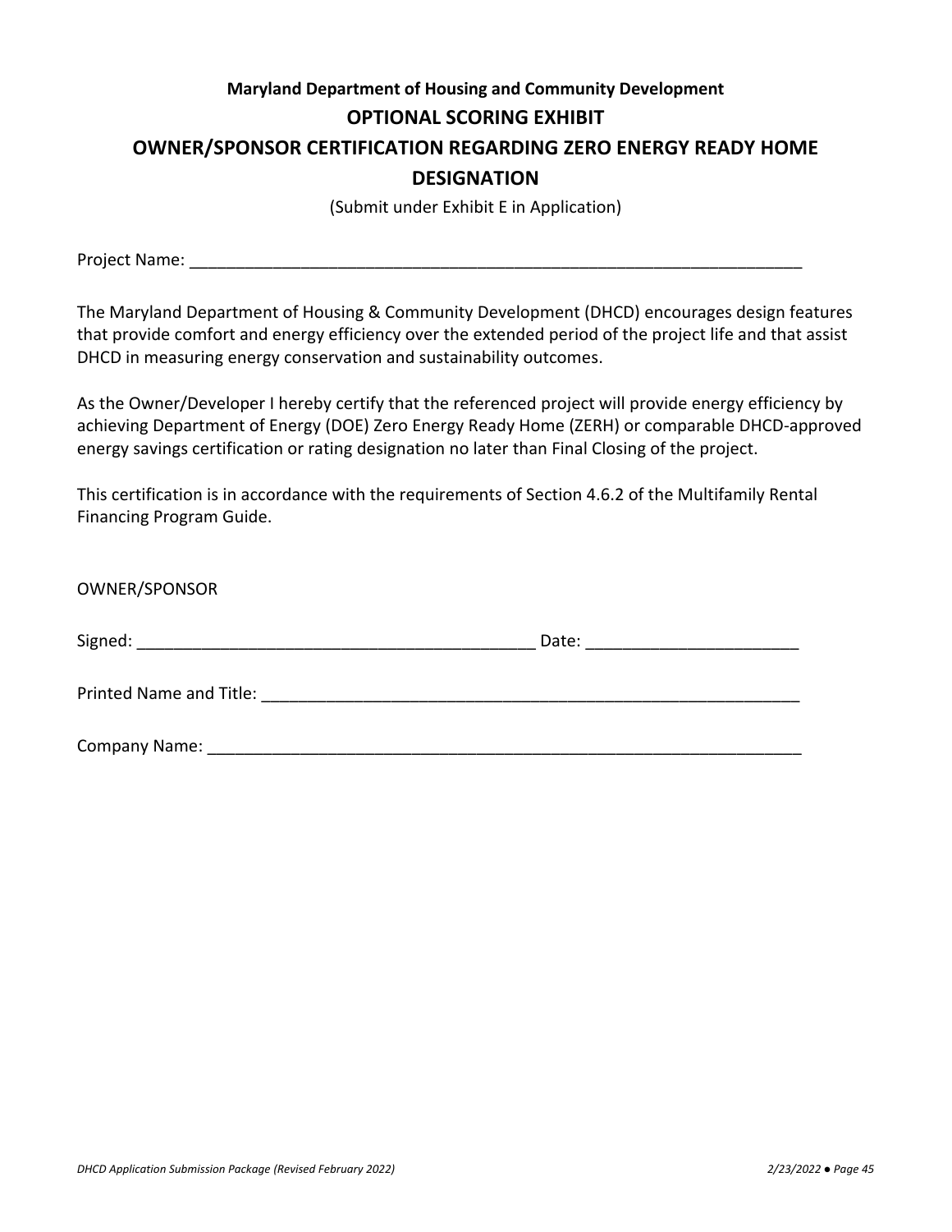**Maryland Department of Housing and Community Development**

## OPTIONAL SCORING EXHIBIT

## OWNER/SPONSOR CERTIFICATION REGARDING ZERO ENERGY READY HOME DESIGNATION

(Submit under Exhibit E in Application)

Project Name: ______________________________________________________________________

The Maryland Department of Housing & Community Development (DHCD) encourages design features that provide comfort and energy efficiency over the extended period of the project life and that assist DHCD in measuring energy conservation and sustainability outcomes.

As the Owner/Developer I hereby certify that the referenced project will provide energy efficiency by achieving Department of Energy (DOE) Zero Energy Ready Home (ZERH) or comparable DHCD-approved energy savings certification or rating designation no later than Final Closing of the project.

This certification is in accordance with the requirements of Section 4.6.2 of the Multifamily Rental Financing Program Guide.

OWNER/SPONSOR

Signed: ____________________________________________ Date: _______________________

Printed Name and Title: ______________________________________________________________

Company Name: ____________________________________________________________________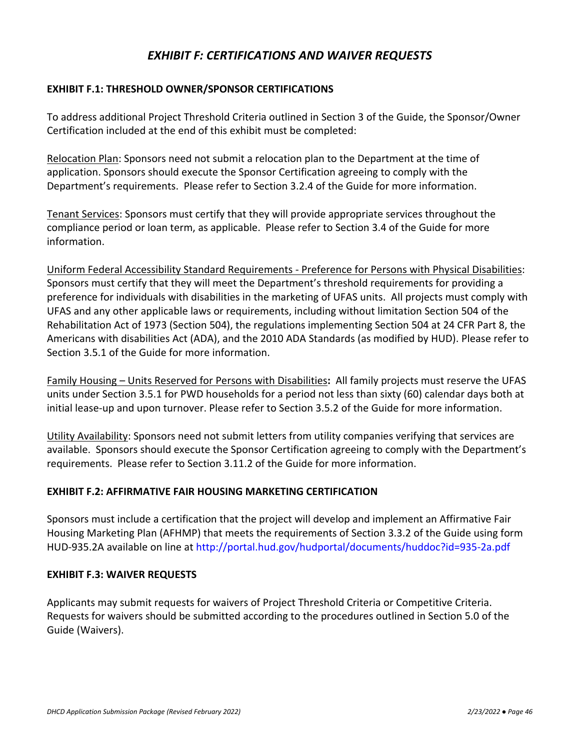# *EXHIBIT F: CERTIFICATIONS AND WAIVER REQUESTS*

## EXHIBIT F.1: THRESHOLD OWNER/SPONSOR CERTIFICATIONS

To address additional Project Threshold Criteria outlined in Section 3 of the Guide, the Sponsor/Owner Certification included at the end of this exhibit must be completed:

Relocation Plan: Sponsors need not submit a relocation plan to the Department at the time of application. Sponsors should execute the Sponsor Certification agreeing to comply with the Department's requirements. Please refer to Section 3.2.4 of the Guide for more information.

Tenant Services: Sponsors must certify that they will provide appropriate services throughout the compliance period or loan term, as applicable. Please refer to Section 3.4 of the Guide for more information.

Uniform Federal Accessibility Standard Requirements - Preference for Persons with Physical Disabilities: Sponsors must certify that they will meet the Department's threshold requirements for providing a preference for individuals with disabilities in the marketing of UFAS units. All projects must comply with UFAS and any other applicable laws or requirements, including without limitation Section 504 of the Rehabilitation Act of 1973 (Section 504), the regulations implementing Section 504 at 24 CFR Part 8, the Americans with disabilities Act (ADA), and the 2010 ADA Standards (as modified by HUD). Please refer to Section 3.5.1 of the Guide for more information.

Family Housing – Units Reserved for Persons with Disabilities**:** All family projects must reserve the UFAS units under Section 3.5.1 for PWD households for a period not less than sixty (60) calendar days both at initial lease-up and upon turnover. Please refer to Section 3.5.2 of the Guide for more information.

Utility Availability: Sponsors need not submit letters from utility companies verifying that services are available. Sponsors should execute the Sponsor Certification agreeing to comply with the Department's requirements. Please refer to Section 3.11.2 of the Guide for more information.

## EXHIBIT F.2: AFFIRMATIVE FAIR HOUSING MARKETING CERTIFICATION

Sponsors must include a certification that the project will develop and implement an Affirmative Fair Housing Marketing Plan (AFHMP) that meets the requirements of Section 3.3.2 of the Guide using form HUD-935.2A available on line at http://portal.hud.gov/hudportal/documents/huddoc?id=935-2a.pdf

## EXHIBIT F.3: WAIVER REQUESTS

Applicants may submit requests for waivers of Project Threshold Criteria or Competitive Criteria. Requests for waivers should be submitted according to the procedures outlined in Section 5.0 of the Guide (Waivers).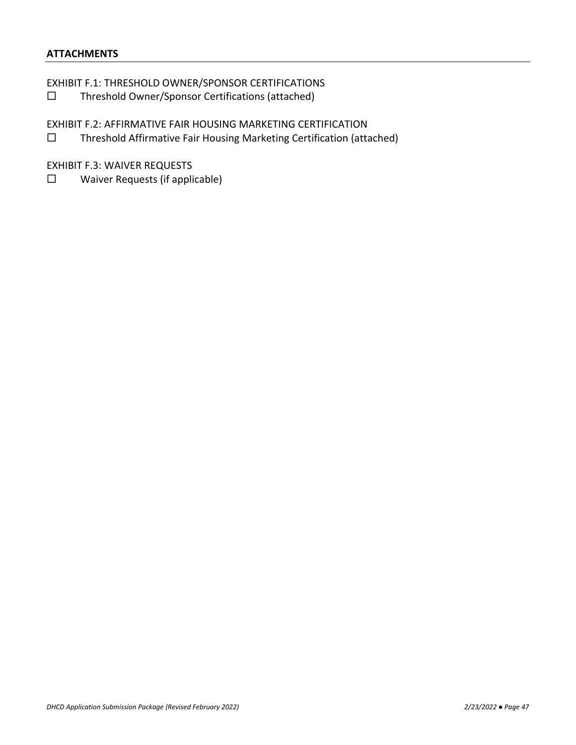## ATTACHMENTS

EXHIBIT F.1: THRESHOLD OWNER/SPONSOR CERTIFICATIONS

☐ Threshold Owner/Sponsor Certifications (attached)

EXHIBIT F.2: AFFIRMATIVE FAIR HOUSING MARKETING CERTIFICATION

☐ Threshold Affirmative Fair Housing Marketing Certification (attached)

EXHIBIT F.3: WAIVER REQUESTS

☐ Waiver Requests (if applicable)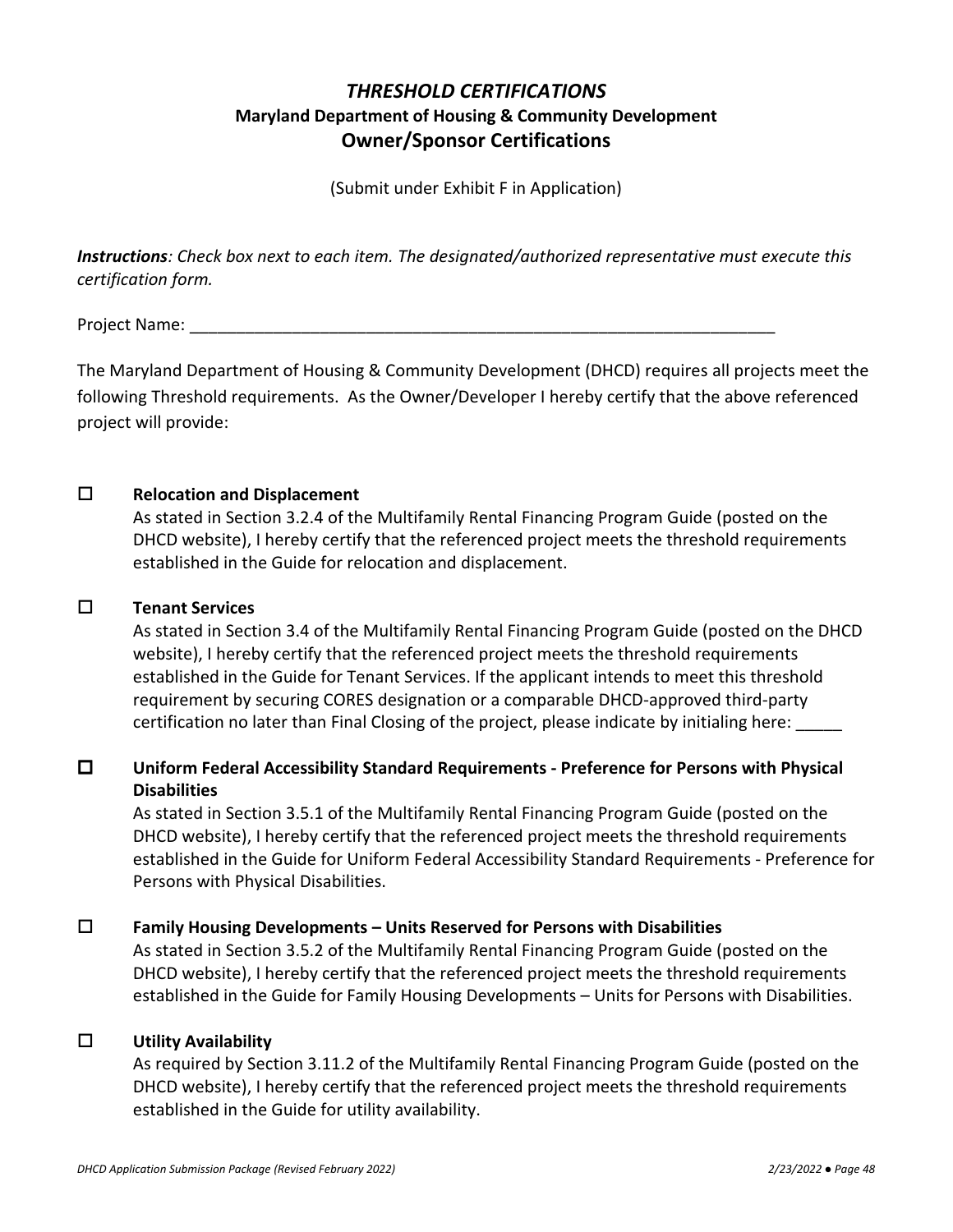# *THRESHOLD CERTIFICATIONS*

## Maryland Department of Housing & Community Development

## Owner/Sponsor Certifications

(Submit under Exhibit F in Application)

***Instructions****: Check box next to each item. The designated/authorized representative must execute this certification form.*

Project Name: ______________________________________________________________

The Maryland Department of Housing & Community Development (DHCD) requires all projects meet the following Threshold requirements. As the Owner/Developer I hereby certify that the above referenced project will provide:

- ☐ **Relocation and Displacement**
  As stated in Section 3.2.4 of the Multifamily Rental Financing Program Guide (posted on the DHCD website), I hereby certify that the referenced project meets the threshold requirements established in the Guide for relocation and displacement.

- ☐ **Tenant Services**
  As stated in Section 3.4 of the Multifamily Rental Financing Program Guide (posted on the DHCD website), I hereby certify that the referenced project meets the threshold requirements established in the Guide for Tenant Services. If the applicant intends to meet this threshold requirement by securing CORES designation or a comparable DHCD-approved third-party certification no later than Final Closing of the project, please indicate by initialing here: _____

- ☐ **Uniform Federal Accessibility Standard Requirements - Preference for Persons with Physical Disabilities**
  As stated in Section 3.5.1 of the Multifamily Rental Financing Program Guide (posted on the DHCD website), I hereby certify that the referenced project meets the threshold requirements established in the Guide for Uniform Federal Accessibility Standard Requirements - Preference for Persons with Physical Disabilities.

- ☐ **Family Housing Developments – Units Reserved for Persons with Disabilities**
  As stated in Section 3.5.2 of the Multifamily Rental Financing Program Guide (posted on the DHCD website), I hereby certify that the referenced project meets the threshold requirements established in the Guide for Family Housing Developments – Units for Persons with Disabilities.

- ☐ **Utility Availability**
  As required by Section 3.11.2 of the Multifamily Rental Financing Program Guide (posted on the DHCD website), I hereby certify that the referenced project meets the threshold requirements established in the Guide for utility availability.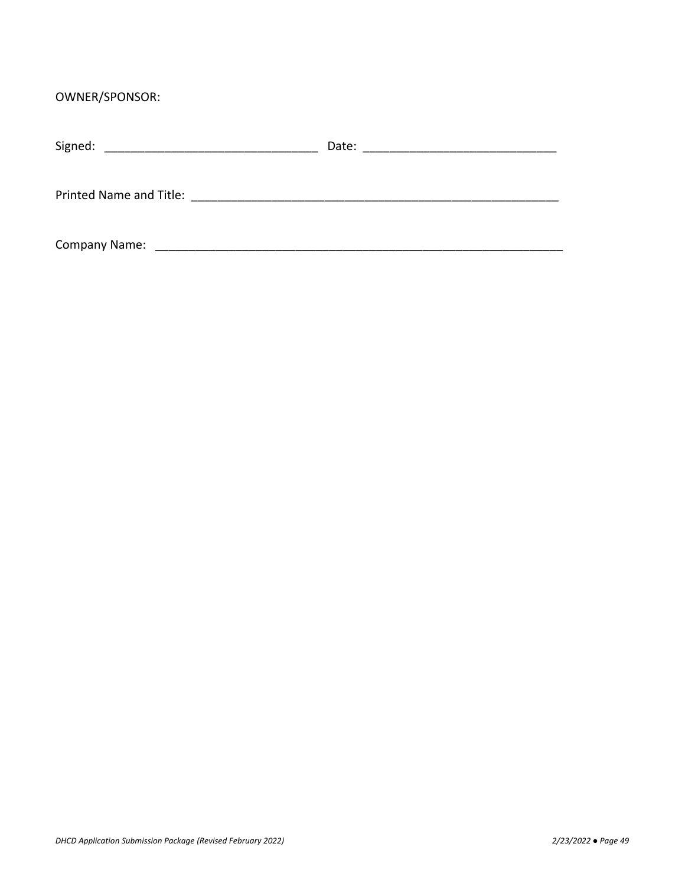OWNER/SPONSOR:

Signed: _______________________________ Date: ____________________________

Printed Name and Title: _______________________________________________________

Company Name: _____________________________________________________________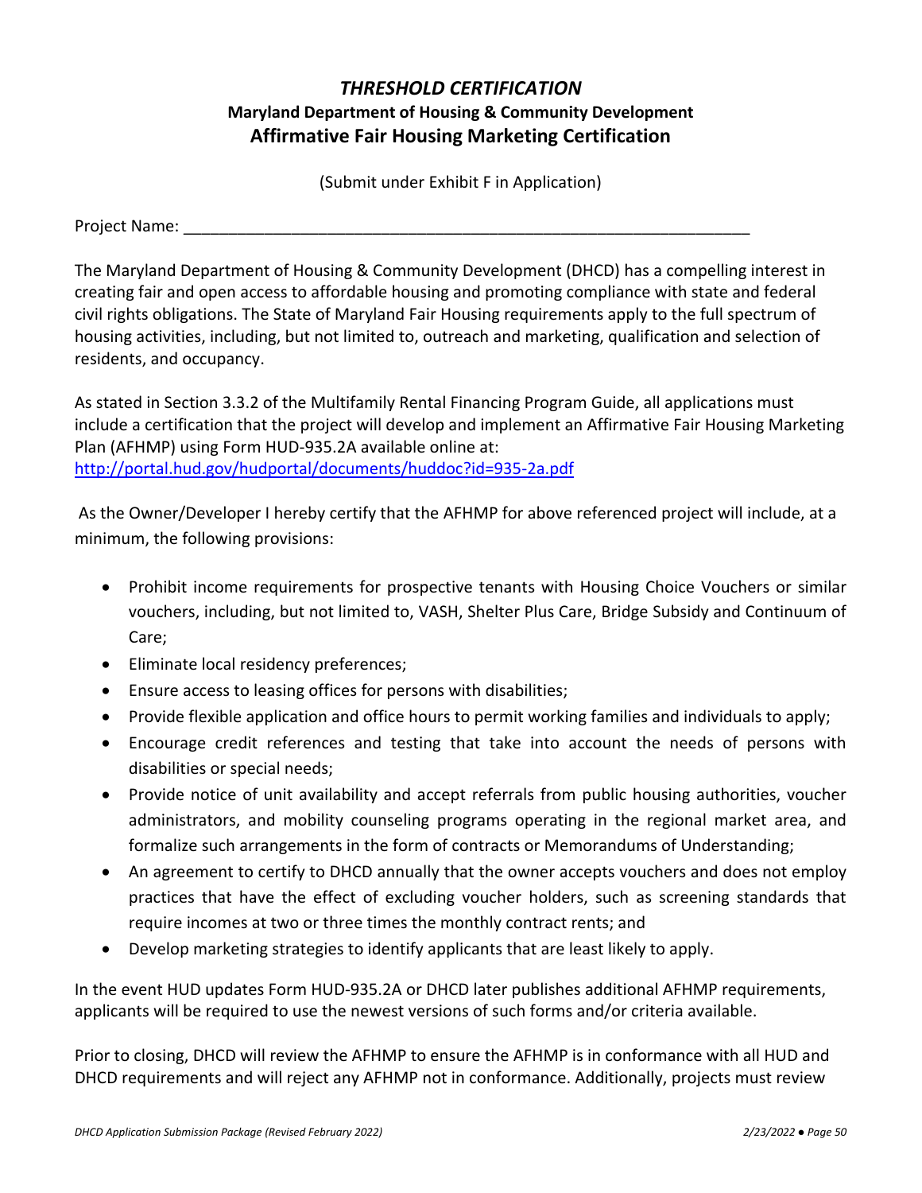# *THRESHOLD CERTIFICATION*

**Maryland Department of Housing & Community Development**

## Affirmative Fair Housing Marketing Certification

(Submit under Exhibit F in Application)

Project Name: ______________________________________________________________

The Maryland Department of Housing & Community Development (DHCD) has a compelling interest in creating fair and open access to affordable housing and promoting compliance with state and federal civil rights obligations. The State of Maryland Fair Housing requirements apply to the full spectrum of housing activities, including, but not limited to, outreach and marketing, qualification and selection of residents, and occupancy.

As stated in Section 3.3.2 of the Multifamily Rental Financing Program Guide, all applications must include a certification that the project will develop and implement an Affirmative Fair Housing Marketing Plan (AFHMP) using Form HUD-935.2A available online at: http://portal.hud.gov/hudportal/documents/huddoc?id=935-2a.pdf

As the Owner/Developer I hereby certify that the AFHMP for above referenced project will include, at a minimum, the following provisions:

- Prohibit income requirements for prospective tenants with Housing Choice Vouchers or similar vouchers, including, but not limited to, VASH, Shelter Plus Care, Bridge Subsidy and Continuum of Care;
- Eliminate local residency preferences;
- Ensure access to leasing offices for persons with disabilities;
- Provide flexible application and office hours to permit working families and individuals to apply;
- Encourage credit references and testing that take into account the needs of persons with disabilities or special needs;
- Provide notice of unit availability and accept referrals from public housing authorities, voucher administrators, and mobility counseling programs operating in the regional market area, and formalize such arrangements in the form of contracts or Memorandums of Understanding;
- An agreement to certify to DHCD annually that the owner accepts vouchers and does not employ practices that have the effect of excluding voucher holders, such as screening standards that require incomes at two or three times the monthly contract rents; and
- Develop marketing strategies to identify applicants that are least likely to apply.

In the event HUD updates Form HUD-935.2A or DHCD later publishes additional AFHMP requirements, applicants will be required to use the newest versions of such forms and/or criteria available.

Prior to closing, DHCD will review the AFHMP to ensure the AFHMP is in conformance with all HUD and DHCD requirements and will reject any AFHMP not in conformance. Additionally, projects must review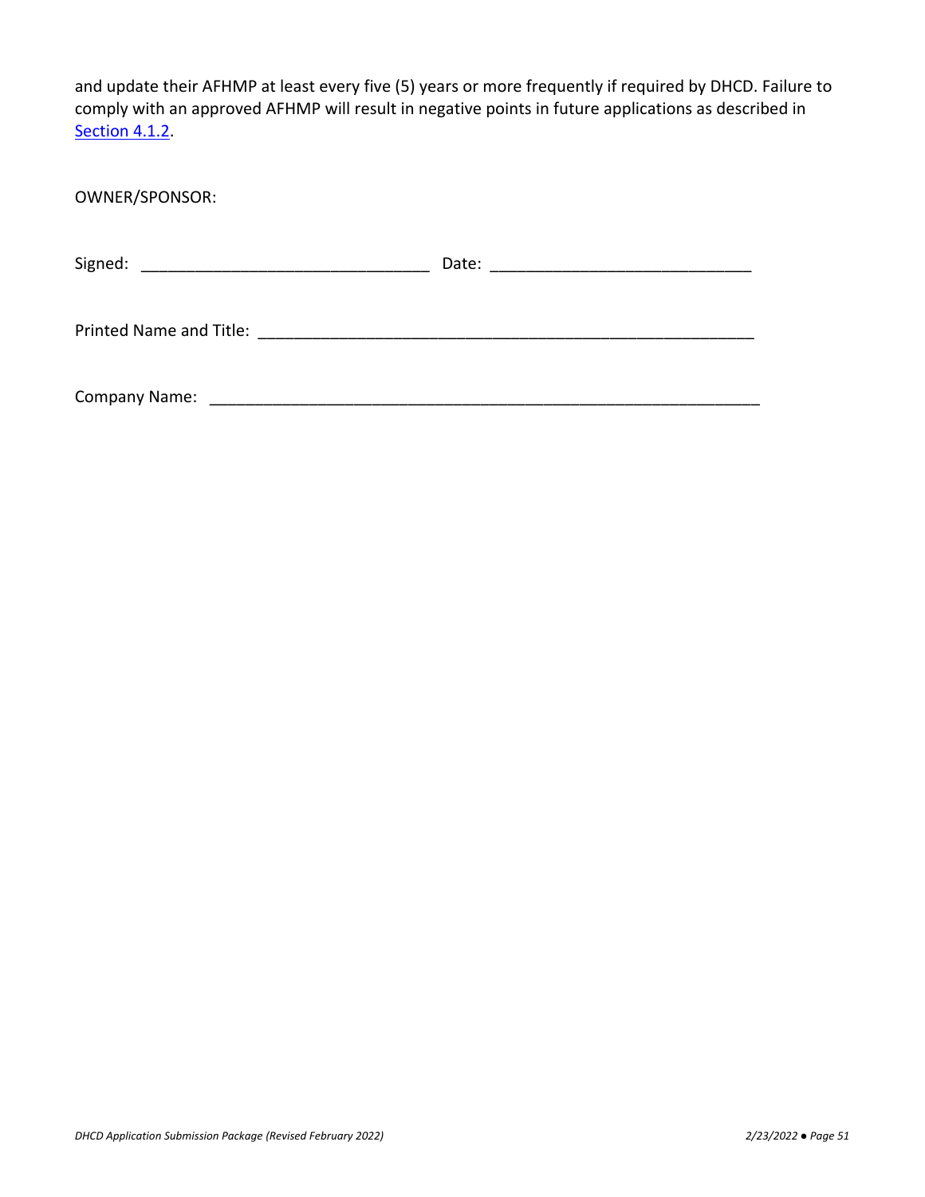and update their AFHMP at least every five (5) years or more frequently if required by DHCD. Failure to comply with an approved AFHMP will result in negative points in future applications as described in Section 4.1.2.

OWNER/SPONSOR:

Signed: ________________________________ Date: _____________________________

Printed Name and Title: _______________________________________________________

Company Name: ______________________________________________________________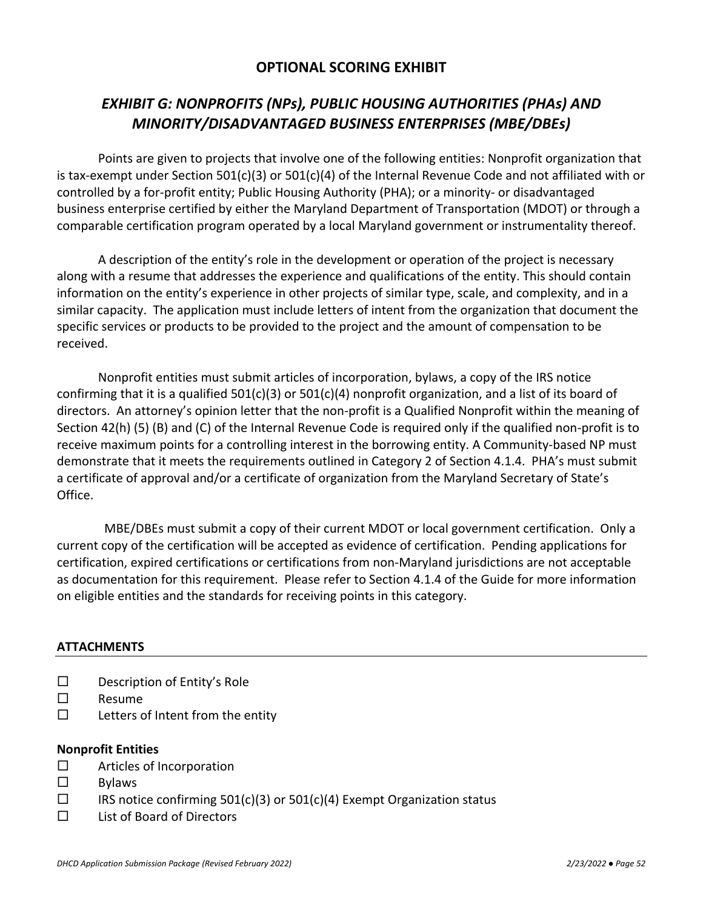## OPTIONAL SCORING EXHIBIT

## *EXHIBIT G: NONPROFITS (NPs), PUBLIC HOUSING AUTHORITIES (PHAs) AND MINORITY/DISADVANTAGED BUSINESS ENTERPRISES (MBE/DBEs)*

Points are given to projects that involve one of the following entities: Nonprofit organization that is tax-exempt under Section 501(c)(3) or 501(c)(4) of the Internal Revenue Code and not affiliated with or controlled by a for-profit entity; Public Housing Authority (PHA); or a minority- or disadvantaged business enterprise certified by either the Maryland Department of Transportation (MDOT) or through a comparable certification program operated by a local Maryland government or instrumentality thereof.

A description of the entity's role in the development or operation of the project is necessary along with a resume that addresses the experience and qualifications of the entity. This should contain information on the entity's experience in other projects of similar type, scale, and complexity, and in a similar capacity. The application must include letters of intent from the organization that document the specific services or products to be provided to the project and the amount of compensation to be received.

Nonprofit entities must submit articles of incorporation, bylaws, a copy of the IRS notice confirming that it is a qualified 501(c)(3) or 501(c)(4) nonprofit organization, and a list of its board of directors. An attorney's opinion letter that the non-profit is a Qualified Nonprofit within the meaning of Section 42(h) (5) (B) and (C) of the Internal Revenue Code is required only if the qualified non-profit is to receive maximum points for a controlling interest in the borrowing entity. A Community-based NP must demonstrate that it meets the requirements outlined in Category 2 of Section 4.1.4. PHA's must submit a certificate of approval and/or a certificate of organization from the Maryland Secretary of State's Office.

MBE/DBEs must submit a copy of their current MDOT or local government certification. Only a current copy of the certification will be accepted as evidence of certification. Pending applications for certification, expired certifications or certifications from non-Maryland jurisdictions are not acceptable as documentation for this requirement. Please refer to Section 4.1.4 of the Guide for more information on eligible entities and the standards for receiving points in this category.

### ATTACHMENTS

- ☐ Description of Entity's Role
- ☐ Resume
- ☐ Letters of Intent from the entity

**Nonprofit Entities**

- ☐ Articles of Incorporation
- ☐ Bylaws
- ☐ IRS notice confirming 501(c)(3) or 501(c)(4) Exempt Organization status
- ☐ List of Board of Directors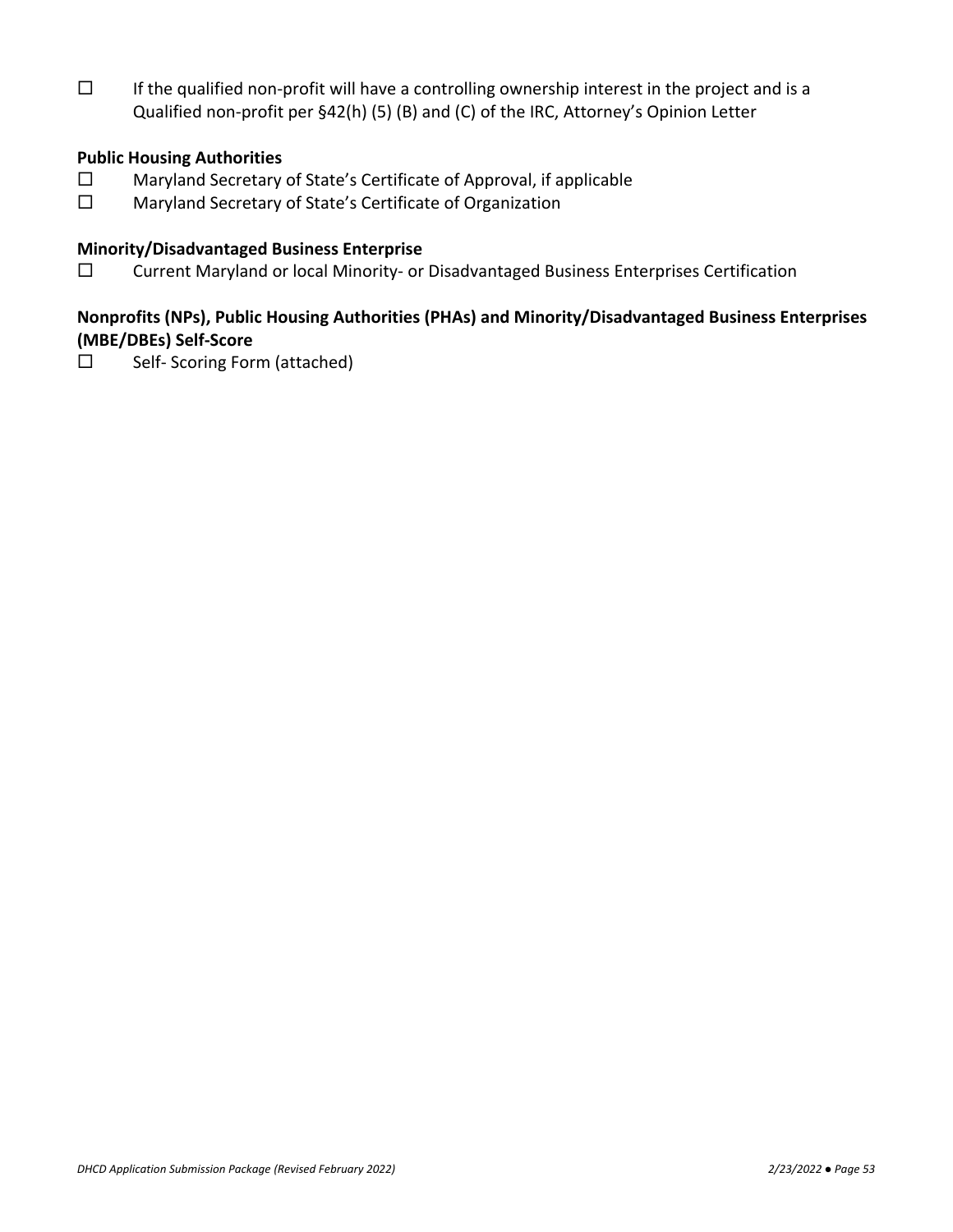☐ If the qualified non-profit will have a controlling ownership interest in the project and is a Qualified non-profit per §42(h) (5) (B) and (C) of the IRC, Attorney's Opinion Letter

**Public Housing Authorities**

☐ Maryland Secretary of State's Certificate of Approval, if applicable

☐ Maryland Secretary of State's Certificate of Organization

**Minority/Disadvantaged Business Enterprise**

☐ Current Maryland or local Minority- or Disadvantaged Business Enterprises Certification

**Nonprofits (NPs), Public Housing Authorities (PHAs) and Minority/Disadvantaged Business Enterprises (MBE/DBEs) Self-Score**

☐ Self- Scoring Form (attached)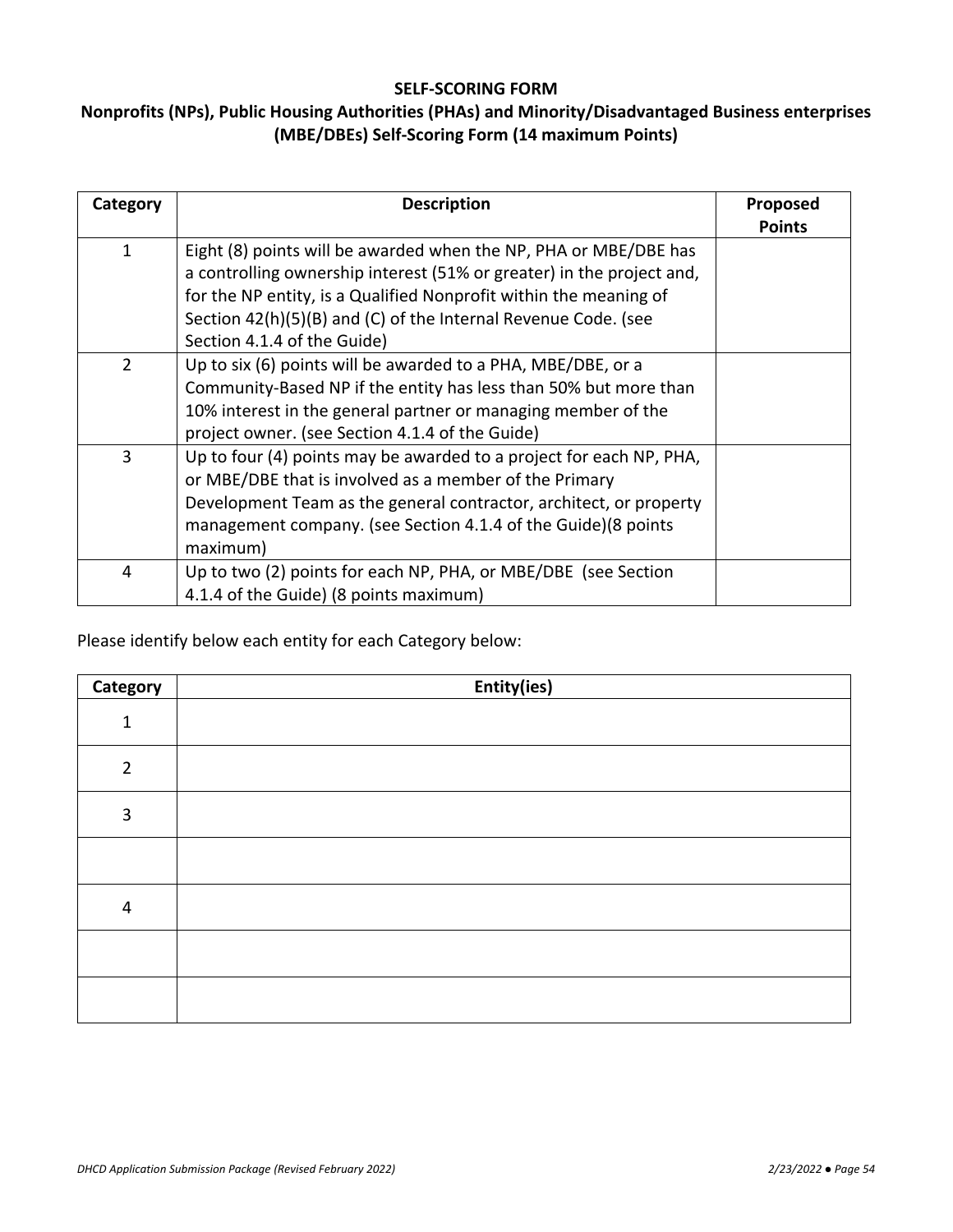**SELF-SCORING FORM**

**Nonprofits (NPs), Public Housing Authorities (PHAs) and Minority/Disadvantaged Business enterprises (MBE/DBEs) Self-Scoring Form (14 maximum Points)**

| Category | Description | Proposed Points |
|---|---|---|
| 1 | Eight (8) points will be awarded when the NP, PHA or MBE/DBE has a controlling ownership interest (51% or greater) in the project and, for the NP entity, is a Qualified Nonprofit within the meaning of Section 42(h)(5)(B) and (C) of the Internal Revenue Code. (see Section 4.1.4 of the Guide) | |
| 2 | Up to six (6) points will be awarded to a PHA, MBE/DBE, or a Community-Based NP if the entity has less than 50% but more than 10% interest in the general partner or managing member of the project owner. (see Section 4.1.4 of the Guide) | |
| 3 | Up to four (4) points may be awarded to a project for each NP, PHA, or MBE/DBE that is involved as a member of the Primary Development Team as the general contractor, architect, or property management company. (see Section 4.1.4 of the Guide)(8 points maximum) | |
| 4 | Up to two (2) points for each NP, PHA, or MBE/DBE (see Section 4.1.4 of the Guide) (8 points maximum) | |

Please identify below each entity for each Category below:

| Category | Entity(ies) |
|---|---|
| 1 | |
| 2 | |
| 3 | |
| | |
| 4 | |
| | |
| | |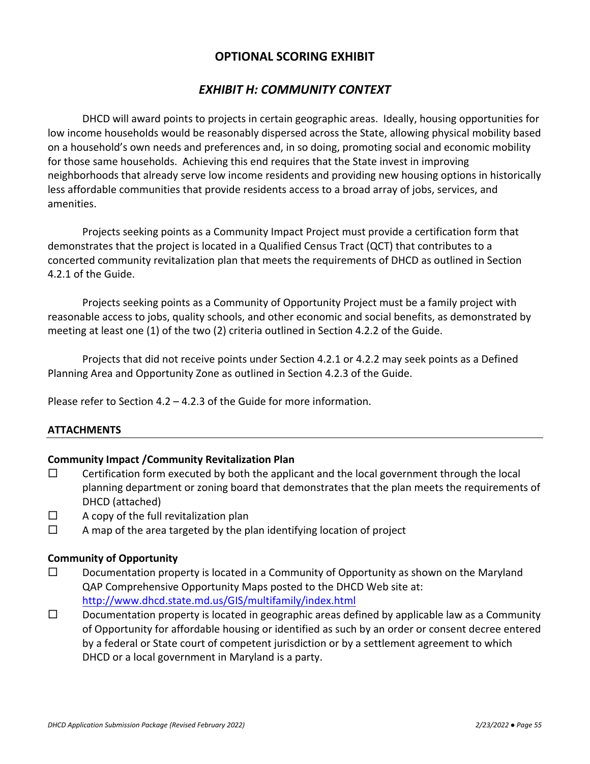# OPTIONAL SCORING EXHIBIT

## *EXHIBIT H: COMMUNITY CONTEXT*

DHCD will award points to projects in certain geographic areas. Ideally, housing opportunities for low income households would be reasonably dispersed across the State, allowing physical mobility based on a household's own needs and preferences and, in so doing, promoting social and economic mobility for those same households. Achieving this end requires that the State invest in improving neighborhoods that already serve low income residents and providing new housing options in historically less affordable communities that provide residents access to a broad array of jobs, services, and amenities.

Projects seeking points as a Community Impact Project must provide a certification form that demonstrates that the project is located in a Qualified Census Tract (QCT) that contributes to a concerted community revitalization plan that meets the requirements of DHCD as outlined in Section 4.2.1 of the Guide.

Projects seeking points as a Community of Opportunity Project must be a family project with reasonable access to jobs, quality schools, and other economic and social benefits, as demonstrated by meeting at least one (1) of the two (2) criteria outlined in Section 4.2.2 of the Guide.

Projects that did not receive points under Section 4.2.1 or 4.2.2 may seek points as a Defined Planning Area and Opportunity Zone as outlined in Section 4.2.3 of the Guide.

Please refer to Section 4.2 – 4.2.3 of the Guide for more information.

**ATTACHMENTS**

**Community Impact /Community Revitalization Plan**

- ☐ Certification form executed by both the applicant and the local government through the local planning department or zoning board that demonstrates that the plan meets the requirements of DHCD (attached)
- ☐ A copy of the full revitalization plan
- ☐ A map of the area targeted by the plan identifying location of project

**Community of Opportunity**

- ☐ Documentation property is located in a Community of Opportunity as shown on the Maryland QAP Comprehensive Opportunity Maps posted to the DHCD Web site at: http://www.dhcd.state.md.us/GIS/multifamily/index.html
- ☐ Documentation property is located in geographic areas defined by applicable law as a Community of Opportunity for affordable housing or identified as such by an order or consent decree entered by a federal or State court of competent jurisdiction or by a settlement agreement to which DHCD or a local government in Maryland is a party.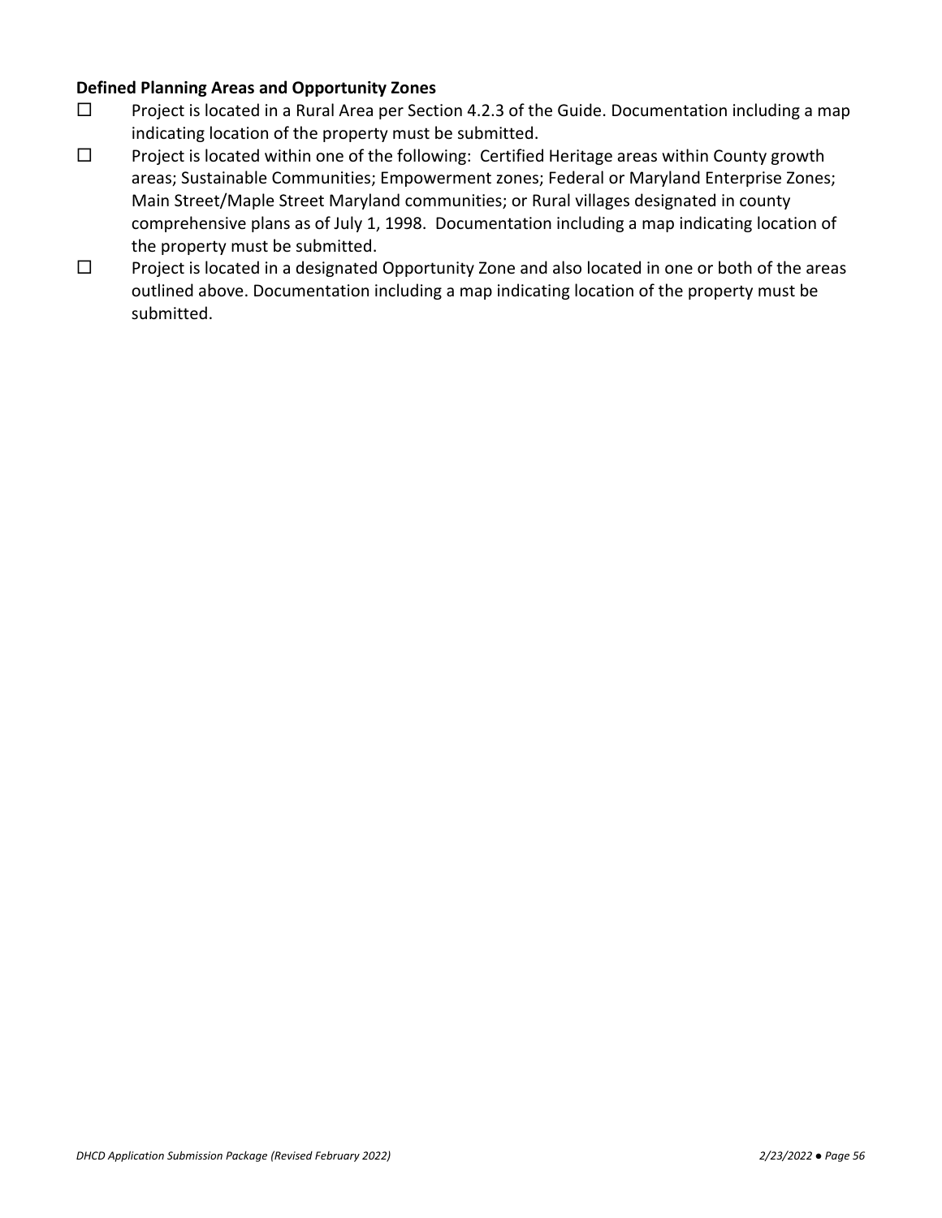**Defined Planning Areas and Opportunity Zones**

- ☐ Project is located in a Rural Area per Section 4.2.3 of the Guide. Documentation including a map indicating location of the property must be submitted.
- ☐ Project is located within one of the following: Certified Heritage areas within County growth areas; Sustainable Communities; Empowerment zones; Federal or Maryland Enterprise Zones; Main Street/Maple Street Maryland communities; or Rural villages designated in county comprehensive plans as of July 1, 1998. Documentation including a map indicating location of the property must be submitted.
- ☐ Project is located in a designated Opportunity Zone and also located in one or both of the areas outlined above. Documentation including a map indicating location of the property must be submitted.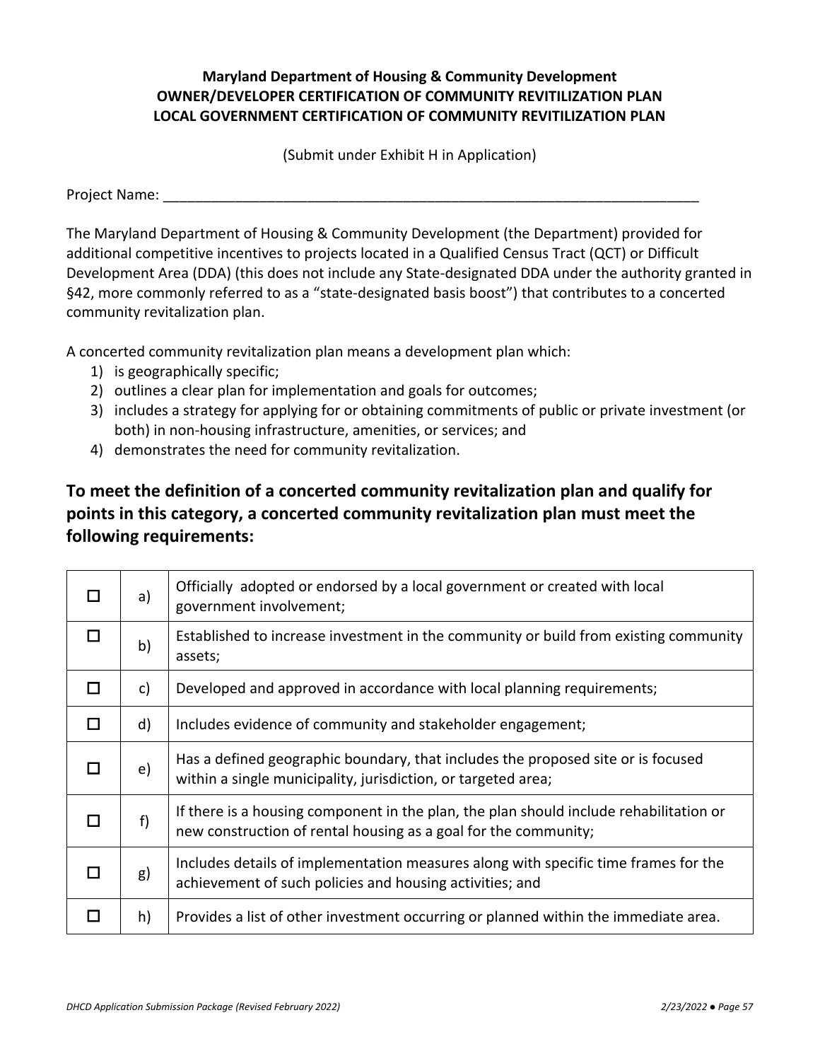**Maryland Department of Housing & Community Development**
**OWNER/DEVELOPER CERTIFICATION OF COMMUNITY REVITILIZATION PLAN**
**LOCAL GOVERNMENT CERTIFICATION OF COMMUNITY REVITILIZATION PLAN**

(Submit under Exhibit H in Application)

Project Name: ______________________________________________________________________

The Maryland Department of Housing & Community Development (the Department) provided for additional competitive incentives to projects located in a Qualified Census Tract (QCT) or Difficult Development Area (DDA) (this does not include any State-designated DDA under the authority granted in §42, more commonly referred to as a "state-designated basis boost") that contributes to a concerted community revitalization plan.

A concerted community revitalization plan means a development plan which:

1) is geographically specific;
2) outlines a clear plan for implementation and goals for outcomes;
3) includes a strategy for applying for or obtaining commitments of public or private investment (or both) in non-housing infrastructure, amenities, or services; and
4) demonstrates the need for community revitalization.

## To meet the definition of a concerted community revitalization plan and qualify for points in this category, a concerted community revitalization plan must meet the following requirements:

| | | |
|---|---|---|
| ☐ | a) | Officially adopted or endorsed by a local government or created with local government involvement; |
| ☐ | b) | Established to increase investment in the community or build from existing community assets; |
| ☐ | c) | Developed and approved in accordance with local planning requirements; |
| ☐ | d) | Includes evidence of community and stakeholder engagement; |
| ☐ | e) | Has a defined geographic boundary, that includes the proposed site or is focused within a single municipality, jurisdiction, or targeted area; |
| ☐ | f) | If there is a housing component in the plan, the plan should include rehabilitation or new construction of rental housing as a goal for the community; |
| ☐ | g) | Includes details of implementation measures along with specific time frames for the achievement of such policies and housing activities; and |
| ☐ | h) | Provides a list of other investment occurring or planned within the immediate area. |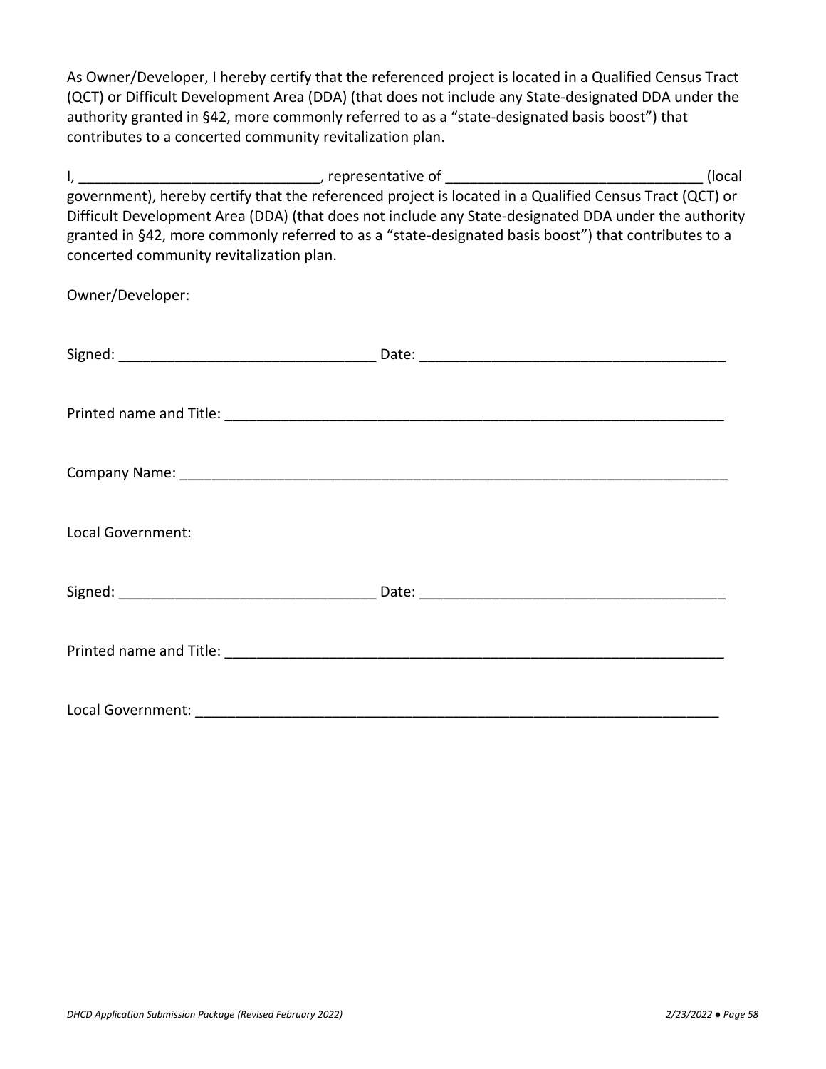As Owner/Developer, I hereby certify that the referenced project is located in a Qualified Census Tract (QCT) or Difficult Development Area (DDA) (that does not include any State-designated DDA under the authority granted in §42, more commonly referred to as a "state-designated basis boost") that contributes to a concerted community revitalization plan.

I, ______________________________, representative of ________________________________ (local government), hereby certify that the referenced project is located in a Qualified Census Tract (QCT) or Difficult Development Area (DDA) (that does not include any State-designated DDA under the authority granted in §42, more commonly referred to as a "state-designated basis boost") that contributes to a concerted community revitalization plan.

Owner/Developer:

Signed: ________________________________ Date: ______________________________________

Printed name and Title: _______________________________________________________________

Company Name: ____________________________________________________________________

Local Government:

Signed: ________________________________ Date: ______________________________________

Printed name and Title: _______________________________________________________________

Local Government: _________________________________________________________________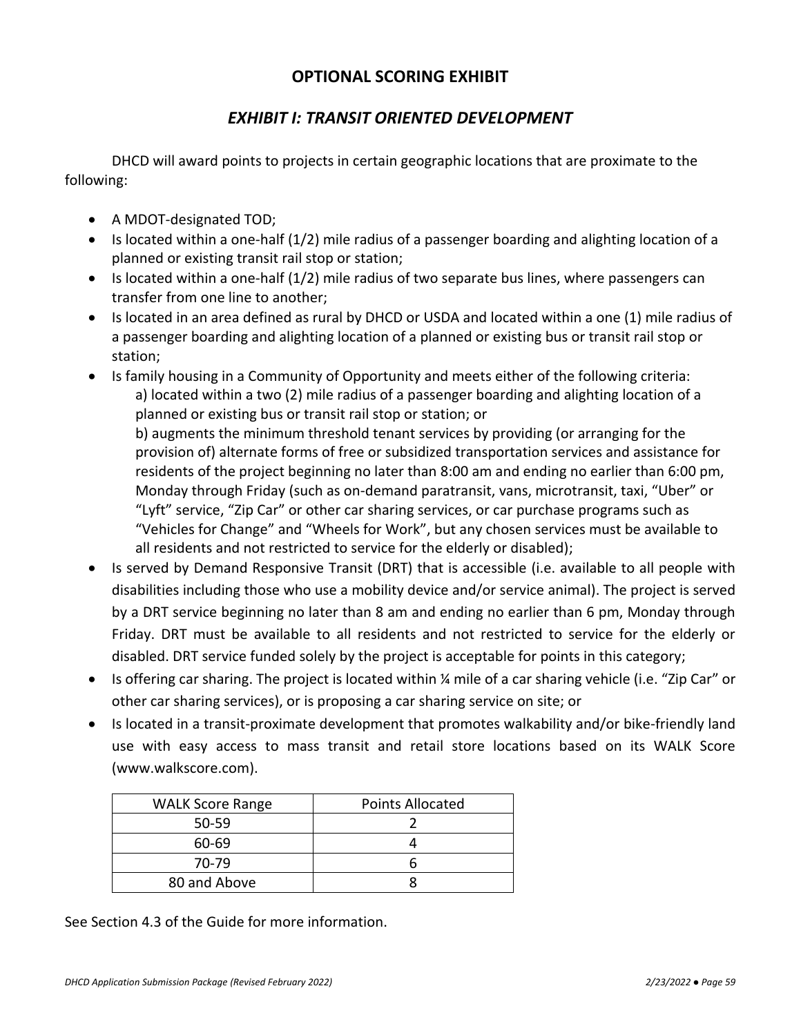## OPTIONAL SCORING EXHIBIT

### *EXHIBIT I: TRANSIT ORIENTED DEVELOPMENT*

DHCD will award points to projects in certain geographic locations that are proximate to the following:

- A MDOT-designated TOD;
- Is located within a one-half (1/2) mile radius of a passenger boarding and alighting location of a planned or existing transit rail stop or station;
- Is located within a one-half (1/2) mile radius of two separate bus lines, where passengers can transfer from one line to another;
- Is located in an area defined as rural by DHCD or USDA and located within a one (1) mile radius of a passenger boarding and alighting location of a planned or existing bus or transit rail stop or station;
- Is family housing in a Community of Opportunity and meets either of the following criteria:
  a) located within a two (2) mile radius of a passenger boarding and alighting location of a planned or existing bus or transit rail stop or station; or
  b) augments the minimum threshold tenant services by providing (or arranging for the provision of) alternate forms of free or subsidized transportation services and assistance for residents of the project beginning no later than 8:00 am and ending no earlier than 6:00 pm, Monday through Friday (such as on-demand paratransit, vans, microtransit, taxi, "Uber" or "Lyft" service, "Zip Car" or other car sharing services, or car purchase programs such as "Vehicles for Change" and "Wheels for Work", but any chosen services must be available to all residents and not restricted to service for the elderly or disabled);
- Is served by Demand Responsive Transit (DRT) that is accessible (i.e. available to all people with disabilities including those who use a mobility device and/or service animal). The project is served by a DRT service beginning no later than 8 am and ending no earlier than 6 pm, Monday through Friday. DRT must be available to all residents and not restricted to service for the elderly or disabled. DRT service funded solely by the project is acceptable for points in this category;
- Is offering car sharing. The project is located within ¼ mile of a car sharing vehicle (i.e. "Zip Car" or other car sharing services), or is proposing a car sharing service on site; or
- Is located in a transit-proximate development that promotes walkability and/or bike-friendly land use with easy access to mass transit and retail store locations based on its WALK Score (www.walkscore.com).

| WALK Score Range | Points Allocated |
|---|---|
| 50-59 | 2 |
| 60-69 | 4 |
| 70-79 | 6 |
| 80 and Above | 8 |

See Section 4.3 of the Guide for more information.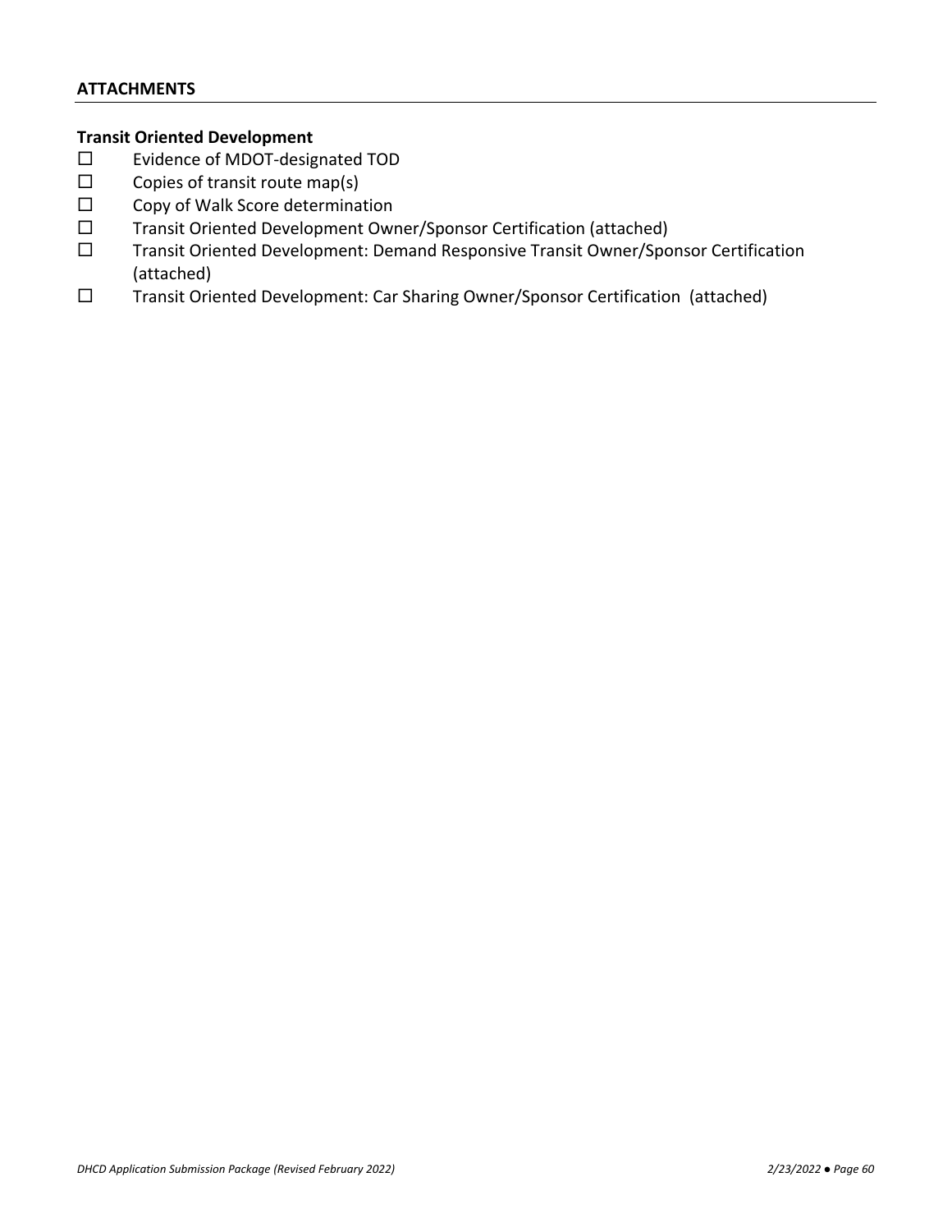## ATTACHMENTS

**Transit Oriented Development**

- ☐ Evidence of MDOT-designated TOD
- ☐ Copies of transit route map(s)
- ☐ Copy of Walk Score determination
- ☐ Transit Oriented Development Owner/Sponsor Certification (attached)
- ☐ Transit Oriented Development: Demand Responsive Transit Owner/Sponsor Certification (attached)
- ☐ Transit Oriented Development: Car Sharing Owner/Sponsor Certification (attached)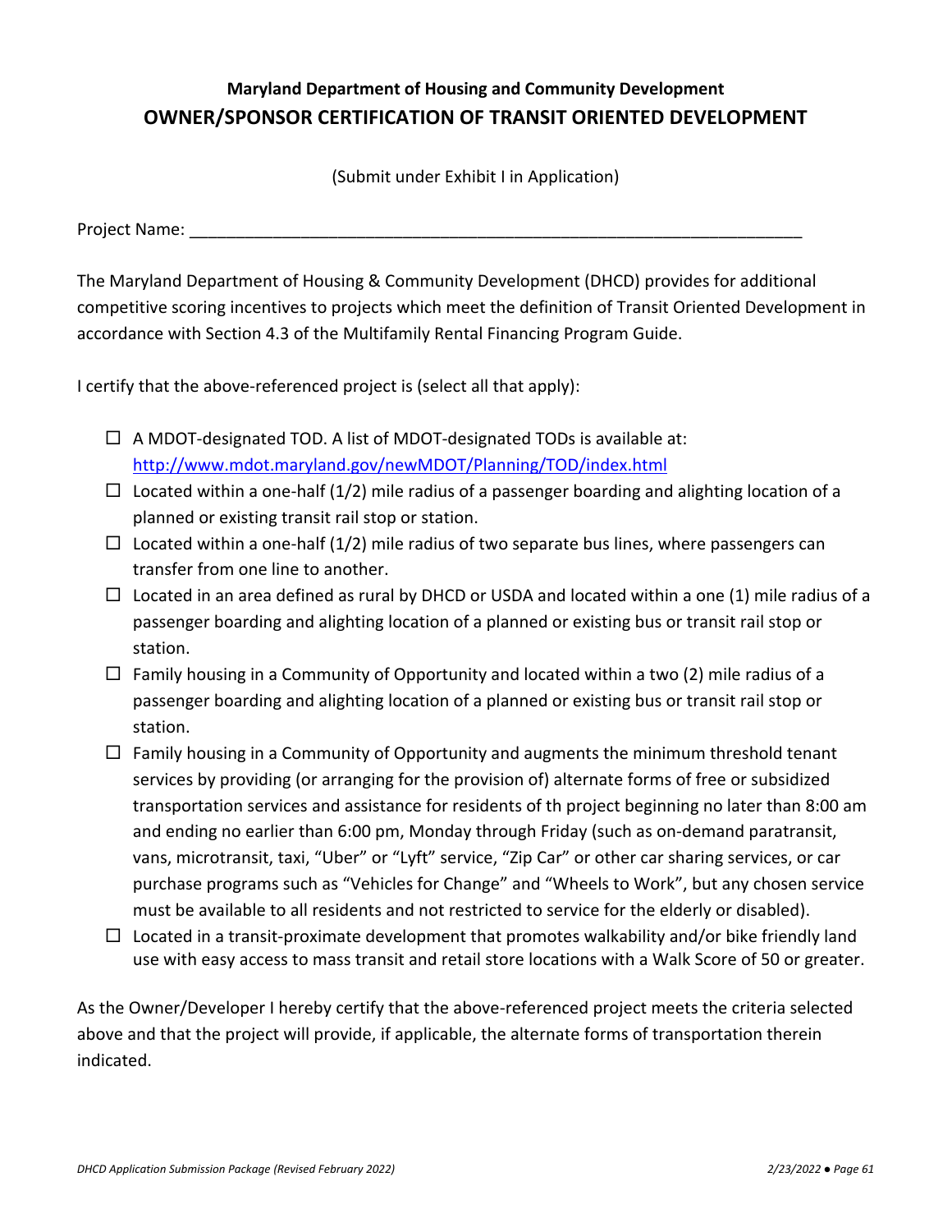**Maryland Department of Housing and Community Development**

# OWNER/SPONSOR CERTIFICATION OF TRANSIT ORIENTED DEVELOPMENT

(Submit under Exhibit I in Application)

Project Name: ___________________________________________________________________

The Maryland Department of Housing & Community Development (DHCD) provides for additional competitive scoring incentives to projects which meet the definition of Transit Oriented Development in accordance with Section 4.3 of the Multifamily Rental Financing Program Guide.

I certify that the above-referenced project is (select all that apply):

- ☐ A MDOT-designated TOD. A list of MDOT-designated TODs is available at: [http://www.mdot.maryland.gov/newMDOT/Planning/TOD/index.html](http://www.mdot.maryland.gov/newMDOT/Planning/TOD/index.html)
- ☐ Located within a one-half (1/2) mile radius of a passenger boarding and alighting location of a planned or existing transit rail stop or station.
- ☐ Located within a one-half (1/2) mile radius of two separate bus lines, where passengers can transfer from one line to another.
- ☐ Located in an area defined as rural by DHCD or USDA and located within a one (1) mile radius of a passenger boarding and alighting location of a planned or existing bus or transit rail stop or station.
- ☐ Family housing in a Community of Opportunity and located within a two (2) mile radius of a passenger boarding and alighting location of a planned or existing bus or transit rail stop or station.
- ☐ Family housing in a Community of Opportunity and augments the minimum threshold tenant services by providing (or arranging for the provision of) alternate forms of free or subsidized transportation services and assistance for residents of th project beginning no later than 8:00 am and ending no earlier than 6:00 pm, Monday through Friday (such as on-demand paratransit, vans, microtransit, taxi, "Uber" or "Lyft" service, "Zip Car" or other car sharing services, or car purchase programs such as "Vehicles for Change" and "Wheels to Work", but any chosen service must be available to all residents and not restricted to service for the elderly or disabled).
- ☐ Located in a transit-proximate development that promotes walkability and/or bike friendly land use with easy access to mass transit and retail store locations with a Walk Score of 50 or greater.

As the Owner/Developer I hereby certify that the above-referenced project meets the criteria selected above and that the project will provide, if applicable, the alternate forms of transportation therein indicated.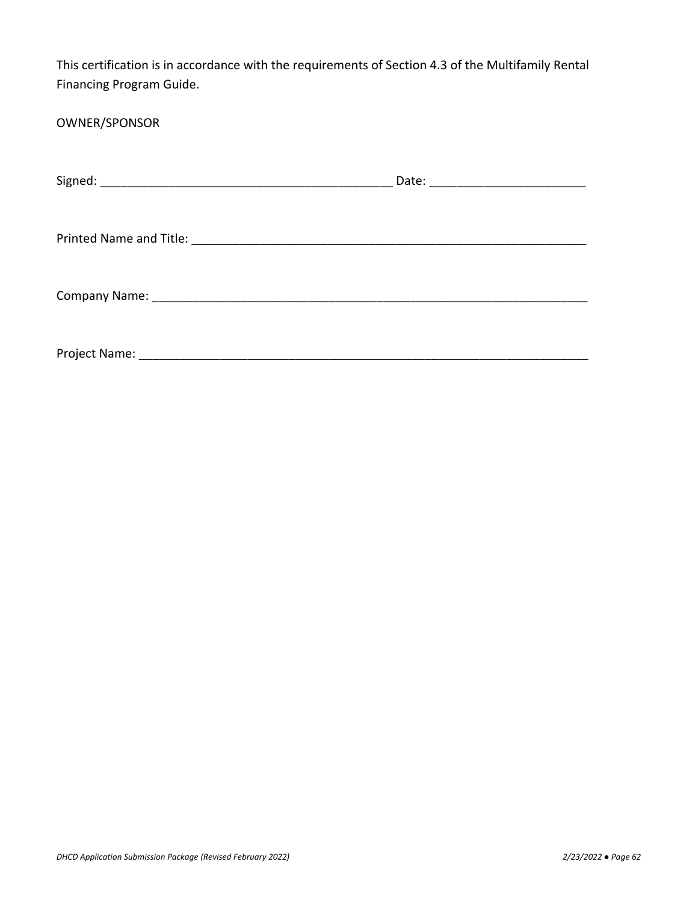This certification is in accordance with the requirements of Section 4.3 of the Multifamily Rental Financing Program Guide.

OWNER/SPONSOR

Signed: ___________________________________________ Date: _______________________

Printed Name and Title: ____________________________________________________________

Company Name: ____________________________________________________________________

Project Name: _____________________________________________________________________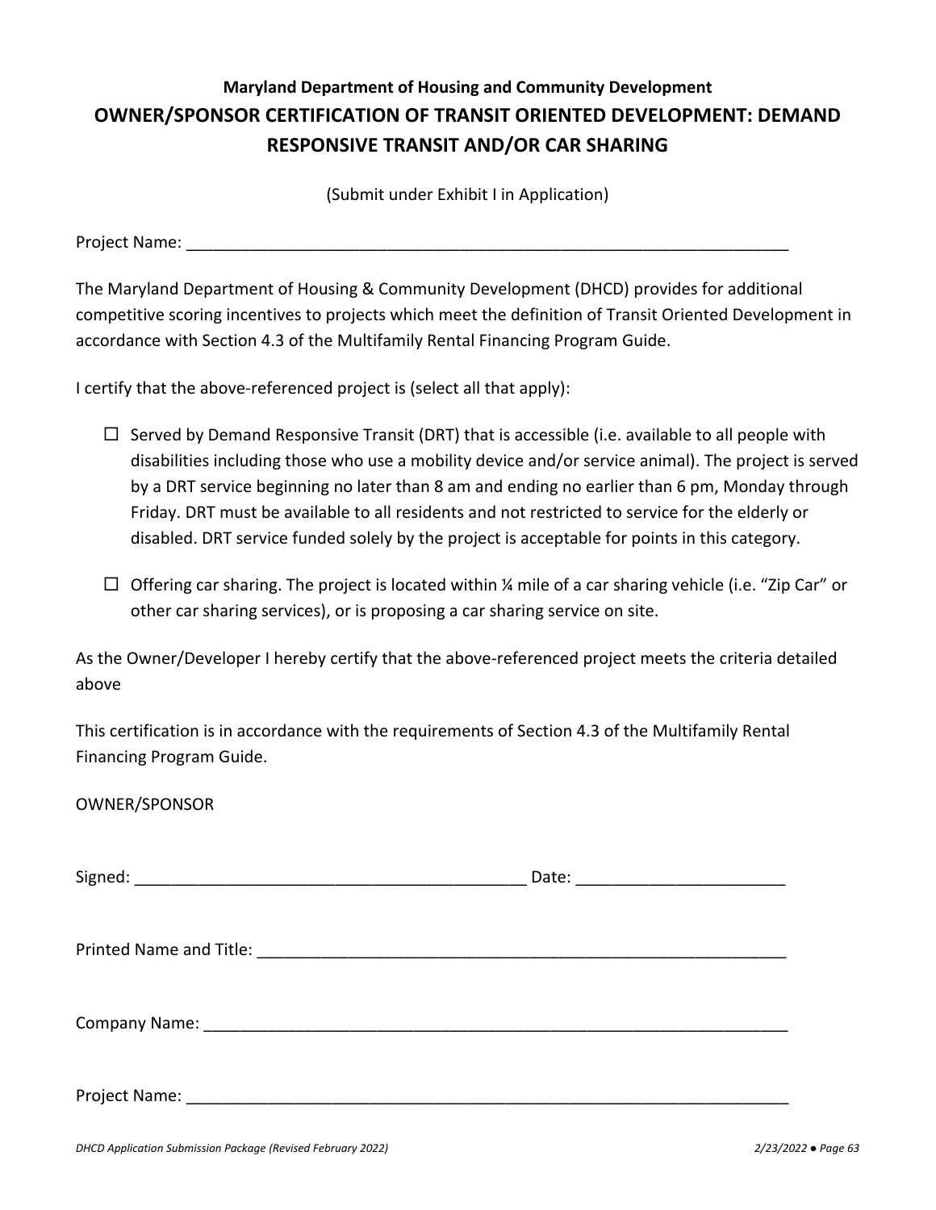**Maryland Department of Housing and Community Development**

## OWNER/SPONSOR CERTIFICATION OF TRANSIT ORIENTED DEVELOPMENT: DEMAND RESPONSIVE TRANSIT AND/OR CAR SHARING

(Submit under Exhibit I in Application)

Project Name: ___________________________________________________________________

The Maryland Department of Housing & Community Development (DHCD) provides for additional competitive scoring incentives to projects which meet the definition of Transit Oriented Development in accordance with Section 4.3 of the Multifamily Rental Financing Program Guide.

I certify that the above-referenced project is (select all that apply):

- ☐ Served by Demand Responsive Transit (DRT) that is accessible (i.e. available to all people with disabilities including those who use a mobility device and/or service animal). The project is served by a DRT service beginning no later than 8 am and ending no earlier than 6 pm, Monday through Friday. DRT must be available to all residents and not restricted to service for the elderly or disabled. DRT service funded solely by the project is acceptable for points in this category.

- ☐ Offering car sharing. The project is located within ¼ mile of a car sharing vehicle (i.e. "Zip Car" or other car sharing services), or is proposing a car sharing service on site.

As the Owner/Developer I hereby certify that the above-referenced project meets the criteria detailed above

This certification is in accordance with the requirements of Section 4.3 of the Multifamily Rental Financing Program Guide.

OWNER/SPONSOR

Signed: ____________________________________________ Date: _______________________

Printed Name and Title: ____________________________________________________________

Company Name: _________________________________________________________________

Project Name: ___________________________________________________________________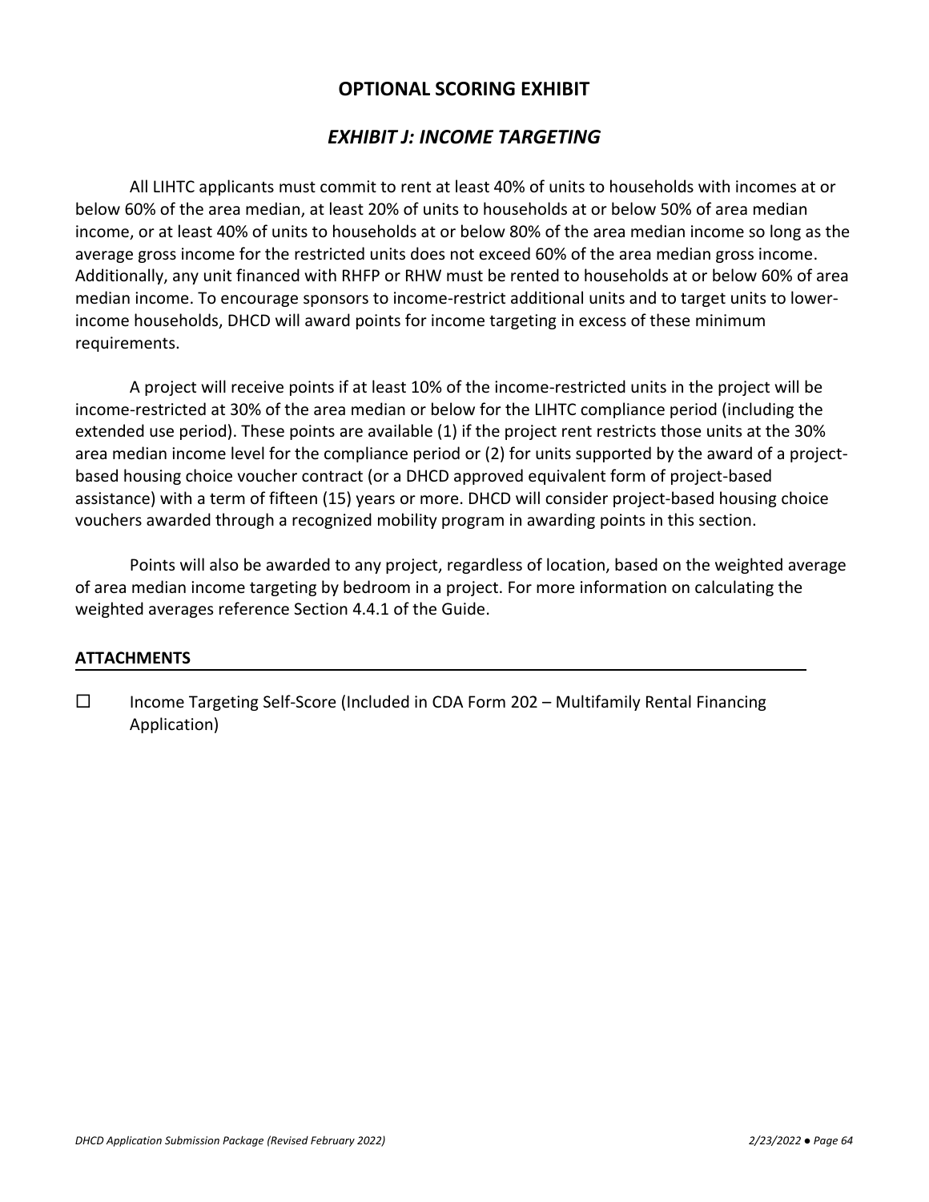## OPTIONAL SCORING EXHIBIT

## *EXHIBIT J: INCOME TARGETING*

All LIHTC applicants must commit to rent at least 40% of units to households with incomes at or below 60% of the area median, at least 20% of units to households at or below 50% of area median income, or at least 40% of units to households at or below 80% of the area median income so long as the average gross income for the restricted units does not exceed 60% of the area median gross income. Additionally, any unit financed with RHFP or RHW must be rented to households at or below 60% of area median income. To encourage sponsors to income-restrict additional units and to target units to lower-income households, DHCD will award points for income targeting in excess of these minimum requirements.

A project will receive points if at least 10% of the income-restricted units in the project will be income-restricted at 30% of the area median or below for the LIHTC compliance period (including the extended use period). These points are available (1) if the project rent restricts those units at the 30% area median income level for the compliance period or (2) for units supported by the award of a project-based housing choice voucher contract (or a DHCD approved equivalent form of project-based assistance) with a term of fifteen (15) years or more. DHCD will consider project-based housing choice vouchers awarded through a recognized mobility program in awarding points in this section.

Points will also be awarded to any project, regardless of location, based on the weighted average of area median income targeting by bedroom in a project. For more information on calculating the weighted averages reference Section 4.4.1 of the Guide.

**ATTACHMENTS**

☐ Income Targeting Self-Score (Included in CDA Form 202 – Multifamily Rental Financing Application)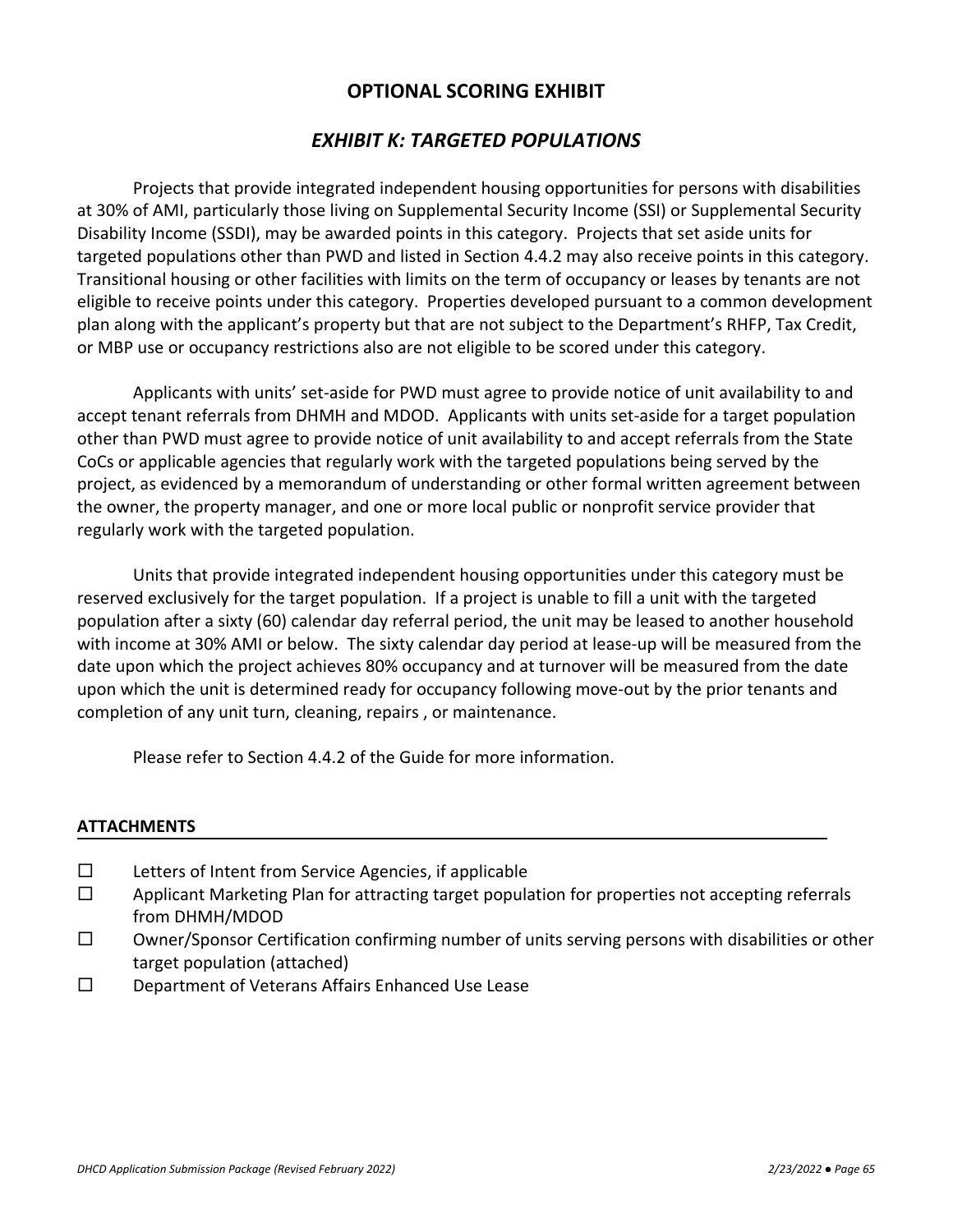# OPTIONAL SCORING EXHIBIT

## *EXHIBIT K: TARGETED POPULATIONS*

Projects that provide integrated independent housing opportunities for persons with disabilities at 30% of AMI, particularly those living on Supplemental Security Income (SSI) or Supplemental Security Disability Income (SSDI), may be awarded points in this category. Projects that set aside units for targeted populations other than PWD and listed in Section 4.4.2 may also receive points in this category. Transitional housing or other facilities with limits on the term of occupancy or leases by tenants are not eligible to receive points under this category. Properties developed pursuant to a common development plan along with the applicant's property but that are not subject to the Department's RHFP, Tax Credit, or MBP use or occupancy restrictions also are not eligible to be scored under this category.

Applicants with units' set-aside for PWD must agree to provide notice of unit availability to and accept tenant referrals from DHMH and MDOD. Applicants with units set-aside for a target population other than PWD must agree to provide notice of unit availability to and accept referrals from the State CoCs or applicable agencies that regularly work with the targeted populations being served by the project, as evidenced by a memorandum of understanding or other formal written agreement between the owner, the property manager, and one or more local public or nonprofit service provider that regularly work with the targeted population.

Units that provide integrated independent housing opportunities under this category must be reserved exclusively for the target population. If a project is unable to fill a unit with the targeted population after a sixty (60) calendar day referral period, the unit may be leased to another household with income at 30% AMI or below. The sixty calendar day period at lease-up will be measured from the date upon which the project achieves 80% occupancy and at turnover will be measured from the date upon which the unit is determined ready for occupancy following move-out by the prior tenants and completion of any unit turn, cleaning, repairs , or maintenance.

Please refer to Section 4.4.2 of the Guide for more information.

**ATTACHMENTS**

- ☐ Letters of Intent from Service Agencies, if applicable
- ☐ Applicant Marketing Plan for attracting target population for properties not accepting referrals from DHMH/MDOD
- ☐ Owner/Sponsor Certification confirming number of units serving persons with disabilities or other target population (attached)
- ☐ Department of Veterans Affairs Enhanced Use Lease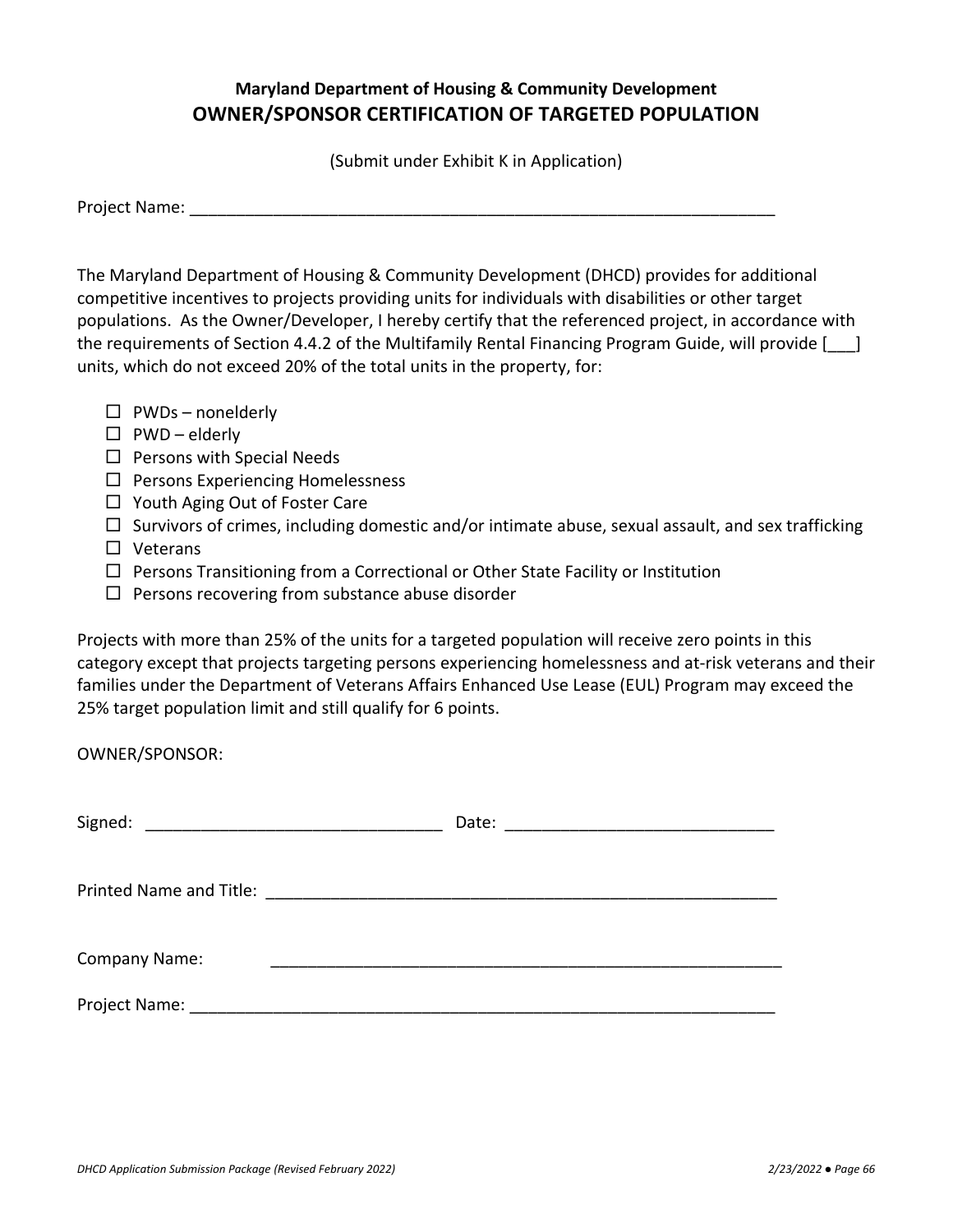**Maryland Department of Housing & Community Development**

# OWNER/SPONSOR CERTIFICATION OF TARGETED POPULATION

(Submit under Exhibit K in Application)

Project Name: ______________________________________________________________

The Maryland Department of Housing & Community Development (DHCD) provides for additional competitive incentives to projects providing units for individuals with disabilities or other target populations. As the Owner/Developer, I hereby certify that the referenced project, in accordance with the requirements of Section 4.4.2 of the Multifamily Rental Financing Program Guide, will provide [___] units, which do not exceed 20% of the total units in the property, for:

- ☐ PWDs – nonelderly
- ☐ PWD – elderly
- ☐ Persons with Special Needs
- ☐ Persons Experiencing Homelessness
- ☐ Youth Aging Out of Foster Care
- ☐ Survivors of crimes, including domestic and/or intimate abuse, sexual assault, and sex trafficking
- ☐ Veterans
- ☐ Persons Transitioning from a Correctional or Other State Facility or Institution
- ☐ Persons recovering from substance abuse disorder

Projects with more than 25% of the units for a targeted population will receive zero points in this category except that projects targeting persons experiencing homelessness and at-risk veterans and their families under the Department of Veterans Affairs Enhanced Use Lease (EUL) Program may exceed the 25% target population limit and still qualify for 6 points.

OWNER/SPONSOR:

Signed: ________________________________ Date: _____________________________

Printed Name and Title: ________________________________________________________

Company Name: ________________________________________________________

Project Name: ______________________________________________________________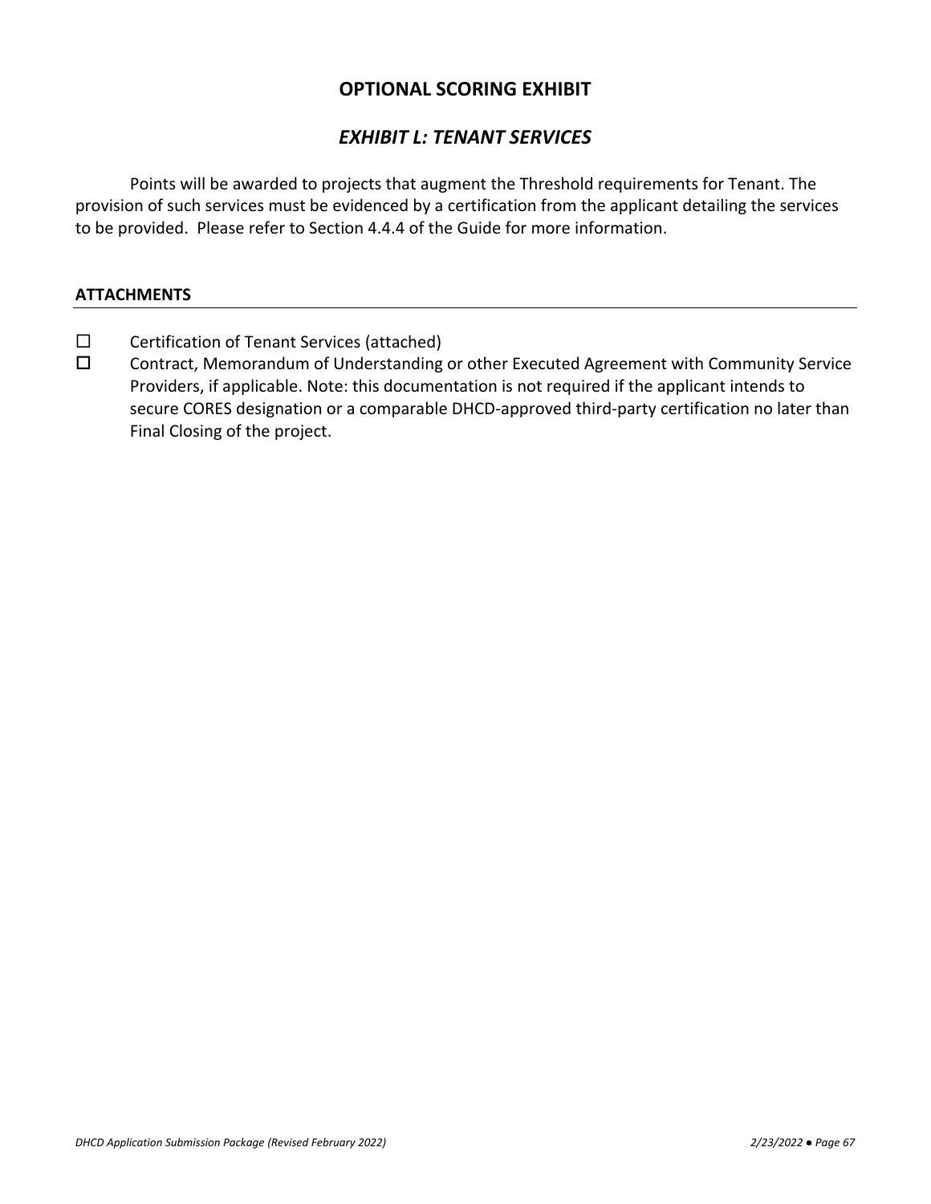## OPTIONAL SCORING EXHIBIT

## *EXHIBIT L: TENANT SERVICES*

Points will be awarded to projects that augment the Threshold requirements for Tenant. The provision of such services must be evidenced by a certification from the applicant detailing the services to be provided. Please refer to Section 4.4.4 of the Guide for more information.

**ATTACHMENTS**

- ☐ Certification of Tenant Services (attached)
- ☐ Contract, Memorandum of Understanding or other Executed Agreement with Community Service Providers, if applicable. Note: this documentation is not required if the applicant intends to secure CORES designation or a comparable DHCD-approved third-party certification no later than Final Closing of the project.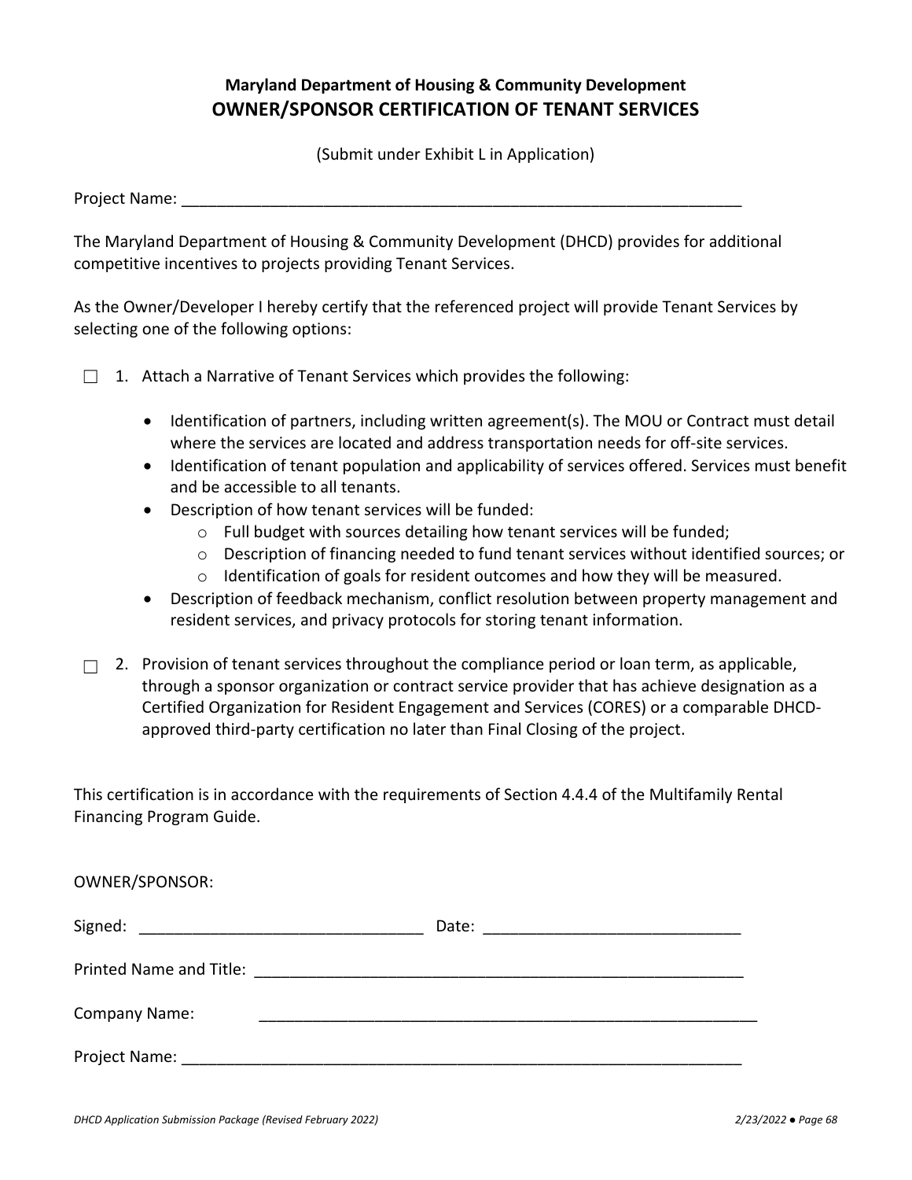## Maryland Department of Housing & Community Development

# OWNER/SPONSOR CERTIFICATION OF TENANT SERVICES

(Submit under Exhibit L in Application)

Project Name: ___________________________________________________________________

The Maryland Department of Housing & Community Development (DHCD) provides for additional competitive incentives to projects providing Tenant Services.

As the Owner/Developer I hereby certify that the referenced project will provide Tenant Services by selecting one of the following options:

☐ 1. Attach a Narrative of Tenant Services which provides the following:

- Identification of partners, including written agreement(s). The MOU or Contract must detail where the services are located and address transportation needs for off-site services.
- Identification of tenant population and applicability of services offered. Services must benefit and be accessible to all tenants.
- Description of how tenant services will be funded:
  - Full budget with sources detailing how tenant services will be funded;
  - Description of financing needed to fund tenant services without identified sources; or
  - Identification of goals for resident outcomes and how they will be measured.
- Description of feedback mechanism, conflict resolution between property management and resident services, and privacy protocols for storing tenant information.

☐ 2. Provision of tenant services throughout the compliance period or loan term, as applicable, through a sponsor organization or contract service provider that has achieve designation as a Certified Organization for Resident Engagement and Services (CORES) or a comparable DHCD-approved third-party certification no later than Final Closing of the project.

This certification is in accordance with the requirements of Section 4.4.4 of the Multifamily Rental Financing Program Guide.

OWNER/SPONSOR:

Signed: ________________________________ Date: _____________________________

Printed Name and Title: _________________________________________________________

Company Name: __________________________________________________________

Project Name: ___________________________________________________________________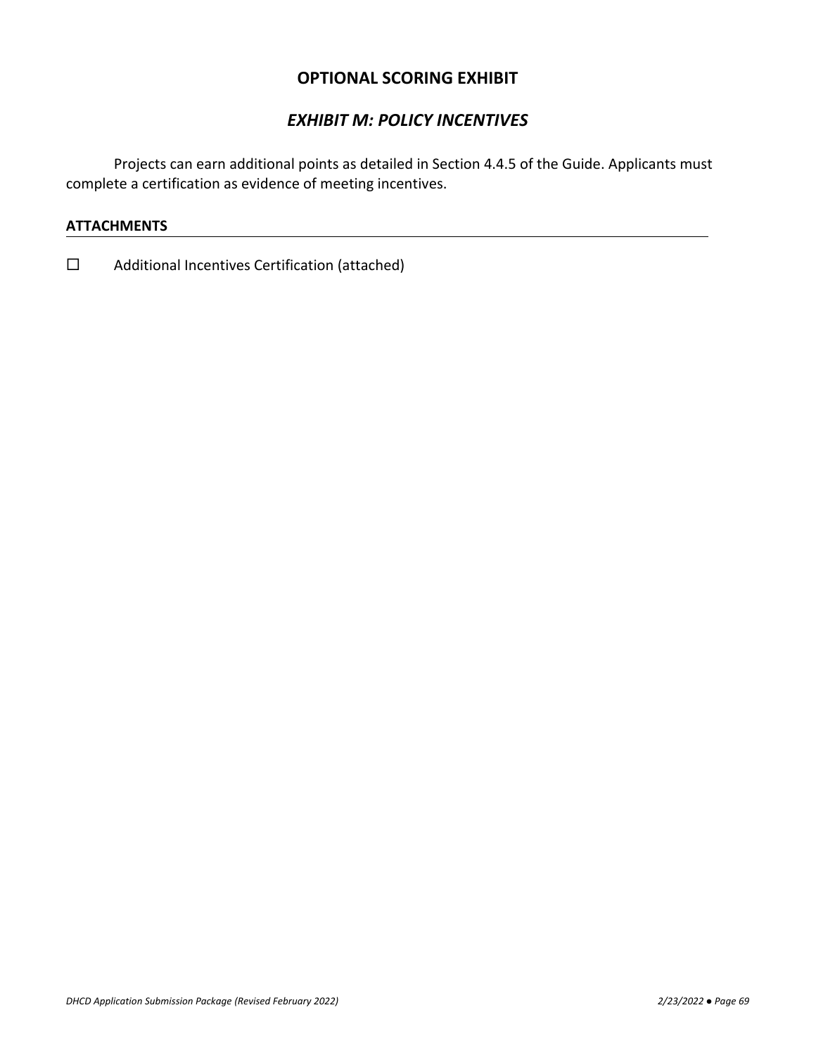## OPTIONAL SCORING EXHIBIT

### *EXHIBIT M: POLICY INCENTIVES*

Projects can earn additional points as detailed in Section 4.4.5 of the Guide. Applicants must complete a certification as evidence of meeting incentives.

**ATTACHMENTS**

☐ Additional Incentives Certification (attached)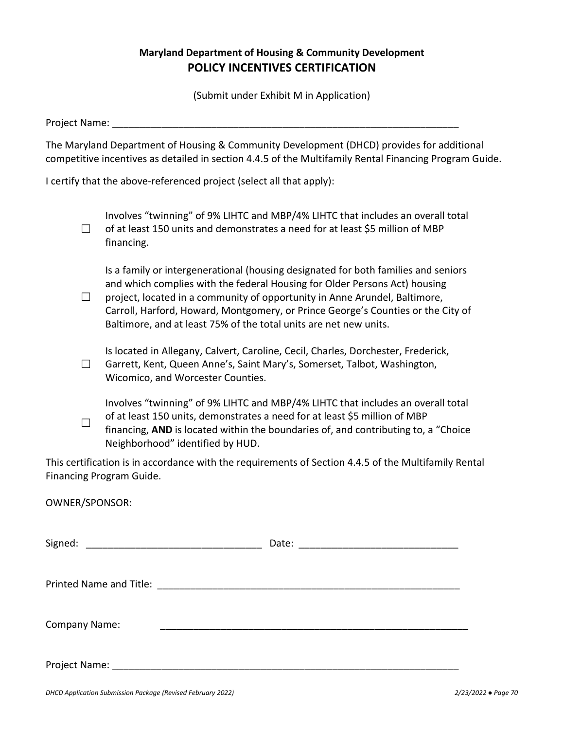## Maryland Department of Housing & Community Development

# POLICY INCENTIVES CERTIFICATION

(Submit under Exhibit M in Application)

Project Name: ______________________________________________________________

The Maryland Department of Housing & Community Development (DHCD) provides for additional competitive incentives as detailed in section 4.4.5 of the Multifamily Rental Financing Program Guide.

I certify that the above-referenced project (select all that apply):

- ☐ Involves "twinning" of 9% LIHTC and MBP/4% LIHTC that includes an overall total of at least 150 units and demonstrates a need for at least $5 million of MBP financing.
- ☐ Is a family or intergenerational (housing designated for both families and seniors and which complies with the federal Housing for Older Persons Act) housing project, located in a community of opportunity in Anne Arundel, Baltimore, Carroll, Harford, Howard, Montgomery, or Prince George's Counties or the City of Baltimore, and at least 75% of the total units are net new units.
- ☐ Is located in Allegany, Calvert, Caroline, Cecil, Charles, Dorchester, Frederick, Garrett, Kent, Queen Anne's, Saint Mary's, Somerset, Talbot, Washington, Wicomico, and Worcester Counties.
- ☐ Involves "twinning" of 9% LIHTC and MBP/4% LIHTC that includes an overall total of at least 150 units, demonstrates a need for at least $5 million of MBP financing, **AND** is located within the boundaries of, and contributing to, a "Choice Neighborhood" identified by HUD.

This certification is in accordance with the requirements of Section 4.4.5 of the Multifamily Rental Financing Program Guide.

OWNER/SPONSOR:

Signed: ________________________________ Date: _____________________________

Printed Name and Title: _______________________________________________________

Company Name: _______________________________________________________

Project Name: ______________________________________________________________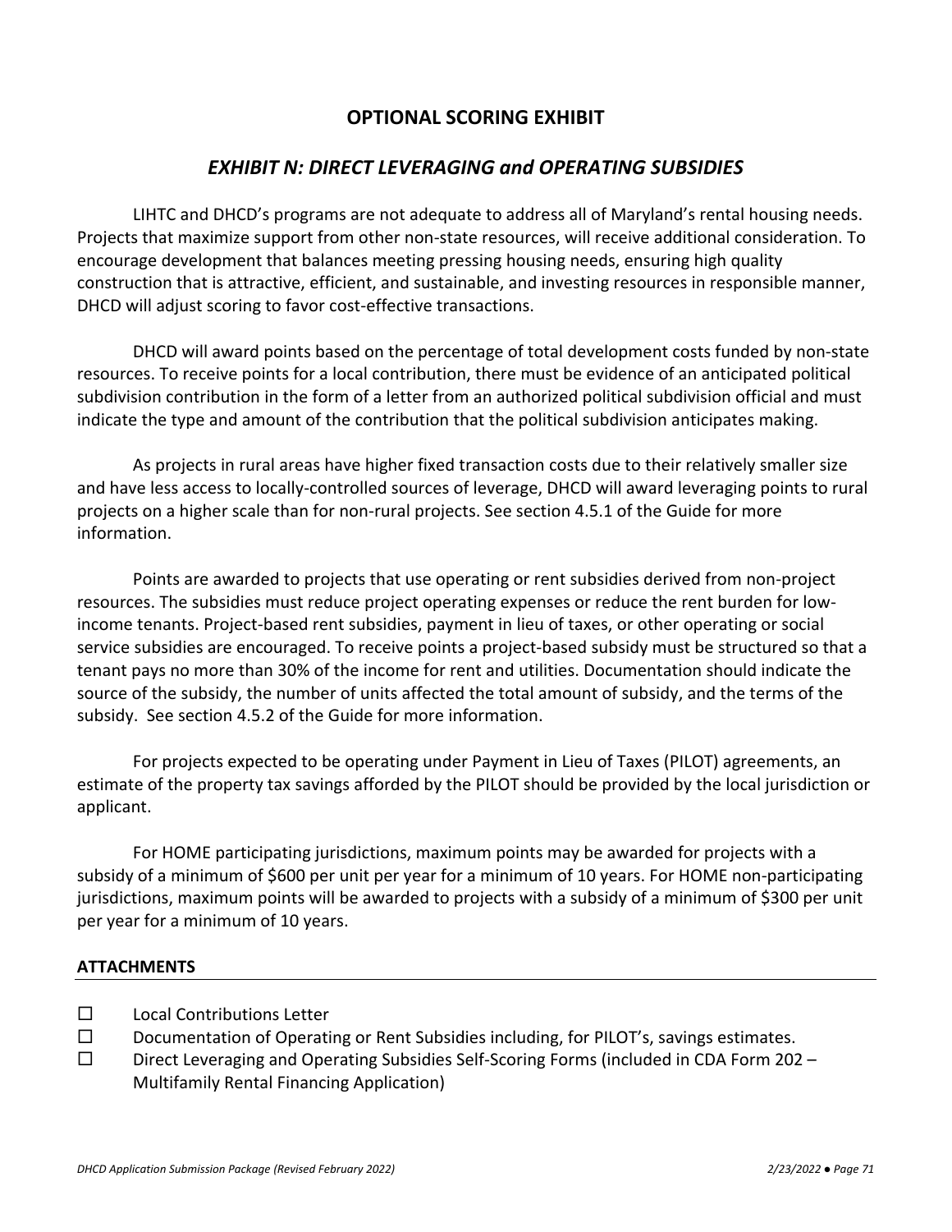## OPTIONAL SCORING EXHIBIT

## *EXHIBIT N: DIRECT LEVERAGING and OPERATING SUBSIDIES*

LIHTC and DHCD's programs are not adequate to address all of Maryland's rental housing needs. Projects that maximize support from other non-state resources, will receive additional consideration. To encourage development that balances meeting pressing housing needs, ensuring high quality construction that is attractive, efficient, and sustainable, and investing resources in responsible manner, DHCD will adjust scoring to favor cost-effective transactions.

DHCD will award points based on the percentage of total development costs funded by non-state resources. To receive points for a local contribution, there must be evidence of an anticipated political subdivision contribution in the form of a letter from an authorized political subdivision official and must indicate the type and amount of the contribution that the political subdivision anticipates making.

As projects in rural areas have higher fixed transaction costs due to their relatively smaller size and have less access to locally-controlled sources of leverage, DHCD will award leveraging points to rural projects on a higher scale than for non-rural projects. See section 4.5.1 of the Guide for more information.

Points are awarded to projects that use operating or rent subsidies derived from non-project resources. The subsidies must reduce project operating expenses or reduce the rent burden for low-income tenants. Project-based rent subsidies, payment in lieu of taxes, or other operating or social service subsidies are encouraged. To receive points a project-based subsidy must be structured so that a tenant pays no more than 30% of the income for rent and utilities. Documentation should indicate the source of the subsidy, the number of units affected the total amount of subsidy, and the terms of the subsidy. See section 4.5.2 of the Guide for more information.

For projects expected to be operating under Payment in Lieu of Taxes (PILOT) agreements, an estimate of the property tax savings afforded by the PILOT should be provided by the local jurisdiction or applicant.

For HOME participating jurisdictions, maximum points may be awarded for projects with a subsidy of a minimum of $600 per unit per year for a minimum of 10 years. For HOME non-participating jurisdictions, maximum points will be awarded to projects with a subsidy of a minimum of $300 per unit per year for a minimum of 10 years.

**ATTACHMENTS**

- ☐ Local Contributions Letter
- ☐ Documentation of Operating or Rent Subsidies including, for PILOT's, savings estimates.
- ☐ Direct Leveraging and Operating Subsidies Self-Scoring Forms (included in CDA Form 202 – Multifamily Rental Financing Application)